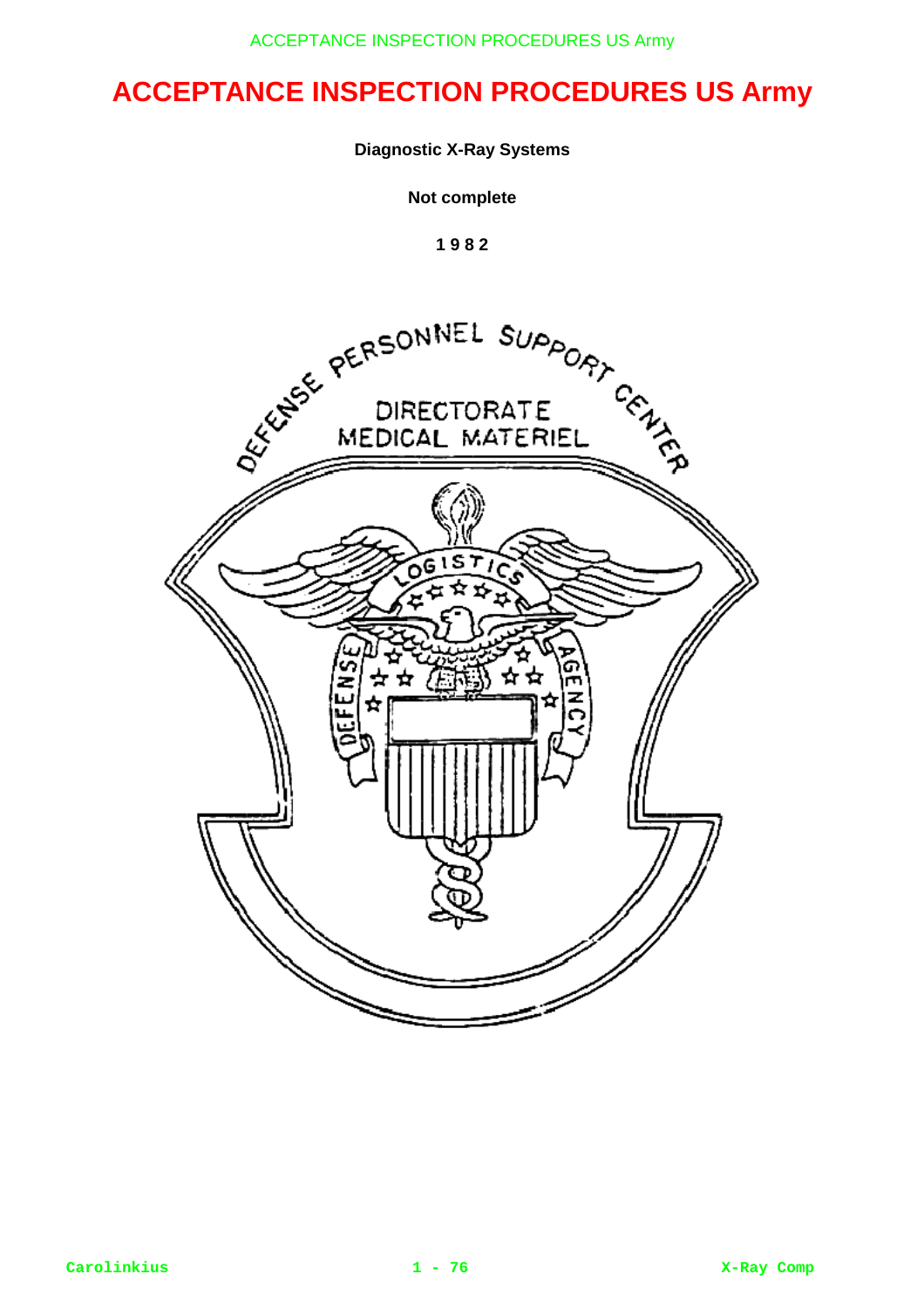# ACCEPTANCE INSPECTION PROCEDURES US Army

**Diagnostic X-Ray Systems**

**Not complete**

**1 9 8 2**

DEFENSE PERSONNEL SUPPORT CENTER

DIRECTORATE
MEDICAL MATERIEL

LOGISTICS

DEFENSE AGENCY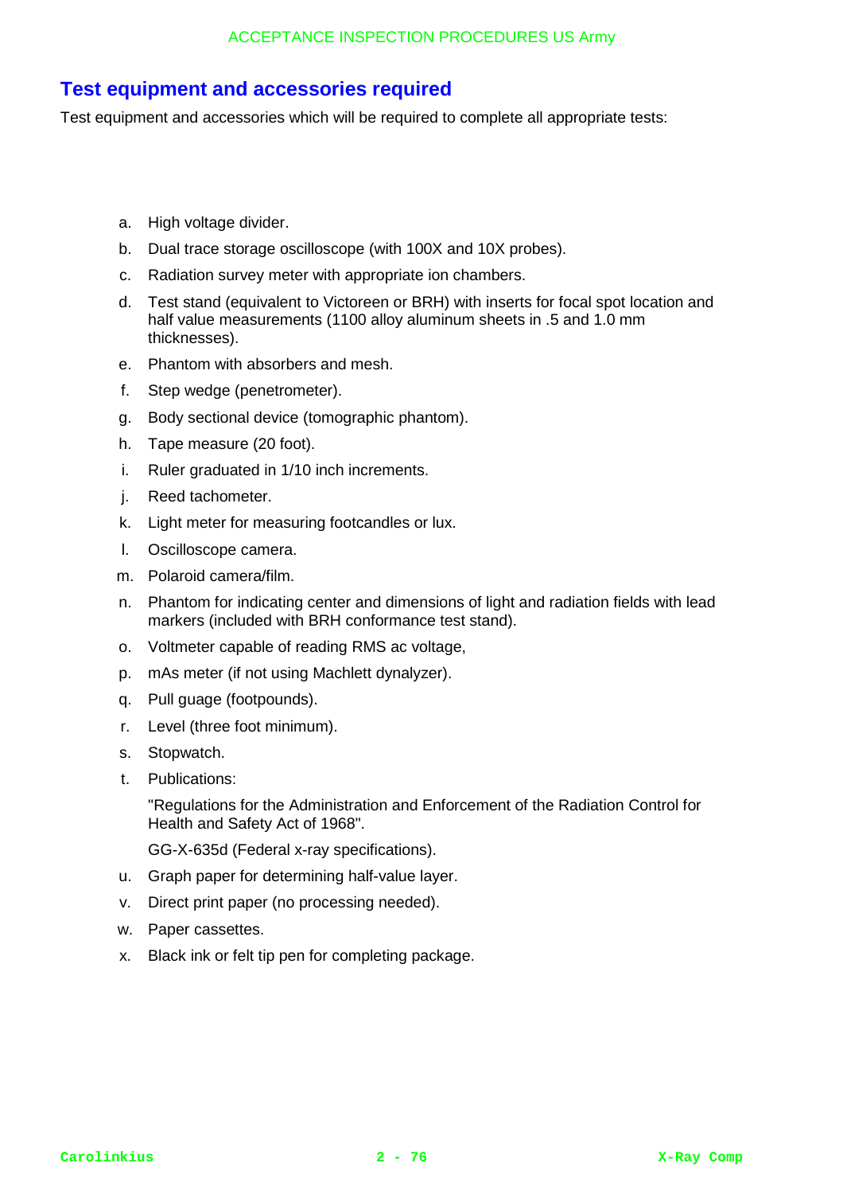## Test equipment and accessories required

Test equipment and accessories which will be required to complete all appropriate tests:

a. High voltage divider.

b. Dual trace storage oscilloscope (with 100X and 10X probes).

c. Radiation survey meter with appropriate ion chambers.

d. Test stand (equivalent to Victoreen or BRH) with inserts for focal spot location and half value measurements (1100 alloy aluminum sheets in .5 and 1.0 mm thicknesses).

e. Phantom with absorbers and mesh.

f. Step wedge (penetrometer).

g. Body sectional device (tomographic phantom).

h. Tape measure (20 foot).

i. Ruler graduated in 1/10 inch increments.

j. Reed tachometer.

k. Light meter for measuring footcandles or lux.

l. Oscilloscope camera.

m. Polaroid camera/film.

n. Phantom for indicating center and dimensions of light and radiation fields with lead markers (included with BRH conformance test stand).

o. Voltmeter capable of reading RMS ac voltage,

p. mAs meter (if not using Machlett dynalyzer).

q. Pull guage (footpounds).

r. Level (three foot minimum).

s. Stopwatch.

t. Publications:

   "Regulations for the Administration and Enforcement of the Radiation Control for Health and Safety Act of 1968".

   GG-X-635d (Federal x-ray specifications).

u. Graph paper for determining half-value layer.

v. Direct print paper (no processing needed).

w. Paper cassettes.

x. Black ink or felt tip pen for completing package.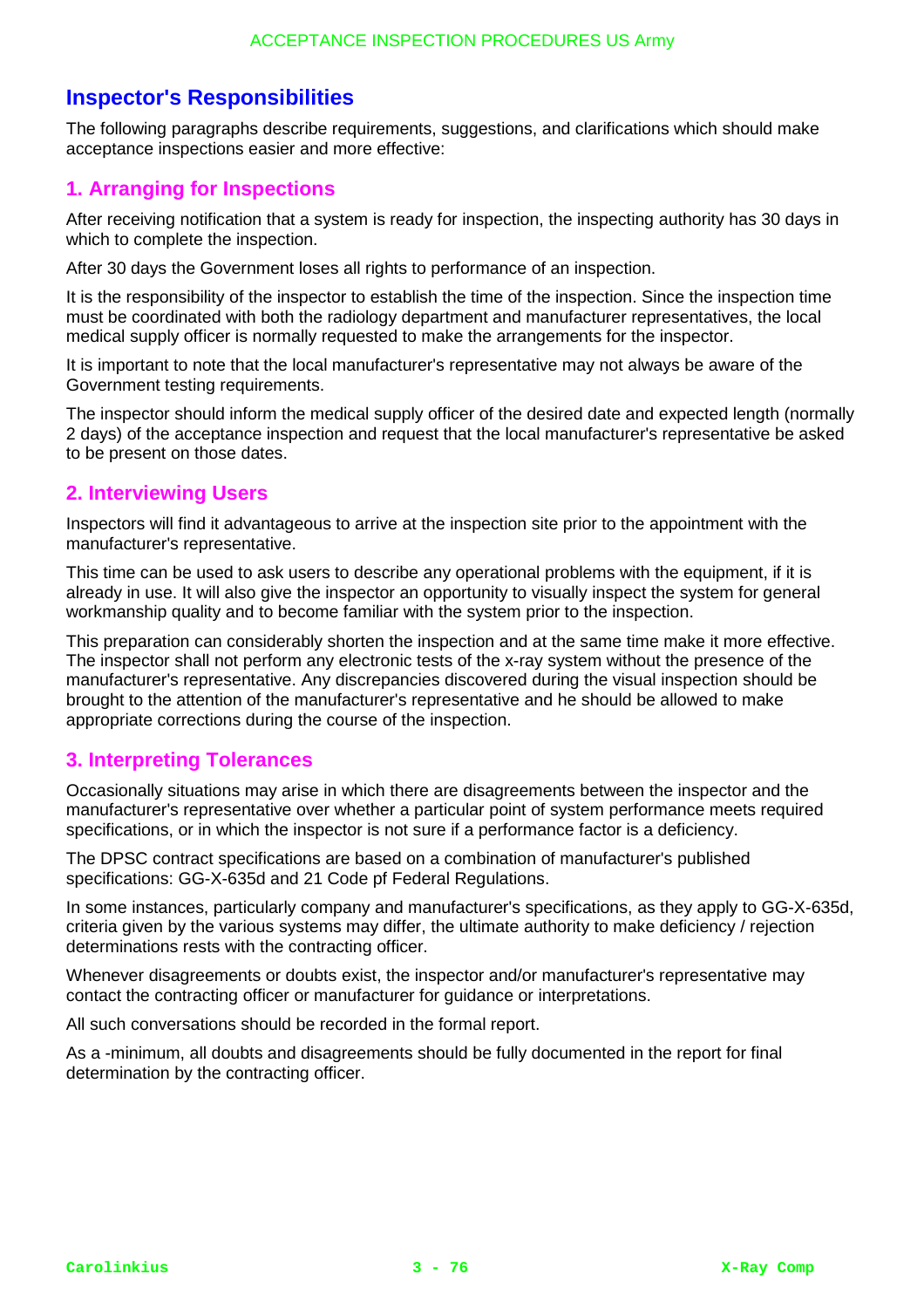## Inspector's Responsibilities

The following paragraphs describe requirements, suggestions, and clarifications which should make acceptance inspections easier and more effective:

### 1. Arranging for Inspections

After receiving notification that a system is ready for inspection, the inspecting authority has 30 days in which to complete the inspection.

After 30 days the Government loses all rights to performance of an inspection.

It is the responsibility of the inspector to establish the time of the inspection. Since the inspection time must be coordinated with both the radiology department and manufacturer representatives, the local medical supply officer is normally requested to make the arrangements for the inspector.

It is important to note that the local manufacturer's representative may not always be aware of the Government testing requirements.

The inspector should inform the medical supply officer of the desired date and expected length (normally 2 days) of the acceptance inspection and request that the local manufacturer's representative be asked to be present on those dates.

### 2. Interviewing Users

Inspectors will find it advantageous to arrive at the inspection site prior to the appointment with the manufacturer's representative.

This time can be used to ask users to describe any operational problems with the equipment, if it is already in use. It will also give the inspector an opportunity to visually inspect the system for general workmanship quality and to become familiar with the system prior to the inspection.

This preparation can considerably shorten the inspection and at the same time make it more effective. The inspector shall not perform any electronic tests of the x-ray system without the presence of the manufacturer's representative. Any discrepancies discovered during the visual inspection should be brought to the attention of the manufacturer's representative and he should be allowed to make appropriate corrections during the course of the inspection.

### 3. Interpreting Tolerances

Occasionally situations may arise in which there are disagreements between the inspector and the manufacturer's representative over whether a particular point of system performance meets required specifications, or in which the inspector is not sure if a performance factor is a deficiency.

The DPSC contract specifications are based on a combination of manufacturer's published specifications: GG-X-635d and 21 Code pf Federal Regulations.

In some instances, particularly company and manufacturer's specifications, as they apply to GG-X-635d, criteria given by the various systems may differ, the ultimate authority to make deficiency / rejection determinations rests with the contracting officer.

Whenever disagreements or doubts exist, the inspector and/or manufacturer's representative may contact the contracting officer or manufacturer for guidance or interpretations.

All such conversations should be recorded in the formal report.

As a -minimum, all doubts and disagreements should be fully documented in the report for final determination by the contracting officer.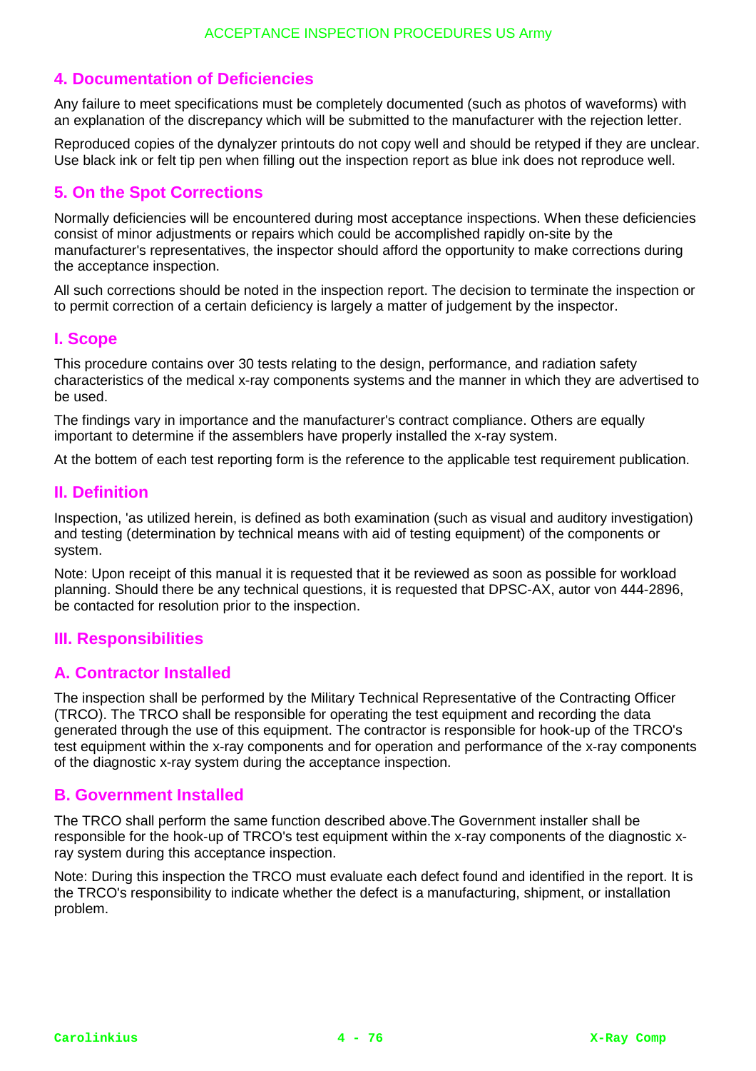## 4. Documentation of Deficiencies

Any failure to meet specifications must be completely documented (such as photos of waveforms) with an explanation of the discrepancy which will be submitted to the manufacturer with the rejection letter.

Reproduced copies of the dynalyzer printouts do not copy well and should be retyped if they are unclear. Use black ink or felt tip pen when filling out the inspection report as blue ink does not reproduce well.

## 5. On the Spot Corrections

Normally deficiencies will be encountered during most acceptance inspections. When these deficiencies consist of minor adjustments or repairs which could be accomplished rapidly on-site by the manufacturer's representatives, the inspector should afford the opportunity to make corrections during the acceptance inspection.

All such corrections should be noted in the inspection report. The decision to terminate the inspection or to permit correction of a certain deficiency is largely a matter of judgement by the inspector.

## I. Scope

This procedure contains over 30 tests relating to the design, performance, and radiation safety characteristics of the medical x-ray components systems and the manner in which they are advertised to be used.

The findings vary in importance and the manufacturer's contract compliance. Others are equally important to determine if the assemblers have properly installed the x-ray system.

At the bottom of each test reporting form is the reference to the applicable test requirement publication.

## II. Definition

Inspection, 'as utilized herein, is defined as both examination (such as visual and auditory investigation) and testing (determination by technical means with aid of testing equipment) of the components or system.

Note: Upon receipt of this manual it is requested that it be reviewed as soon as possible for workload planning. Should there be any technical questions, it is requested that DPSC-AX, autor von 444-2896, be contacted for resolution prior to the inspection.

## III. Responsibilities

## A. Contractor Installed

The inspection shall be performed by the Military Technical Representative of the Contracting Officer (TRCO). The TRCO shall be responsible for operating the test equipment and recording the data generated through the use of this equipment. The contractor is responsible for hook-up of the TRCO's test equipment within the x-ray components and for operation and performance of the x-ray components of the diagnostic x-ray system during the acceptance inspection.

## B. Government Installed

The TRCO shall perform the same function described above.The Government installer shall be responsible for the hook-up of TRCO's test equipment within the x-ray components of the diagnostic x-ray system during this acceptance inspection.

Note: During this inspection the TRCO must evaluate each defect found and identified in the report. It is the TRCO's responsibility to indicate whether the defect is a manufacturing, shipment, or installation problem.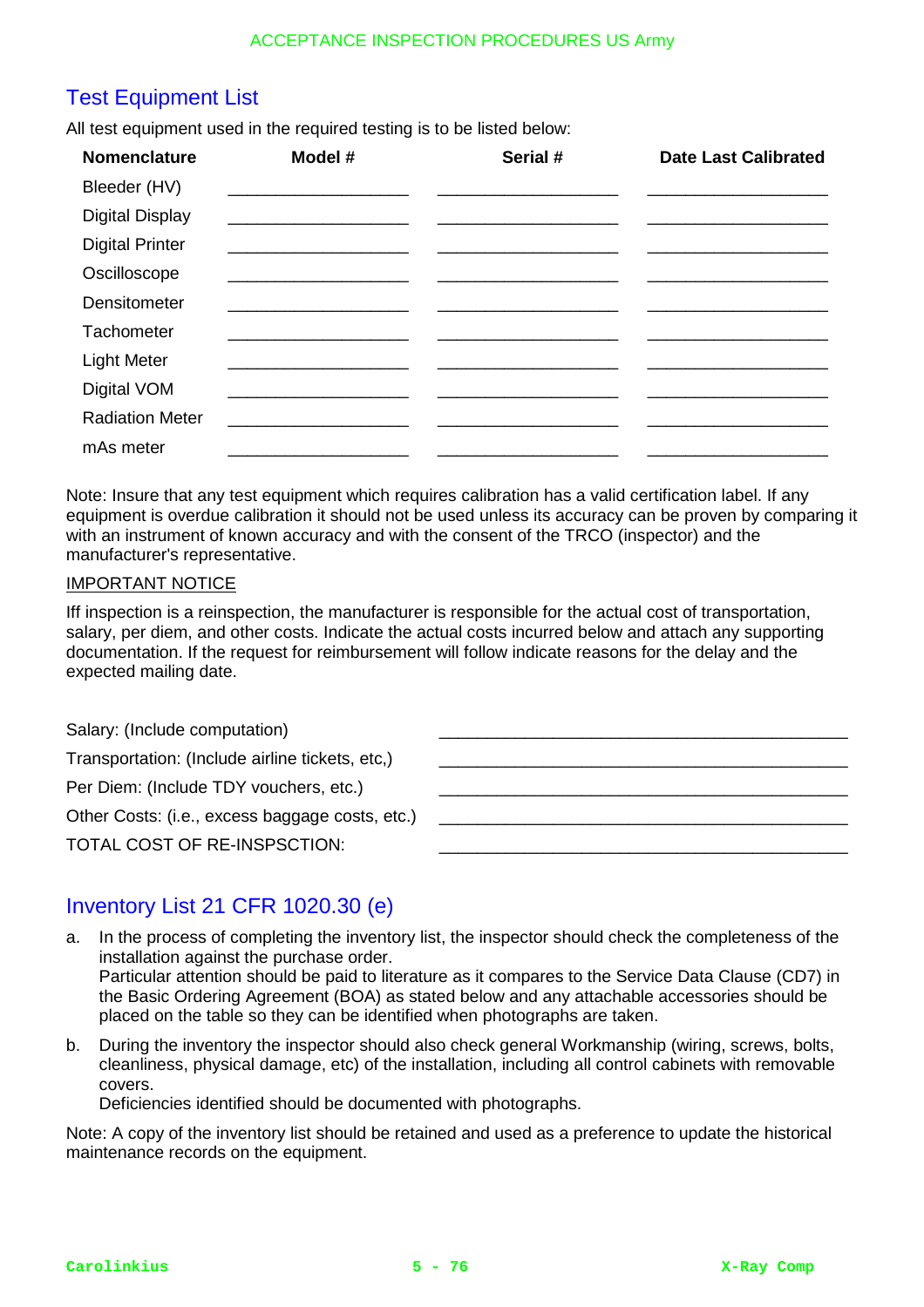## Test Equipment List

All test equipment used in the required testing is to be listed below:

| Nomenclature | Model # | Serial # | Date Last Calibrated |
|---|---|---|---|
| Bleeder (HV) | ____________________ | ____________________ | ____________________ |
| Digital Display | ____________________ | ____________________ | ____________________ |
| Digital Printer | ____________________ | ____________________ | ____________________ |
| Oscilloscope | ____________________ | ____________________ | ____________________ |
| Densitometer | ____________________ | ____________________ | ____________________ |
| Tachometer | ____________________ | ____________________ | ____________________ |
| Light Meter | ____________________ | ____________________ | ____________________ |
| Digital VOM | ____________________ | ____________________ | ____________________ |
| Radiation Meter | ____________________ | ____________________ | ____________________ |
| mAs meter | ____________________ | ____________________ | ____________________ |

Note: Insure that any test equipment which requires calibration has a valid certification label. If any equipment is overdue calibration it should not be used unless its accuracy can be proven by comparing it with an instrument of known accuracy and with the consent of the TRCO (inspector) and the manufacturer's representative.

IMPORTANT NOTICE

Iff inspection is a reinspection, the manufacturer is responsible for the actual cost of transportation, salary, per diem, and other costs. Indicate the actual costs incurred below and attach any supporting documentation. If the request for reimbursement will follow indicate reasons for the delay and the expected mailing date.

Salary: (Include computation) ____________________________________________

Transportation: (Include airline tickets, etc,) ____________________________________________

Per Diem: (Include TDY vouchers, etc.) ____________________________________________

Other Costs: (i.e., excess baggage costs, etc.) ____________________________________________

TOTAL COST OF RE-INSPSCTION: ____________________________________________

## Inventory List 21 CFR 1020.30 (e)

a. In the process of completing the inventory list, the inspector should check the completeness of the installation against the purchase order.
   Particular attention should be paid to literature as it compares to the Service Data Clause (CD7) in the Basic Ordering Agreement (BOA) as stated below and any attachable accessories should be placed on the table so they can be identified when photographs are taken.

b. During the inventory the inspector should also check general Workmanship (wiring, screws, bolts, cleanliness, physical damage, etc) of the installation, including all control cabinets with removable covers.
   Deficiencies identified should be documented with photographs.

Note: A copy of the inventory list should be retained and used as a preference to update the historical maintenance records on the equipment.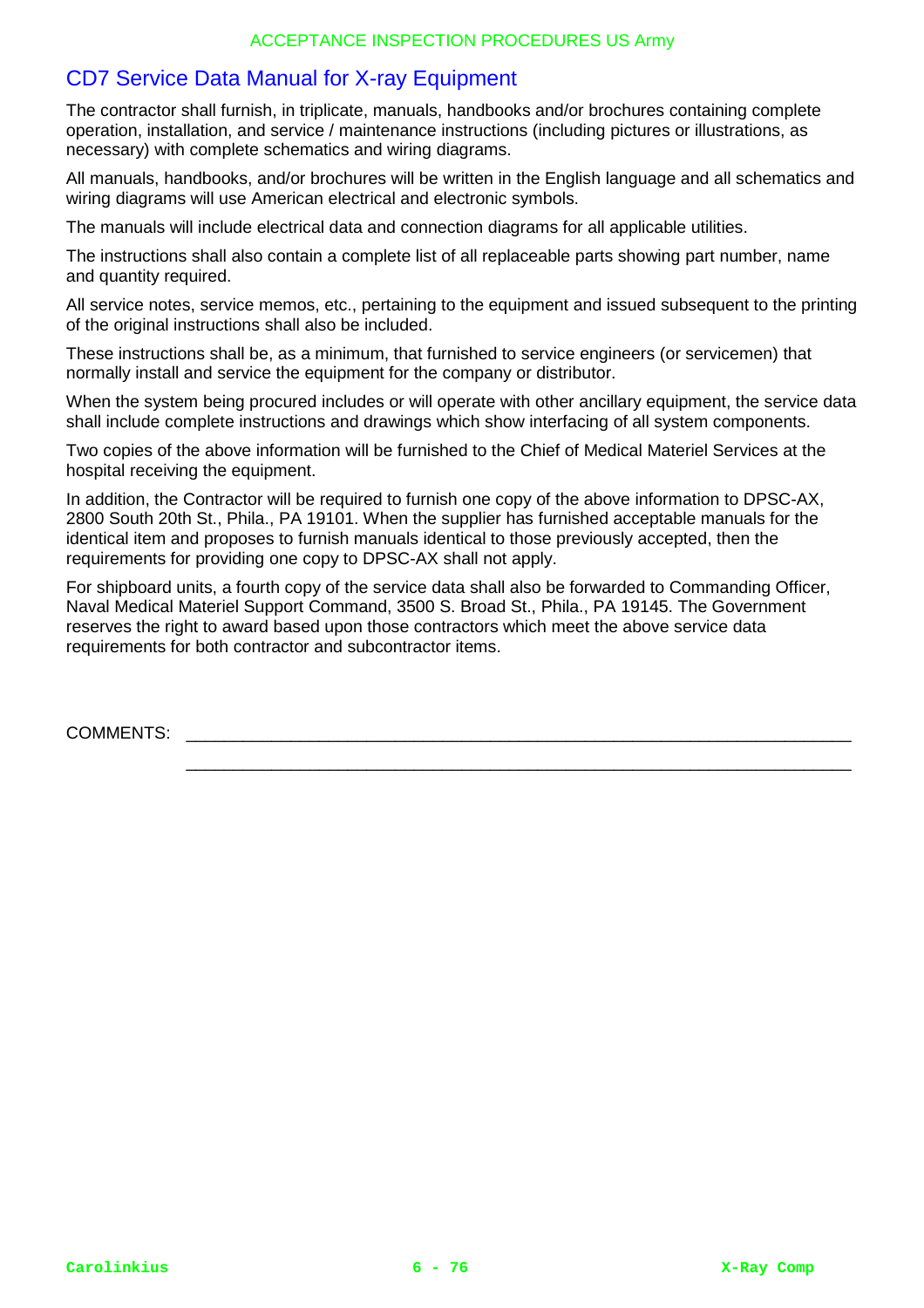## CD7 Service Data Manual for X-ray Equipment

The contractor shall furnish, in triplicate, manuals, handbooks and/or brochures containing complete operation, installation, and service / maintenance instructions (including pictures or illustrations, as necessary) with complete schematics and wiring diagrams.

All manuals, handbooks, and/or brochures will be written in the English language and all schematics and wiring diagrams will use American electrical and electronic symbols.

The manuals will include electrical data and connection diagrams for all applicable utilities.

The instructions shall also contain a complete list of all replaceable parts showing part number, name and quantity required.

All service notes, service memos, etc., pertaining to the equipment and issued subsequent to the printing of the original instructions shall also be included.

These instructions shall be, as a minimum, that furnished to service engineers (or servicemen) that normally install and service the equipment for the company or distributor.

When the system being procured includes or will operate with other ancillary equipment, the service data shall include complete instructions and drawings which show interfacing of all system components.

Two copies of the above information will be furnished to the Chief of Medical Materiel Services at the hospital receiving the equipment.

In addition, the Contractor will be required to furnish one copy of the above information to DPSC-AX, 2800 South 20th St., Phila., PA 19101. When the supplier has furnished acceptable manuals for the identical item and proposes to furnish manuals identical to those previously accepted, then the requirements for providing one copy to DPSC-AX shall not apply.

For shipboard units, a fourth copy of the service data shall also be forwarded to Commanding Officer, Naval Medical Materiel Support Command, 3500 S. Broad St., Phila., PA 19145. The Government reserves the right to award based upon those contractors which meet the above service data requirements for both contractor and subcontractor items.

COMMENTS: ______________________________________________________________________

______________________________________________________________________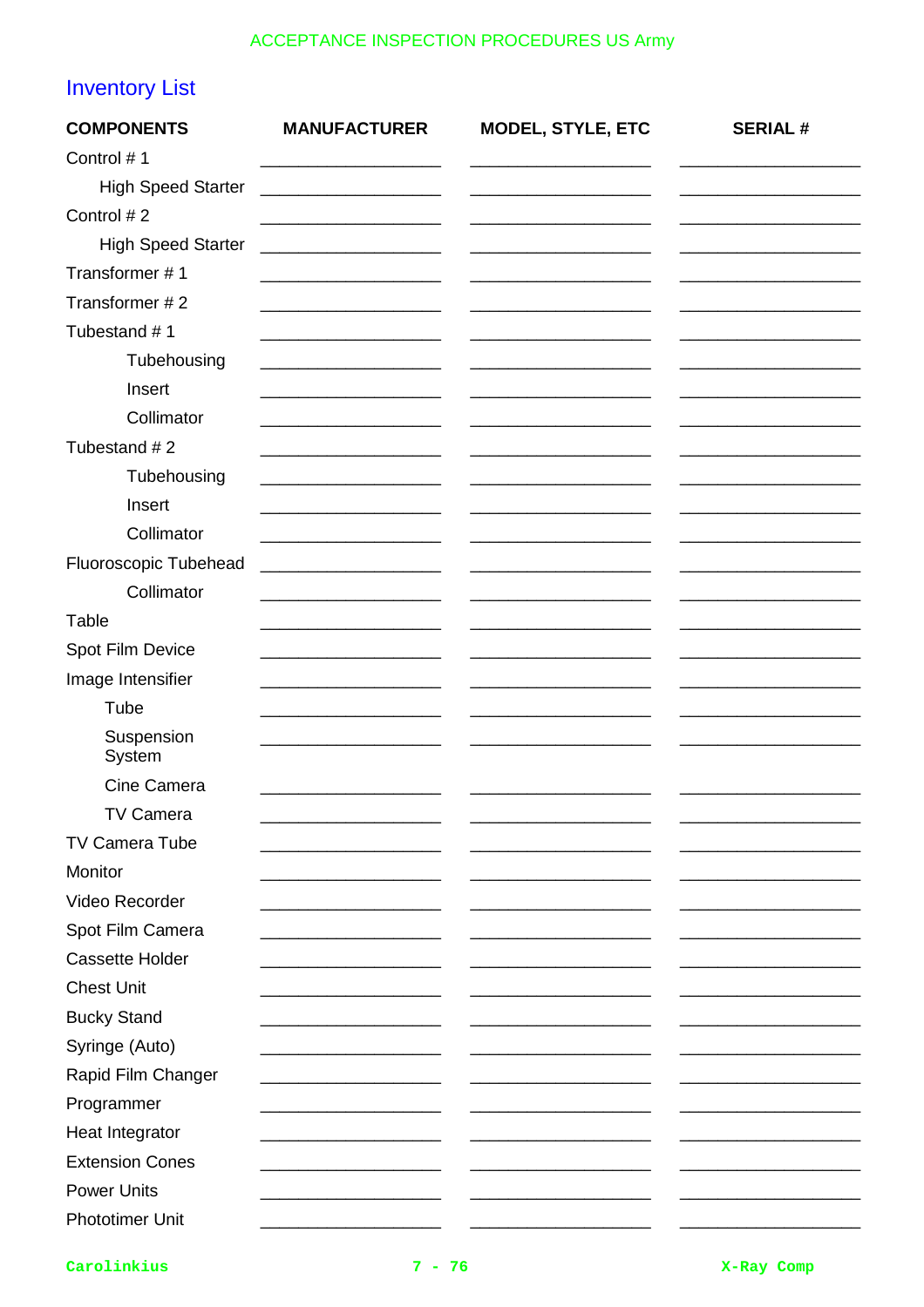## Inventory List

| COMPONENTS | MANUFACTURER | MODEL, STYLE, ETC | SERIAL # |
|---|---|---|---|
| Control # 1 | | | |
| High Speed Starter | | | |
| Control # 2 | | | |
| High Speed Starter | | | |
| Transformer # 1 | | | |
| Transformer # 2 | | | |
| Tubestand # 1 | | | |
| Tubehousing | | | |
| Insert | | | |
| Collimator | | | |
| Tubestand # 2 | | | |
| Tubehousing | | | |
| Insert | | | |
| Collimator | | | |
| Fluoroscopic Tubehead | | | |
| Collimator | | | |
| Table | | | |
| Spot Film Device | | | |
| Image Intensifier | | | |
| Tube | | | |
| Suspension System | | | |
| Cine Camera | | | |
| TV Camera | | | |
| TV Camera Tube | | | |
| Monitor | | | |
| Video Recorder | | | |
| Spot Film Camera | | | |
| Cassette Holder | | | |
| Chest Unit | | | |
| Bucky Stand | | | |
| Syringe (Auto) | | | |
| Rapid Film Changer | | | |
| Programmer | | | |
| Heat Integrator | | | |
| Extension Cones | | | |
| Power Units | | | |
| Phototimer Unit | | | |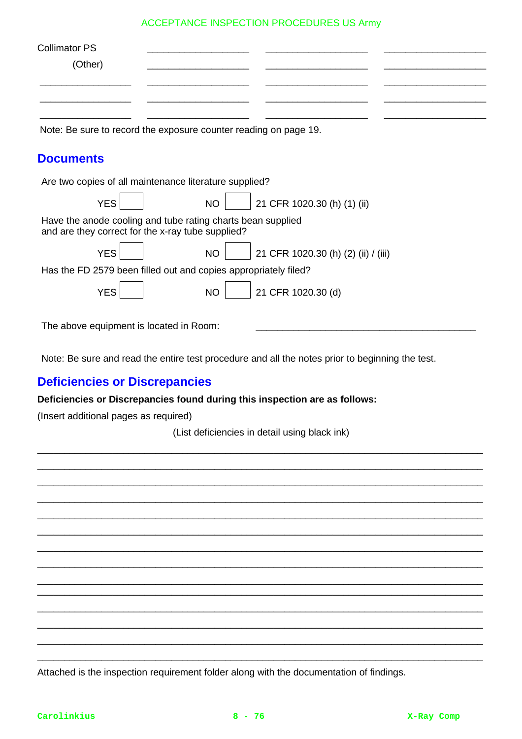| Collimator PS | ___________________ | ___________________ | ___________________ |
|---|---|---|---|
| (Other) | ___________________ | ___________________ | ___________________ |
| _________________ | ___________________ | ___________________ | ___________________ |
| _________________ | ___________________ | ___________________ | ___________________ |
| _________________ | ___________________ | ___________________ | ___________________ |

Note: Be sure to record the exposure counter reading on page 19.

## Documents

Are two copies of all maintenance literature supplied?

YES ☐ NO ☐ 21 CFR 1020.30 (h) (1) (ii)

Have the anode cooling and tube rating charts bean supplied and are they correct for the x-ray tube supplied?

YES ☐ NO ☐ 21 CFR 1020.30 (h) (2) (ii) / (iii)

Has the FD 2579 been filled out and copies appropriately filed?

YES ☐ NO ☐ 21 CFR 1020.30 (d)

The above equipment is located in Room: __________________________________________

Note: Be sure and read the entire test procedure and all the notes prior to beginning the test.

## Deficiencies or Discrepancies

**Deficiencies or Discrepancies found during this inspection are as follows:**

(Insert additional pages as required)

(List deficiencies in detail using black ink)

_____________________________________________________________________________

_____________________________________________________________________________

_____________________________________________________________________________

_____________________________________________________________________________

_____________________________________________________________________________

_____________________________________________________________________________

_____________________________________________________________________________

_____________________________________________________________________________

_____________________________________________________________________________

_____________________________________________________________________________

_____________________________________________________________________________

_____________________________________________________________________________

_____________________________________________________________________________

_____________________________________________________________________________

Attached is the inspection requirement folder along with the documentation of findings.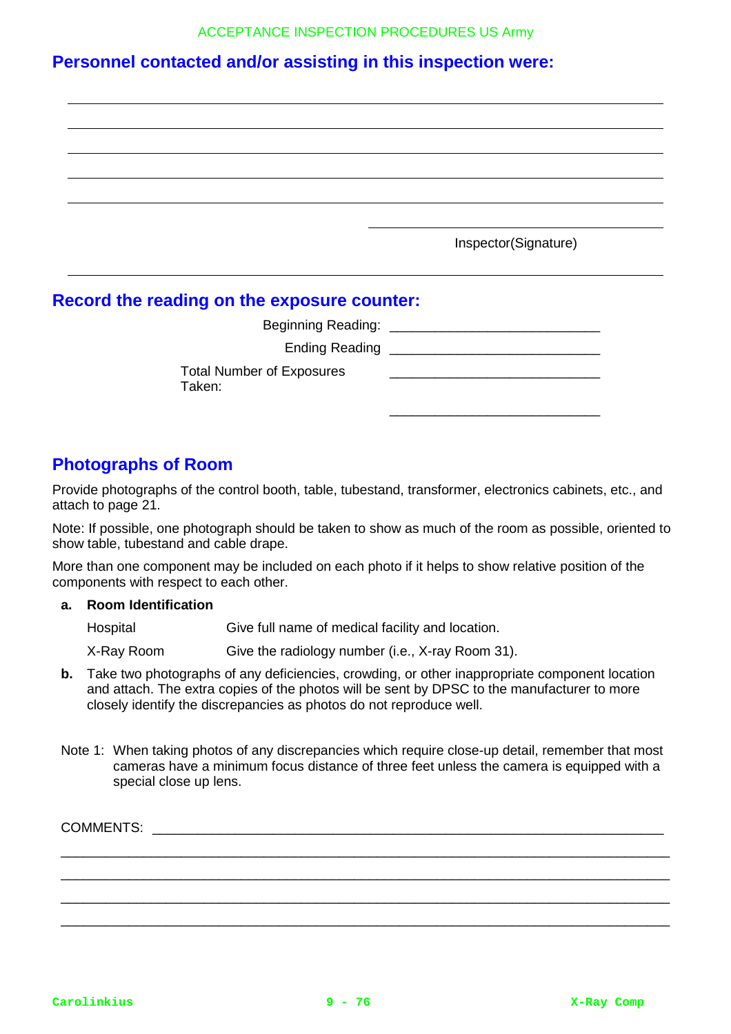## Personnel contacted and/or assisting in this inspection were:

_______________________________________________________________________________

_______________________________________________________________________________

_______________________________________________________________________________

_______________________________________________________________________________

_______________________________________________________________________________

_________________________________

Inspector(Signature)

_______________________________________________________________________________

## Record the reading on the exposure counter:

Beginning Reading: ____________________________

Ending Reading ____________________________

Total Number of Exposures Taken: ____________________________

____________________________

## Photographs of Room

Provide photographs of the control booth, table, tubestand, transformer, electronics cabinets, etc., and attach to page 21.

Note: If possible, one photograph should be taken to show as much of the room as possible, oriented to show table, tubestand and cable drape.

More than one component may be included on each photo if it helps to show relative position of the components with respect to each other.

**a. Room Identification**

| | |
|---|---|
| Hospital | Give full name of medical facility and location. |
| X-Ray Room | Give the radiology number (i.e., X-ray Room 31). |

**b.** Take two photographs of any deficiencies, crowding, or other inappropriate component location and attach. The extra copies of the photos will be sent by DPSC to the manufacturer to more closely identify the discrepancies as photos do not reproduce well.

Note 1: When taking photos of any discrepancies which require close-up detail, remember that most cameras have a minimum focus distance of three feet unless the camera is equipped with a special close up lens.

COMMENTS: ______________________________________________________________________

_______________________________________________________________________________

_______________________________________________________________________________

_______________________________________________________________________________

_______________________________________________________________________________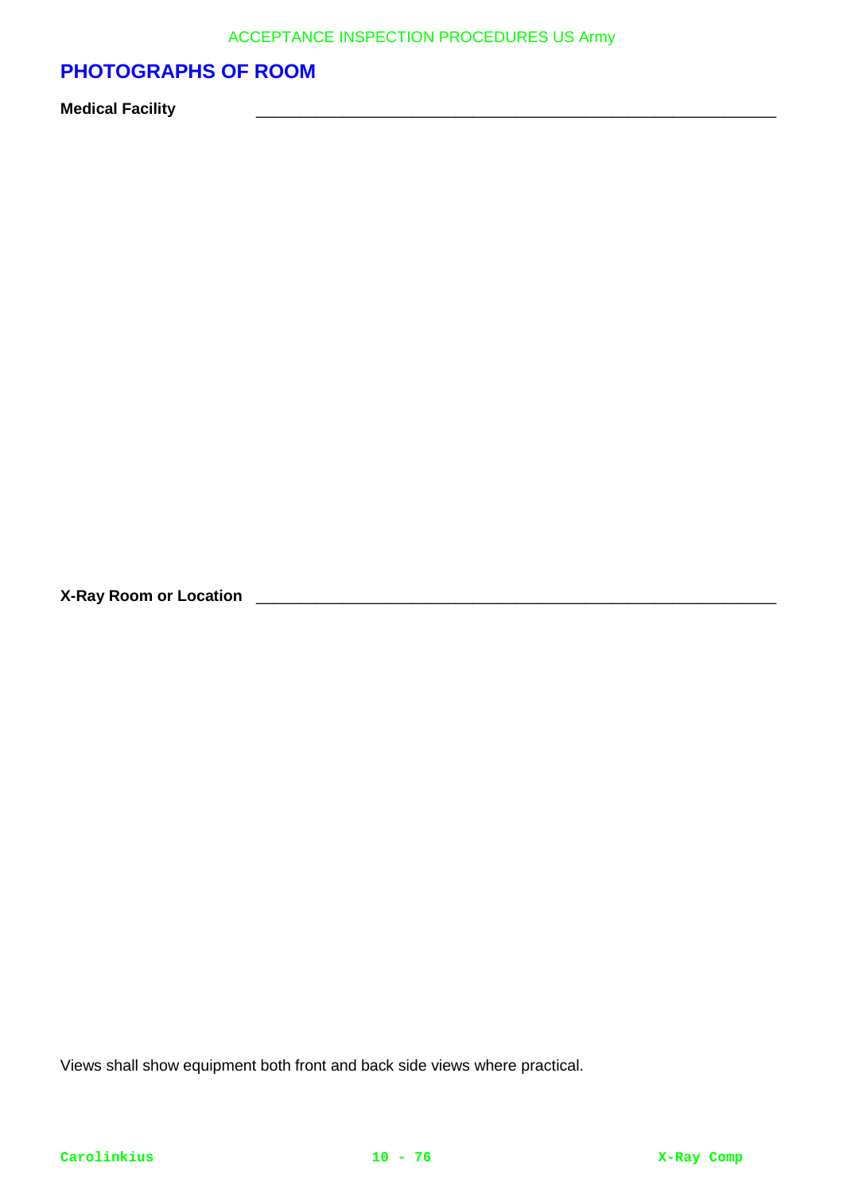## PHOTOGRAPHS OF ROOM

**Medical Facility** ____________________________________________

**X-Ray Room or Location** ____________________________________________

Views shall show equipment both front and back side views where practical.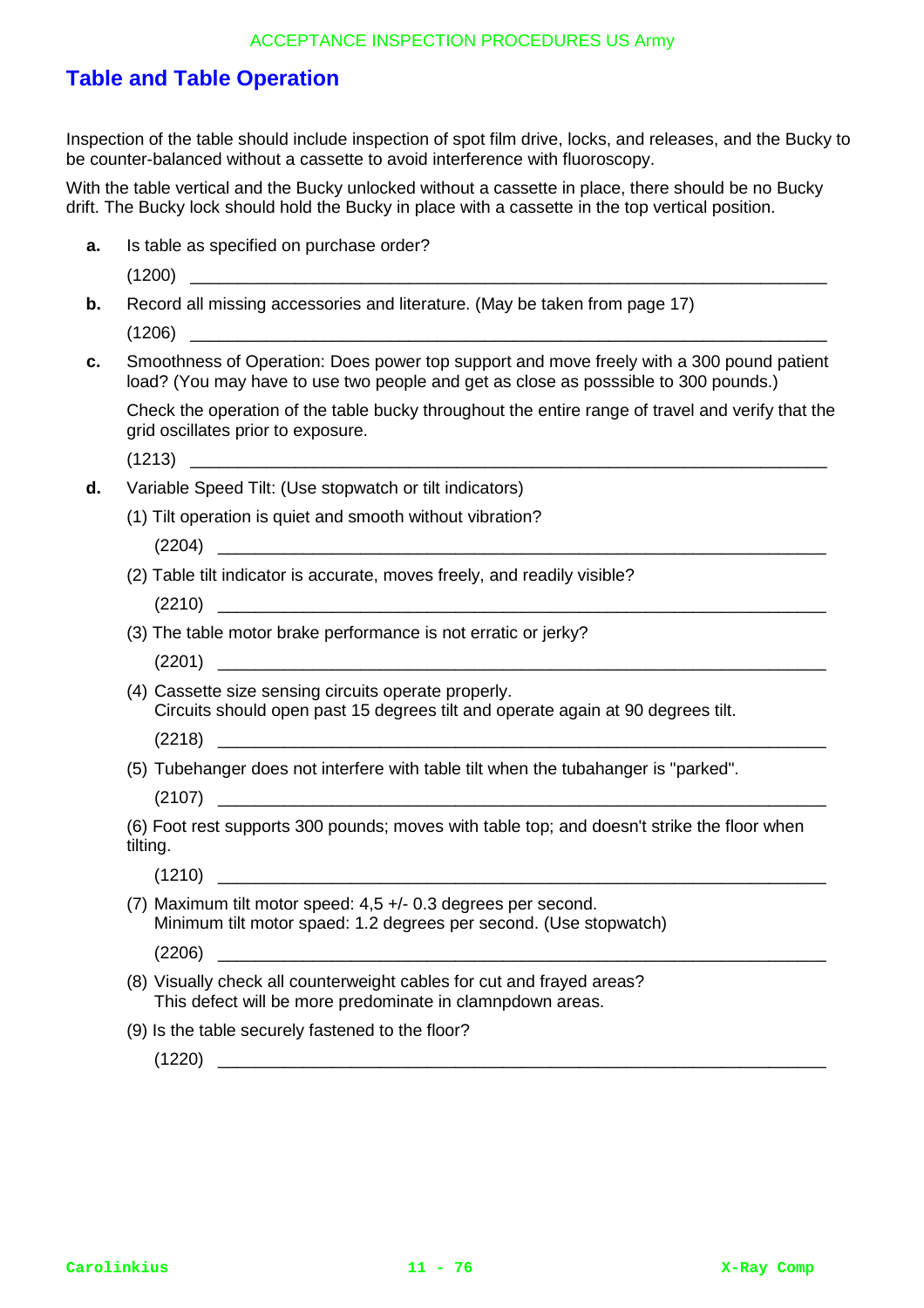## Table and Table Operation

Inspection of the table should include inspection of spot film drive, locks, and releases, and the Bucky to be counter-balanced without a cassette to avoid interference with fluoroscopy.

With the table vertical and the Bucky unlocked without a cassette in place, there should be no Bucky drift. The Bucky lock should hold the Bucky in place with a cassette in the top vertical position.

**a.** Is table as specified on purchase order?

(1200) ______________________________________________________________

**b.** Record all missing accessories and literature. (May be taken from page 17)

(1206) ______________________________________________________________

**c.** Smoothness of Operation: Does power top support and move freely with a 300 pound patient load? (You may have to use two people and get as close as posssible to 300 pounds.)

Check the operation of the table bucky throughout the entire range of travel and verify that the grid oscillates prior to exposure.

(1213) ______________________________________________________________

**d.** Variable Speed Tilt: (Use stopwatch or tilt indicators)

(1) Tilt operation is quiet and smooth without vibration?

(2204) ______________________________________________________________

(2) Table tilt indicator is accurate, moves freely, and readily visible?

(2210) ______________________________________________________________

(3) The table motor brake performance is not erratic or jerky?

(2201) ______________________________________________________________

(4) Cassette size sensing circuits operate properly.
Circuits should open past 15 degrees tilt and operate again at 90 degrees tilt.

(2218) ______________________________________________________________

(5) Tubehanger does not interfere with table tilt when the tubahanger is "parked".

(2107) ______________________________________________________________

(6) Foot rest supports 300 pounds; moves with table top; and doesn't strike the floor when tilting.

(1210) ______________________________________________________________

(7) Maximum tilt motor speed: 4,5 +/- 0.3 degrees per second.
Minimum tilt motor spaed: 1.2 degrees per second. (Use stopwatch)

(2206) ______________________________________________________________

(8) Visually check all counterweight cables for cut and frayed areas?
This defect will be more predominate in clamnpdown areas.

(9) Is the table securely fastened to the floor?

(1220) ______________________________________________________________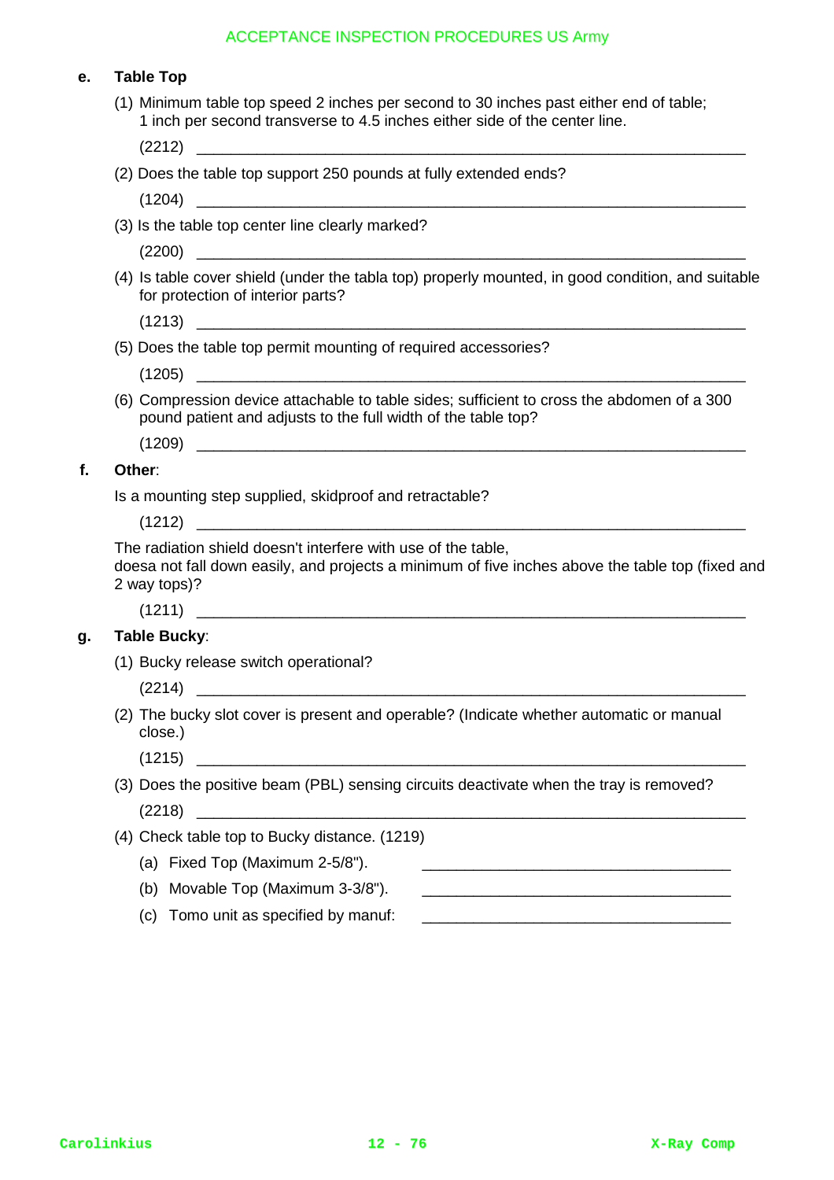**e. Table Top**

(1) Minimum table top speed 2 inches per second to 30 inches past either end of table; 1 inch per second transverse to 4.5 inches either side of the center line.

(2212) ______________________________________________________________

(2) Does the table top support 250 pounds at fully extended ends?

(1204) ______________________________________________________________

(3) Is the table top center line clearly marked?

(2200) ______________________________________________________________

(4) Is table cover shield (under the tabla top) properly mounted, in good condition, and suitable for protection of interior parts?

(1213) ______________________________________________________________

(5) Does the table top permit mounting of required accessories?

(1205) ______________________________________________________________

(6) Compression device attachable to table sides; sufficient to cross the abdomen of a 300 pound patient and adjusts to the full width of the table top?

(1209) ______________________________________________________________

**f. Other**:

Is a mounting step supplied, skidproof and retractable?

(1212) ______________________________________________________________

The radiation shield doesn't interfere with use of the table,
doesa not fall down easily, and projects a minimum of five inches above the table top (fixed and 2 way tops)?

(1211) ______________________________________________________________

**g. Table Bucky**:

(1) Bucky release switch operational?

(2214) ______________________________________________________________

(2) The bucky slot cover is present and operable? (Indicate whether automatic or manual close.)

(1215) ______________________________________________________________

(3) Does the positive beam (PBL) sensing circuits deactivate when the tray is removed?

(2218) ______________________________________________________________

(4) Check table top to Bucky distance. (1219)

(a) Fixed Top (Maximum 2-5/8"). ____________________________________

(b) Movable Top (Maximum 3-3/8"). ____________________________________

(c) Tomo unit as specified by manuf: ____________________________________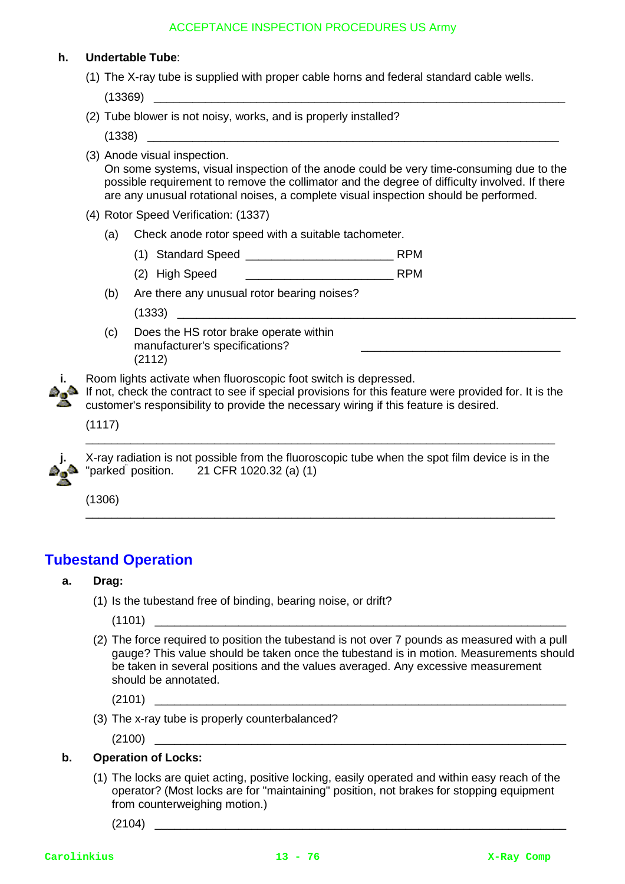**h. Undertable Tube**:

(1) The X-ray tube is supplied with proper cable horns and federal standard cable wells.

(13369) ____________________________________________________________________

(2) Tube blower is not noisy, works, and is properly installed?

(1338) ____________________________________________________________________

(3) Anode visual inspection.
On some systems, visual inspection of the anode could be very time-consuming due to the possible requirement to remove the collimator and the degree of difficulty involved. If there are any unusual rotational noises, a complete visual inspection should be performed.

(4) Rotor Speed Verification: (1337)

(a) Check anode rotor speed with a suitable tachometer.

(1) Standard Speed ______________________ RPM

(2) High Speed ______________________ RPM

(b) Are there any unusual rotor bearing noises?

(1333) ____________________________________________________________________

(c) Does the HS rotor brake operate within manufacturer's specifications? ______________________________
(2112)

**i.** Room lights activate when fluoroscopic foot switch is depressed.
If not, check the contract to see if special provisions for this feature were provided for. It is the customer's responsibility to provide the necessary wiring if this feature is desired.

(1117)

____________________________________________________________________

**j.** X-ray radiation is not possible from the fluoroscopic tube when the spot film device is in the "parked" position. 21 CFR 1020.32 (a) (1)

(1306)

____________________________________________________________________

## Tubestand Operation

**a. Drag:**

(1) Is the tubestand free of binding, bearing noise, or drift?

(1101) ____________________________________________________________________

(2) The force required to position the tubestand is not over 7 pounds as measured with a pull gauge? This value should be taken once the tubestand is in motion. Measurements should be taken in several positions and the values averaged. Any excessive measurement should be annotated.

(2101) ____________________________________________________________________

(3) The x-ray tube is properly counterbalanced?

(2100) ____________________________________________________________________

**b. Operation of Locks:**

(1) The locks are quiet acting, positive locking, easily operated and within easy reach of the operator? (Most locks are for "maintaining" position, not brakes for stopping equipment from counterweighing motion.)

(2104) ____________________________________________________________________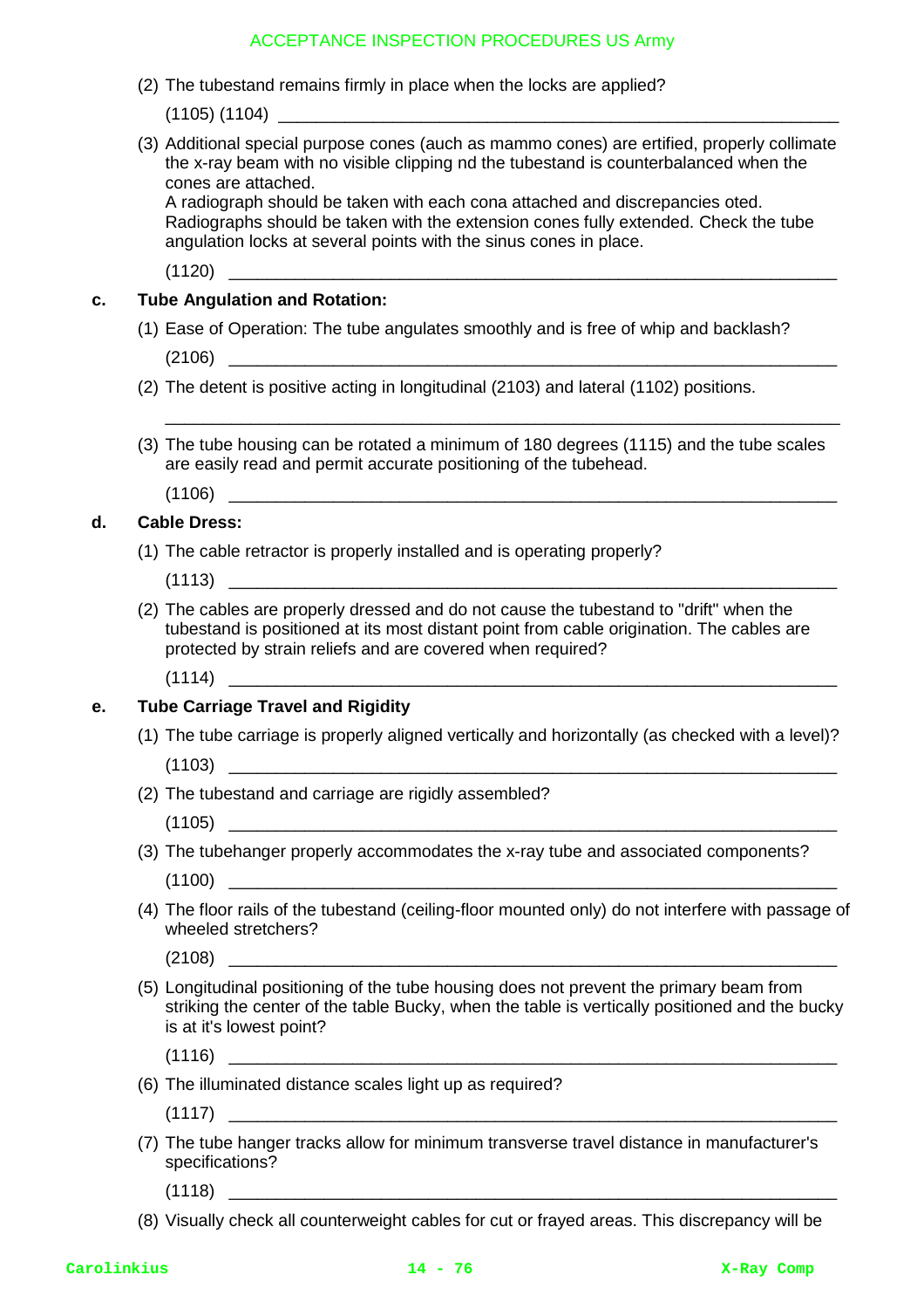(2) The tubestand remains firmly in place when the locks are applied?

(1105) (1104) ___________________________________________________________

(3) Additional special purpose cones (auch as mammo cones) are ertified, properly collimate the x-ray beam with no visible clipping nd the tubestand is counterbalanced when the cones are attached.
A radiograph should be taken with each cona attached and discrepancies oted. Radiographs should be taken with the extension cones fully extended. Check the tube angulation locks at several points with the sinus cones in place.

(1120) ___________________________________________________________

**c. Tube Angulation and Rotation:**

(1) Ease of Operation: The tube angulates smoothly and is free of whip and backlash?

(2106) ___________________________________________________________

(2) The detent is positive acting in longitudinal (2103) and lateral (1102) positions.

___________________________________________________________

(3) The tube housing can be rotated a minimum of 180 degrees (1115) and the tube scales are easily read and permit accurate positioning of the tubehead.

(1106) ___________________________________________________________

**d. Cable Dress:**

(1) The cable retractor is properly installed and is operating properly?

(1113) ___________________________________________________________

(2) The cables are properly dressed and do not cause the tubestand to "drift" when the tubestand is positioned at its most distant point from cable origination. The cables are protected by strain reliefs and are covered when required?

(1114) ___________________________________________________________

**e. Tube Carriage Travel and Rigidity**

(1) The tube carriage is properly aligned vertically and horizontally (as checked with a level)?

(1103) ___________________________________________________________

(2) The tubestand and carriage are rigidly assembled?

(1105) ___________________________________________________________

(3) The tubehanger properly accommodates the x-ray tube and associated components?

(1100) ___________________________________________________________

(4) The floor rails of the tubestand (ceiling-floor mounted only) do not interfere with passage of wheeled stretchers?

(2108) ___________________________________________________________

(5) Longitudinal positioning of the tube housing does not prevent the primary beam from striking the center of the table Bucky, when the table is vertically positioned and the bucky is at it's lowest point?

(1116) ___________________________________________________________

(6) The illuminated distance scales light up as required?

(1117) ___________________________________________________________

(7) The tube hanger tracks allow for minimum transverse travel distance in manufacturer's specifications?

(1118) ___________________________________________________________

(8) Visually check all counterweight cables for cut or frayed areas. This discrepancy will be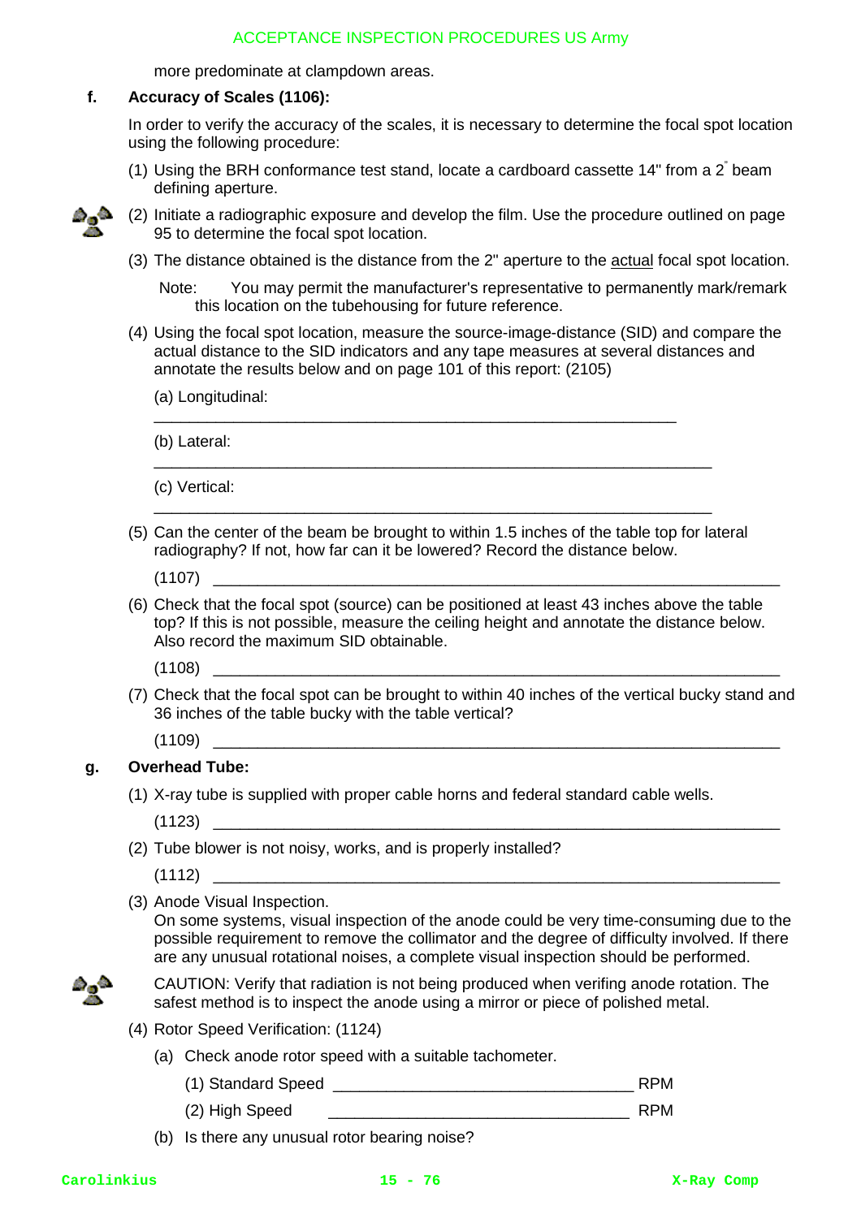more predominate at clampdown areas.

**f. Accuracy of Scales (1106):**

In order to verify the accuracy of the scales, it is necessary to determine the focal spot location using the following procedure:

(1) Using the BRH conformance test stand, locate a cardboard cassette 14" from a 2" beam defining aperture.

(2) Initiate a radiographic exposure and develop the film. Use the procedure outlined on page 95 to determine the focal spot location.

(3) The distance obtained is the distance from the 2" aperture to the actual focal spot location.

Note: You may permit the manufacturer's representative to permanently mark/remark this location on the tubehousing for future reference.

(4) Using the focal spot location, measure the source-image-distance (SID) and compare the actual distance to the SID indicators and any tape measures at several distances and annotate the results below and on page 101 of this report: (2105)

(a) Longitudinal:

___________________________________________________________

(b) Lateral:

___________________________________________________________

(c) Vertical:

___________________________________________________________

(5) Can the center of the beam be brought to within 1.5 inches of the table top for lateral radiography? If not, how far can it be lowered? Record the distance below.

(1107) ___________________________________________________________

(6) Check that the focal spot (source) can be positioned at least 43 inches above the table top? If this is not possible, measure the ceiling height and annotate the distance below. Also record the maximum SID obtainable.

(1108) ___________________________________________________________

(7) Check that the focal spot can be brought to within 40 inches of the vertical bucky stand and 36 inches of the table bucky with the table vertical?

(1109) ___________________________________________________________

**g. Overhead Tube:**

(1) X-ray tube is supplied with proper cable horns and federal standard cable wells.

(1123) ___________________________________________________________

(2) Tube blower is not noisy, works, and is properly installed?

(1112) ___________________________________________________________

(3) Anode Visual Inspection.
On some systems, visual inspection of the anode could be very time-consuming due to the possible requirement to remove the collimator and the degree of difficulty involved. If there are any unusual rotational noises, a complete visual inspection should be performed.

CAUTION: Verify that radiation is not being produced when verifing anode rotation. The safest method is to inspect the anode using a mirror or piece of polished metal.

(4) Rotor Speed Verification: (1124)

(a) Check anode rotor speed with a suitable tachometer.

(1) Standard Speed ______________________________ RPM

(2) High Speed ______________________________ RPM

(b) Is there any unusual rotor bearing noise?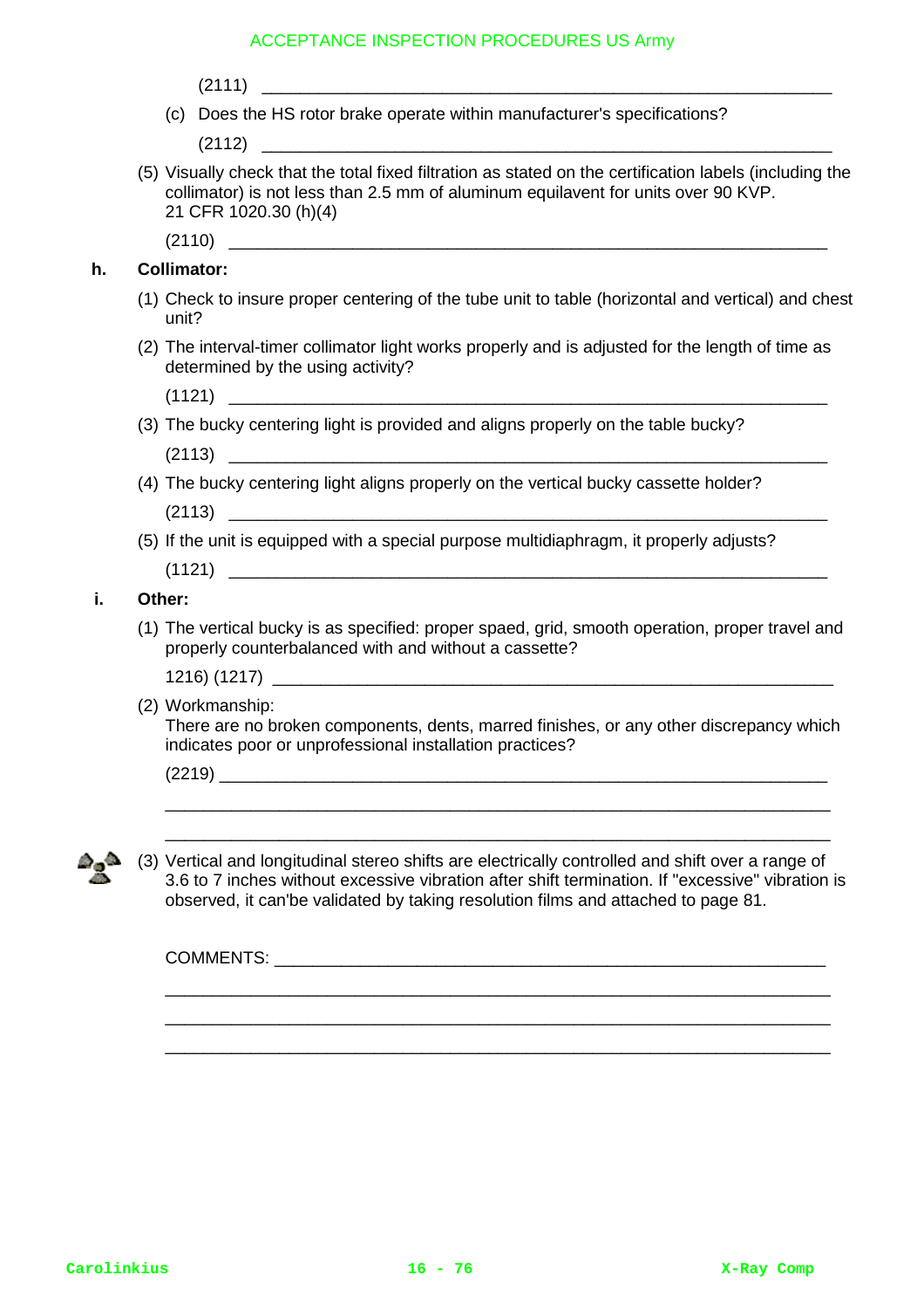(2111) ______________________________________________________________

(c) Does the HS rotor brake operate within manufacturer's specifications?

(2112) ______________________________________________________________

(5) Visually check that the total fixed filtration as stated on the certification labels (including the collimator) is not less than 2.5 mm of aluminum equilavent for units over 90 KVP. 21 CFR 1020.30 (h)(4)

(2110) ______________________________________________________________

**h. Collimator:**

(1) Check to insure proper centering of the tube unit to table (horizontal and vertical) and chest unit?

(2) The interval-timer collimator light works properly and is adjusted for the length of time as determined by the using activity?

(1121) ______________________________________________________________

(3) The bucky centering light is provided and aligns properly on the table bucky?

(2113) ______________________________________________________________

(4) The bucky centering light aligns properly on the vertical bucky cassette holder?

(2113) ______________________________________________________________

(5) If the unit is equipped with a special purpose multidiaphragm, it properly adjusts?

(1121) ______________________________________________________________

**i. Other:**

(1) The vertical bucky is as specified: proper spaed, grid, smooth operation, proper travel and properly counterbalanced with and without a cassette?

1216) (1217) ______________________________________________________________

(2) Workmanship:
There are no broken components, dents, marred finishes, or any other discrepancy which indicates poor or unprofessional installation practices?

(2219) ______________________________________________________________

______________________________________________________________

______________________________________________________________

(3) Vertical and longitudinal stereo shifts are electrically controlled and shift over a range of 3.6 to 7 inches without excessive vibration after shift termination. If "excessive" vibration is observed, it can'be validated by taking resolution films and attached to page 81.

COMMENTS: ______________________________________________________________

______________________________________________________________

______________________________________________________________

______________________________________________________________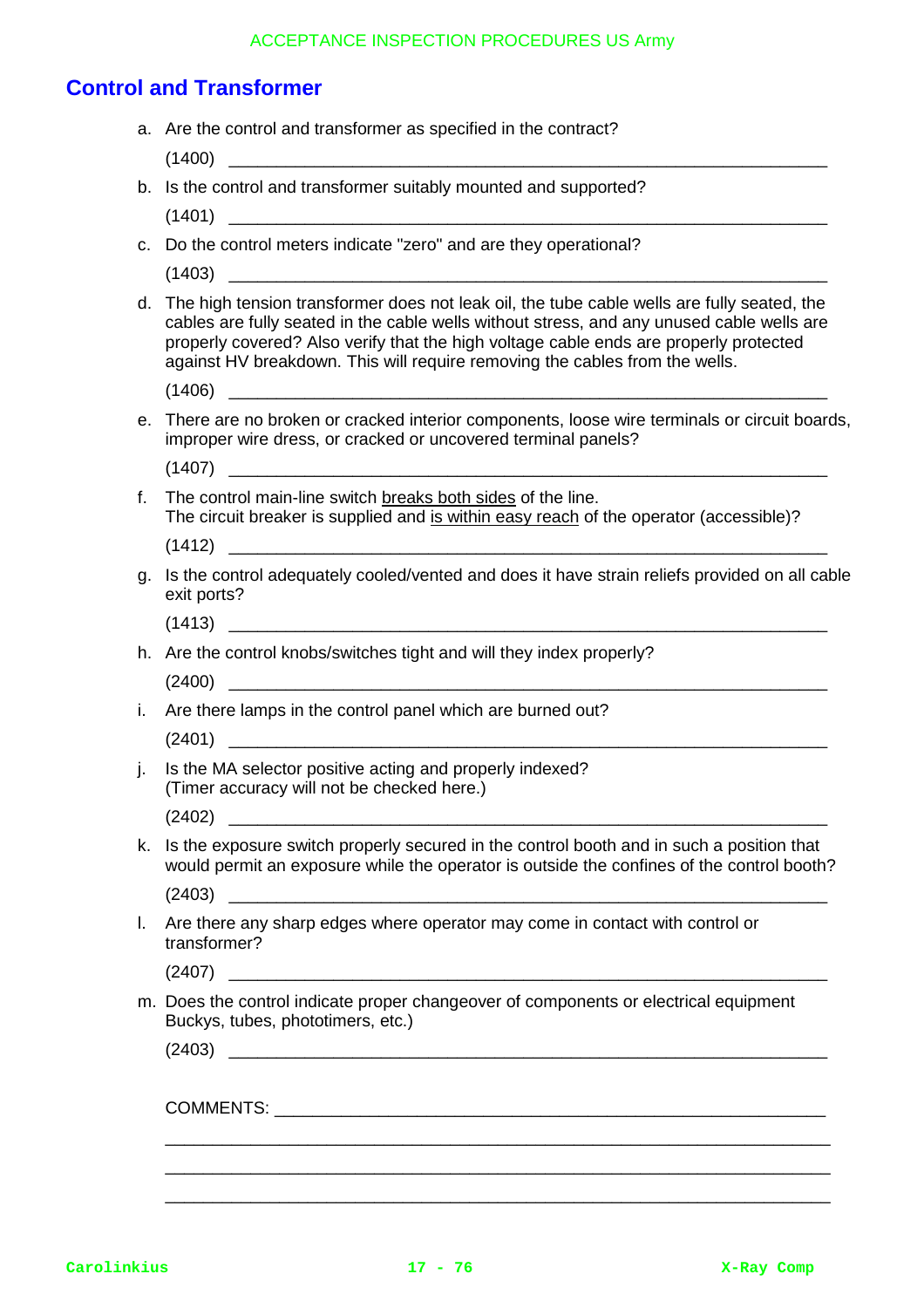## Control and Transformer

a. Are the control and transformer as specified in the contract?

(1400) ____________________________________________________________

b. Is the control and transformer suitably mounted and supported?

(1401) ____________________________________________________________

c. Do the control meters indicate "zero" and are they operational?

(1403) ____________________________________________________________

d. The high tension transformer does not leak oil, the tube cable wells are fully seated, the cables are fully seated in the cable wells without stress, and any unused cable wells are properly covered? Also verify that the high voltage cable ends are properly protected against HV breakdown. This will require removing the cables from the wells.

(1406) ____________________________________________________________

e. There are no broken or cracked interior components, loose wire terminals or circuit boards, improper wire dress, or cracked or uncovered terminal panels?

(1407) ____________________________________________________________

f. The control main-line switch <u>breaks both sides</u> of the line.
The circuit breaker is supplied and <u>is within easy reach</u> of the operator (accessible)?

(1412) ____________________________________________________________

g. Is the control adequately cooled/vented and does it have strain reliefs provided on all cable exit ports?

(1413) ____________________________________________________________

h. Are the control knobs/switches tight and will they index properly?

(2400) ____________________________________________________________

i. Are there lamps in the control panel which are burned out?

(2401) ____________________________________________________________

j. Is the MA selector positive acting and properly indexed?
(Timer accuracy will not be checked here.)

(2402) ____________________________________________________________

k. Is the exposure switch properly secured in the control booth and in such a position that would permit an exposure while the operator is outside the confines of the control booth?

(2403) ____________________________________________________________

l. Are there any sharp edges where operator may come in contact with control or transformer?

(2407) ____________________________________________________________

m. Does the control indicate proper changeover of components or electrical equipment Buckys, tubes, phototimers, etc.)

(2403) ____________________________________________________________

COMMENTS: ____________________________________________________________

______________________________________________________________________

______________________________________________________________________

______________________________________________________________________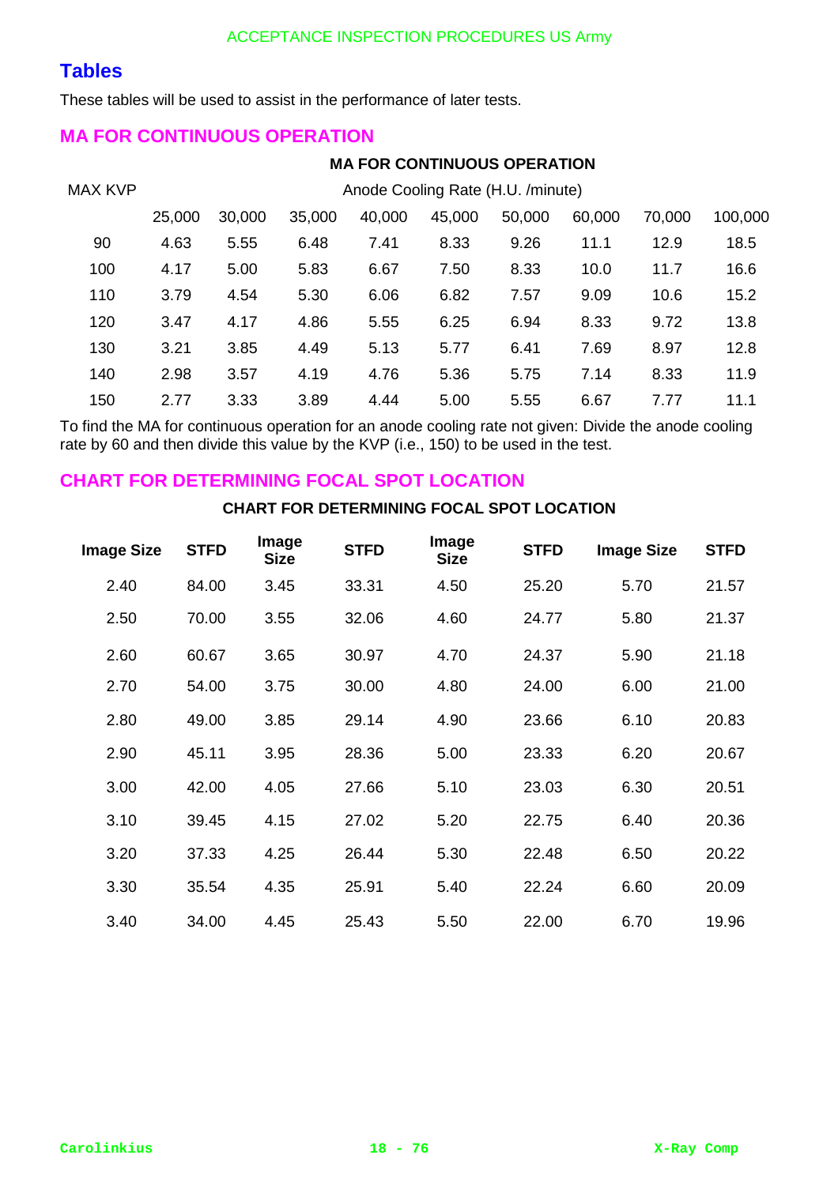## Tables

These tables will be used to assist in the performance of later tests.

### MA FOR CONTINUOUS OPERATION

**MA FOR CONTINUOUS OPERATION**

| MAX KVP | Anode Cooling Rate (H.U. /minute) | | | | | | | | |
|---|---|---|---|---|---|---|---|---|---|
| | 25,000 | 30,000 | 35,000 | 40,000 | 45,000 | 50,000 | 60,000 | 70,000 | 100,000 |
| 90 | 4.63 | 5.55 | 6.48 | 7.41 | 8.33 | 9.26 | 11.1 | 12.9 | 18.5 |
| 100 | 4.17 | 5.00 | 5.83 | 6.67 | 7.50 | 8.33 | 10.0 | 11.7 | 16.6 |
| 110 | 3.79 | 4.54 | 5.30 | 6.06 | 6.82 | 7.57 | 9.09 | 10.6 | 15.2 |
| 120 | 3.47 | 4.17 | 4.86 | 5.55 | 6.25 | 6.94 | 8.33 | 9.72 | 13.8 |
| 130 | 3.21 | 3.85 | 4.49 | 5.13 | 5.77 | 6.41 | 7.69 | 8.97 | 12.8 |
| 140 | 2.98 | 3.57 | 4.19 | 4.76 | 5.36 | 5.75 | 7.14 | 8.33 | 11.9 |
| 150 | 2.77 | 3.33 | 3.89 | 4.44 | 5.00 | 5.55 | 6.67 | 7.77 | 11.1 |

To find the MA for continuous operation for an anode cooling rate not given: Divide the anode cooling rate by 60 and then divide this value by the KVP (i.e., 150) to be used in the test.

### CHART FOR DETERMINING FOCAL SPOT LOCATION

**CHART FOR DETERMINING FOCAL SPOT LOCATION**

| Image Size | STFD | Image Size | STFD | Image Size | STFD | Image Size | STFD |
|---|---|---|---|---|---|---|---|
| 2.40 | 84.00 | 3.45 | 33.31 | 4.50 | 25.20 | 5.70 | 21.57 |
| 2.50 | 70.00 | 3.55 | 32.06 | 4.60 | 24.77 | 5.80 | 21.37 |
| 2.60 | 60.67 | 3.65 | 30.97 | 4.70 | 24.37 | 5.90 | 21.18 |
| 2.70 | 54.00 | 3.75 | 30.00 | 4.80 | 24.00 | 6.00 | 21.00 |
| 2.80 | 49.00 | 3.85 | 29.14 | 4.90 | 23.66 | 6.10 | 20.83 |
| 2.90 | 45.11 | 3.95 | 28.36 | 5.00 | 23.33 | 6.20 | 20.67 |
| 3.00 | 42.00 | 4.05 | 27.66 | 5.10 | 23.03 | 6.30 | 20.51 |
| 3.10 | 39.45 | 4.15 | 27.02 | 5.20 | 22.75 | 6.40 | 20.36 |
| 3.20 | 37.33 | 4.25 | 26.44 | 5.30 | 22.48 | 6.50 | 20.22 |
| 3.30 | 35.54 | 4.35 | 25.91 | 5.40 | 22.24 | 6.60 | 20.09 |
| 3.40 | 34.00 | 4.45 | 25.43 | 5.50 | 22.00 | 6.70 | 19.96 |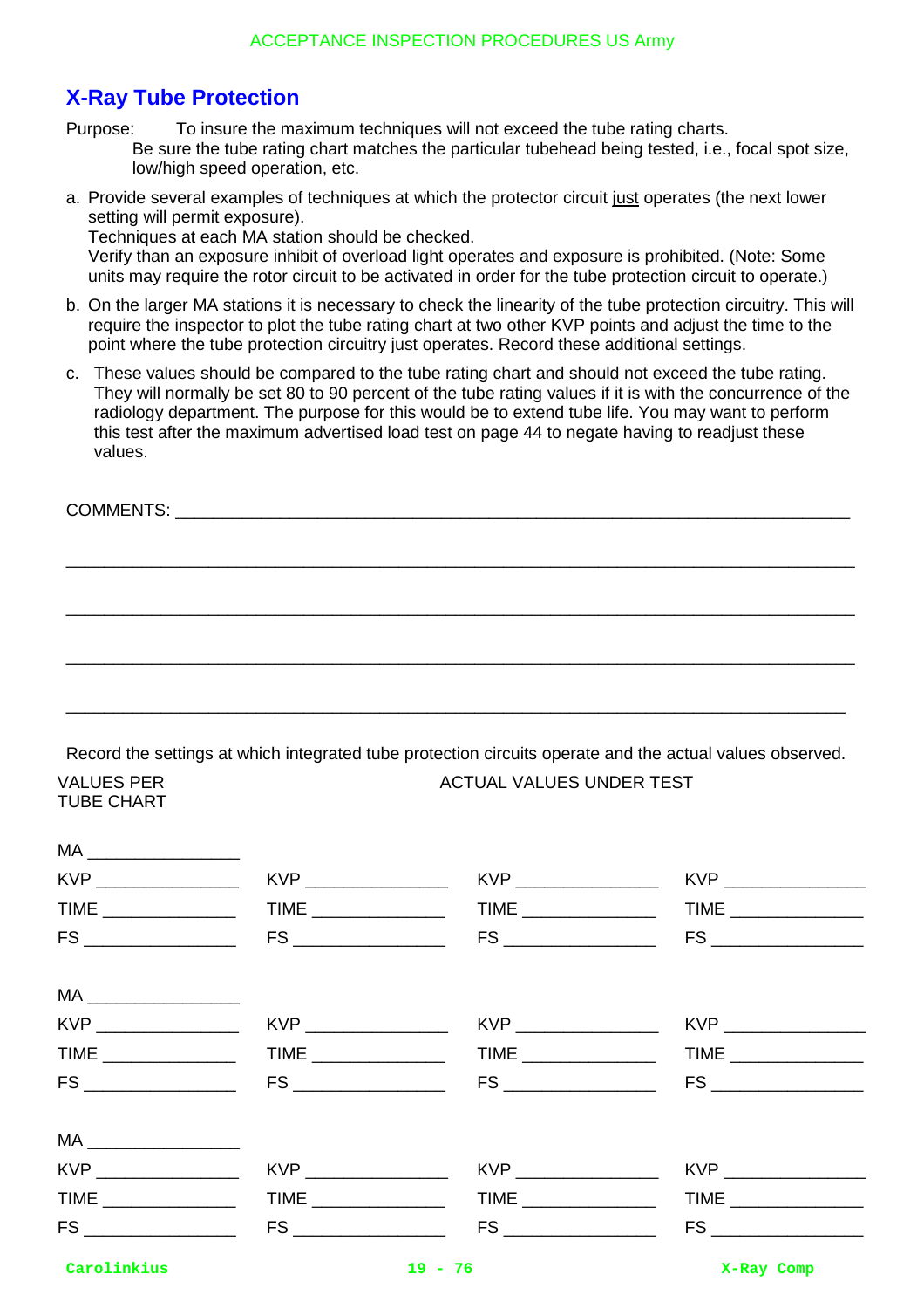## X-Ray Tube Protection

Purpose: To insure the maximum techniques will not exceed the tube rating charts.
Be sure the tube rating chart matches the particular tubehead being tested, i.e., focal spot size, low/high speed operation, etc.

a. Provide several examples of techniques at which the protector circuit just operates (the next lower setting will permit exposure).
   Techniques at each MA station should be checked.
   Verify than an exposure inhibit of overload light operates and exposure is prohibited. (Note: Some units may require the rotor circuit to be activated in order for the tube protection circuit to operate.)

b. On the larger MA stations it is necessary to check the linearity of the tube protection circuitry. This will require the inspector to plot the tube rating chart at two other KVP points and adjust the time to the point where the tube protection circuitry just operates. Record these additional settings.

c. These values should be compared to the tube rating chart and should not exceed the tube rating. They will normally be set 80 to 90 percent of the tube rating values if it is with the concurrence of the radiology department. The purpose for this would be to extend tube life. You may want to perform this test after the maximum advertised load test on page 44 to negate having to readjust these values.

COMMENTS: ____________________________________________________________

______________________________________________________________________

______________________________________________________________________

______________________________________________________________________

______________________________________________________________________

Record the settings at which integrated tube protection circuits operate and the actual values observed.

| VALUES PER TUBE CHART | ACTUAL VALUES UNDER TEST | | |
|---|---|---|---|
| MA ________ | | | |
| KVP ________ | KVP ________ | KVP ________ | KVP ________ |
| TIME ________ | TIME ________ | TIME ________ | TIME ________ |
| FS ________ | FS ________ | FS ________ | FS ________ |
| MA ________ | | | |
| KVP ________ | KVP ________ | KVP ________ | KVP ________ |
| TIME ________ | TIME ________ | TIME ________ | TIME ________ |
| FS ________ | FS ________ | FS ________ | FS ________ |
| MA ________ | | | |
| KVP ________ | KVP ________ | KVP ________ | KVP ________ |
| TIME ________ | TIME ________ | TIME ________ | TIME ________ |
| FS ________ | FS ________ | FS ________ | FS ________ |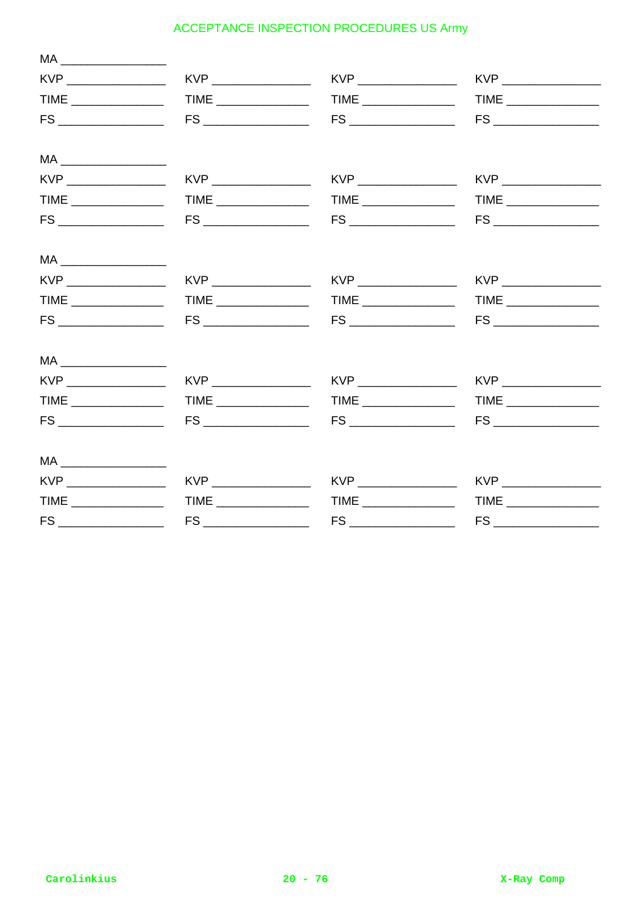MA _______________

| KVP _______________ | KVP _______________ | KVP _______________ | KVP _______________ |
|---|---|---|---|
| TIME _____________ | TIME _____________ | TIME _____________ | TIME _____________ |
| FS _______________ | FS _______________ | FS _______________ | FS _______________ |

MA _______________

| KVP _______________ | KVP _______________ | KVP _______________ | KVP _______________ |
|---|---|---|---|
| TIME _____________ | TIME _____________ | TIME _____________ | TIME _____________ |
| FS _______________ | FS _______________ | FS _______________ | FS _______________ |

MA _______________

| KVP _______________ | KVP _______________ | KVP _______________ | KVP _______________ |
|---|---|---|---|
| TIME _____________ | TIME _____________ | TIME _____________ | TIME _____________ |
| FS _______________ | FS _______________ | FS _______________ | FS _______________ |

MA _______________

| KVP _______________ | KVP _______________ | KVP _______________ | KVP _______________ |
|---|---|---|---|
| TIME _____________ | TIME _____________ | TIME _____________ | TIME _____________ |
| FS _______________ | FS _______________ | FS _______________ | FS _______________ |

MA _______________

| KVP _______________ | KVP _______________ | KVP _______________ | KVP _______________ |
|---|---|---|---|
| TIME _____________ | TIME _____________ | TIME _____________ | TIME _____________ |
| FS _______________ | FS _______________ | FS _______________ | FS _______________ |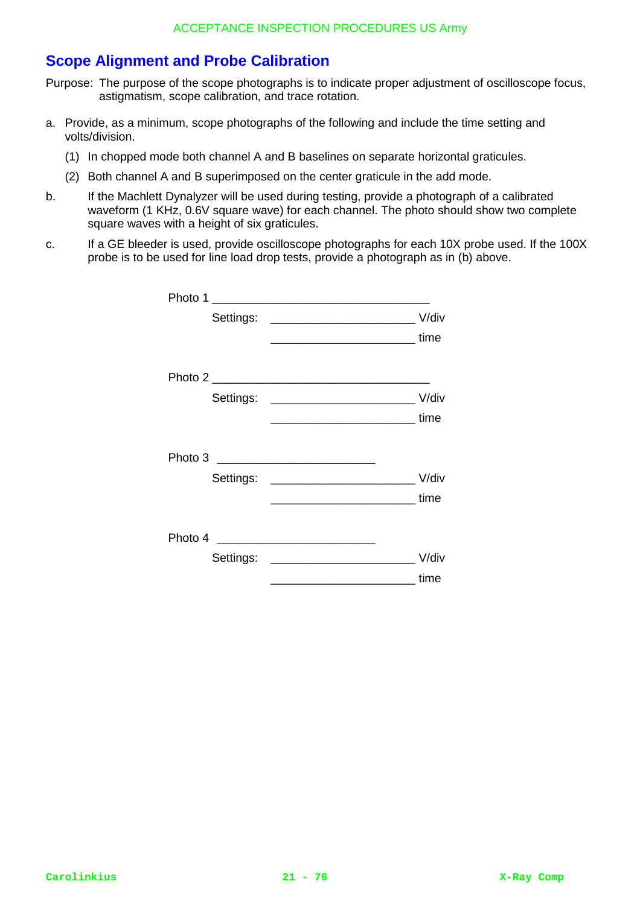## Scope Alignment and Probe Calibration

Purpose: The purpose of the scope photographs is to indicate proper adjustment of oscilloscope focus, astigmatism, scope calibration, and trace rotation.

a. Provide, as a minimum, scope photographs of the following and include the time setting and volts/division.

   (1) In chopped mode both channel A and B baselines on separate horizontal graticules.

   (2) Both channel A and B superimposed on the center graticule in the add mode.

b. If the Machlett Dynalyzer will be used during testing, provide a photograph of a calibrated waveform (1 KHz, 0.6V square wave) for each channel. The photo should show two complete square waves with a height of six graticules.

c. If a GE bleeder is used, provide oscilloscope photographs for each 10X probe used. If the 100X probe is to be used for line load drop tests, provide a photograph as in (b) above.

Photo 1 ___________________________________

Settings: ______________________ V/div

______________________ time

Photo 2 ___________________________________

Settings: ______________________ V/div

______________________ time

Photo 3 ________________________

Settings: ______________________ V/div

______________________ time

Photo 4 ________________________

Settings: ______________________ V/div

______________________ time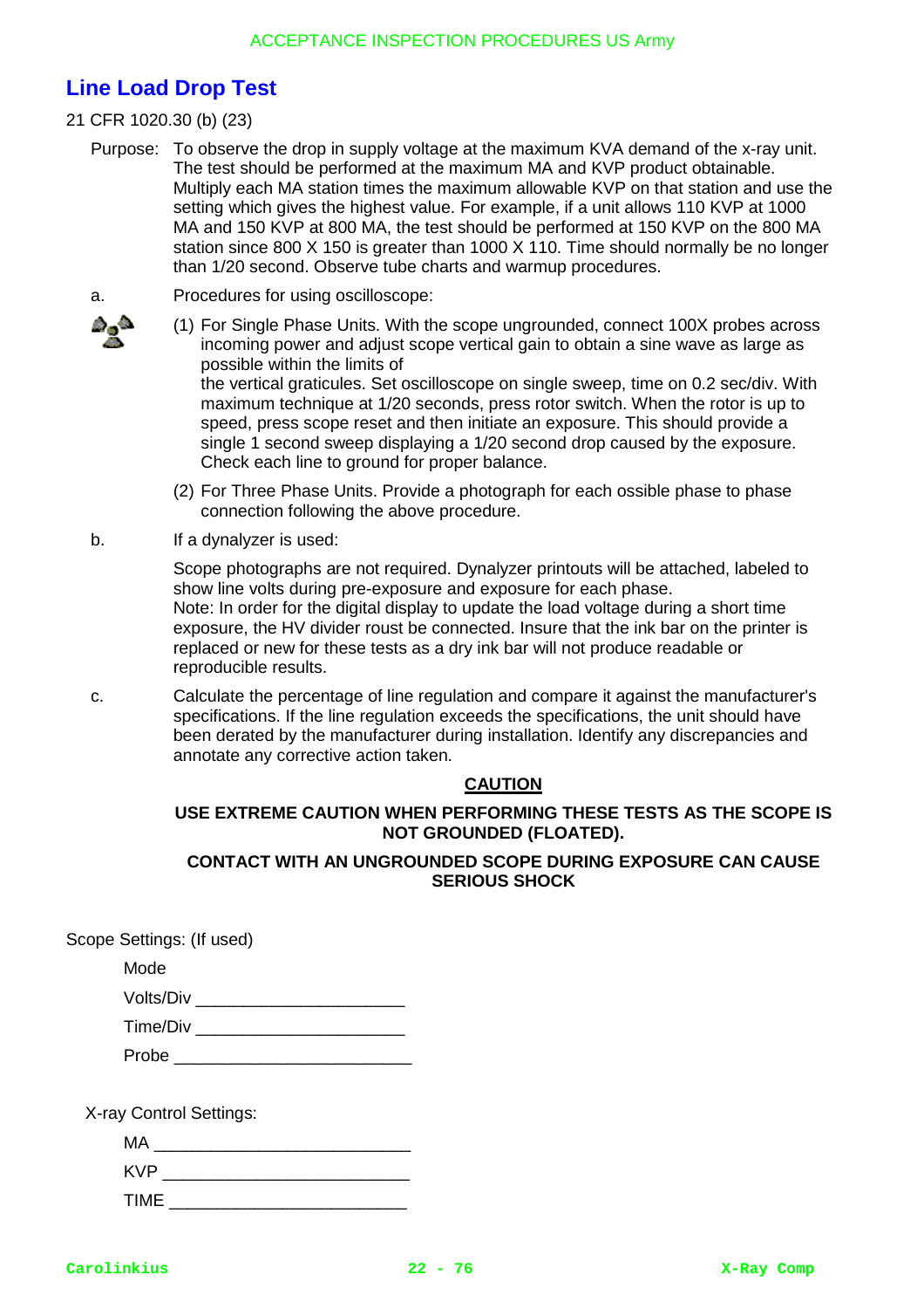## Line Load Drop Test

21 CFR 1020.30 (b) (23)

Purpose: To observe the drop in supply voltage at the maximum KVA demand of the x-ray unit. The test should be performed at the maximum MA and KVP product obtainable. Multiply each MA station times the maximum allowable KVP on that station and use the setting which gives the highest value. For example, if a unit allows 110 KVP at 1000 MA and 150 KVP at 800 MA, the test should be performed at 150 KVP on the 800 MA station since 800 X 150 is greater than 1000 X 110. Time should normally be no longer than 1/20 second. Observe tube charts and warmup procedures.

a. Procedures for using oscilloscope:

(1) For Single Phase Units. With the scope ungrounded, connect 100X probes across incoming power and adjust scope vertical gain to obtain a sine wave as large as possible within the limits of
the vertical graticules. Set oscilloscope on single sweep, time on 0.2 sec/div. With maximum technique at 1/20 seconds, press rotor switch. When the rotor is up to speed, press scope reset and then initiate an exposure. This should provide a single 1 second sweep displaying a 1/20 second drop caused by the exposure. Check each line to ground for proper balance.

(2) For Three Phase Units. Provide a photograph for each ossible phase to phase connection following the above procedure.

b. If a dynalyzer is used:

Scope photographs are not required. Dynalyzer printouts will be attached, labeled to show line volts during pre-exposure and exposure for each phase.
Note: In order for the digital display to update the load voltage during a short time exposure, the HV divider roust be connected. Insure that the ink bar on the printer is replaced or new for these tests as a dry ink bar will not produce readable or reproducible results.

c. Calculate the percentage of line regulation and compare it against the manufacturer's specifications. If the line regulation exceeds the specifications, the unit should have been derated by the manufacturer during installation. Identify any discrepancies and annotate any corrective action taken.

**CAUTION**

**USE EXTREME CAUTION WHEN PERFORMING THESE TESTS AS THE SCOPE IS NOT GROUNDED (FLOATED).**

**CONTACT WITH AN UNGROUNDED SCOPE DURING EXPOSURE CAN CAUSE SERIOUS SHOCK**

Scope Settings: (If used)

Mode

Volts/Div ______________________

Time/Div ______________________

Probe _________________________

X-ray Control Settings:

MA ___________________________

KVP __________________________

TIME _________________________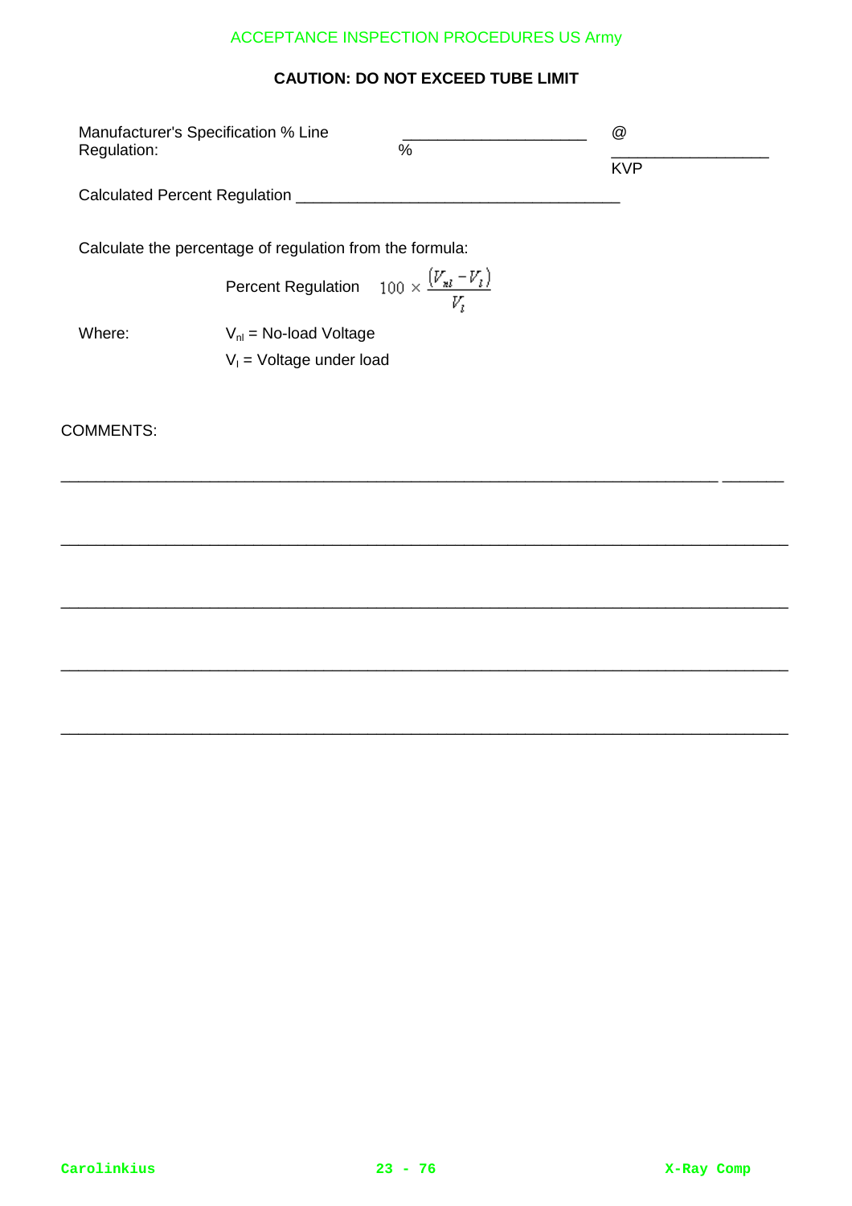**CAUTION: DO NOT EXCEED TUBE LIMIT**

Manufacturer's Specification % Line Regulation: ____________________ % @ ________________ KVP

Calculated Percent Regulation ____________________________________

Calculate the percentage of regulation from the formula:

$$\text{Percent Regulation} \quad 100 \times \frac{(V_{nl} - V_l)}{V_l}$$

Where: $V_{nl}$ = No-load Voltage

$V_l$ = Voltage under load

COMMENTS:

_________________________________________________________________________

_________________________________________________________________________

_________________________________________________________________________

_________________________________________________________________________

_________________________________________________________________________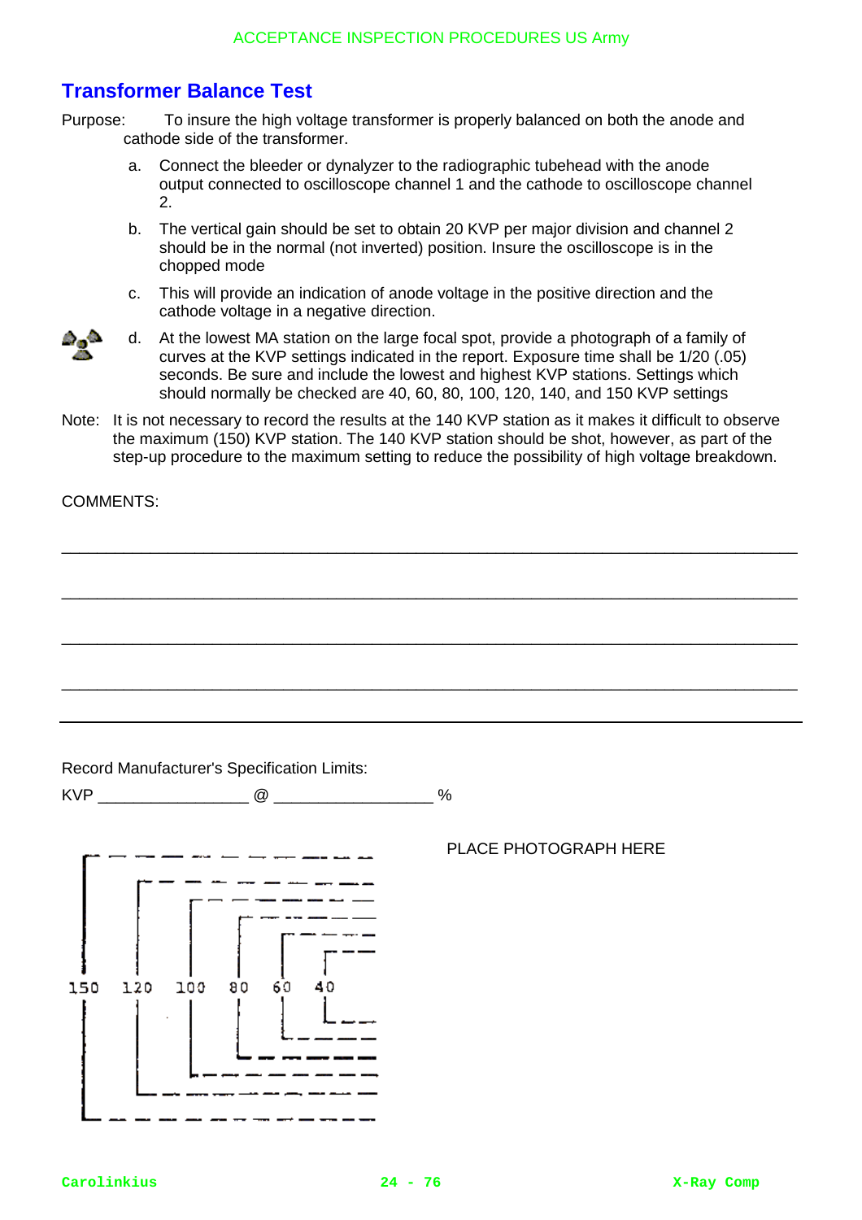## Transformer Balance Test

Purpose: To insure the high voltage transformer is properly balanced on both the anode and cathode side of the transformer.

a. Connect the bleeder or dynalyzer to the radiographic tubehead with the anode output connected to oscilloscope channel 1 and the cathode to oscilloscope channel 2.

b. The vertical gain should be set to obtain 20 KVP per major division and channel 2 should be in the normal (not inverted) position. Insure the oscilloscope is in the chopped mode

c. This will provide an indication of anode voltage in the positive direction and the cathode voltage in a negative direction.

d. At the lowest MA station on the large focal spot, provide a photograph of a family of curves at the KVP settings indicated in the report. Exposure time shall be 1/20 (.05) seconds. Be sure and include the lowest and highest KVP stations. Settings which should normally be checked are 40, 60, 80, 100, 120, 140, and 150 KVP settings

Note: It is not necessary to record the results at the 140 KVP station as it makes it difficult to observe the maximum (150) KVP station. The 140 KVP station should be shot, however, as part of the step-up procedure to the maximum setting to reduce the possibility of high voltage breakdown.

COMMENTS:

\_\_\_\_\_\_\_\_\_\_\_\_\_\_\_\_\_\_\_\_\_\_\_\_\_\_\_\_\_\_\_\_\_\_\_\_\_\_\_\_\_\_\_\_\_\_\_\_\_\_\_\_\_\_\_\_\_\_\_\_\_\_\_\_\_\_\_\_\_\_

\_\_\_\_\_\_\_\_\_\_\_\_\_\_\_\_\_\_\_\_\_\_\_\_\_\_\_\_\_\_\_\_\_\_\_\_\_\_\_\_\_\_\_\_\_\_\_\_\_\_\_\_\_\_\_\_\_\_\_\_\_\_\_\_\_\_\_\_\_\_

\_\_\_\_\_\_\_\_\_\_\_\_\_\_\_\_\_\_\_\_\_\_\_\_\_\_\_\_\_\_\_\_\_\_\_\_\_\_\_\_\_\_\_\_\_\_\_\_\_\_\_\_\_\_\_\_\_\_\_\_\_\_\_\_\_\_\_\_\_\_

\_\_\_\_\_\_\_\_\_\_\_\_\_\_\_\_\_\_\_\_\_\_\_\_\_\_\_\_\_\_\_\_\_\_\_\_\_\_\_\_\_\_\_\_\_\_\_\_\_\_\_\_\_\_\_\_\_\_\_\_\_\_\_\_\_\_\_\_\_\_

Record Manufacturer's Specification Limits:

KVP \_\_\_\_\_\_\_\_\_\_\_\_\_\_\_\_ @ \_\_\_\_\_\_\_\_\_\_\_\_\_\_\_\_\_ %

150 120 100 80 60 40

PLACE PHOTOGRAPH HERE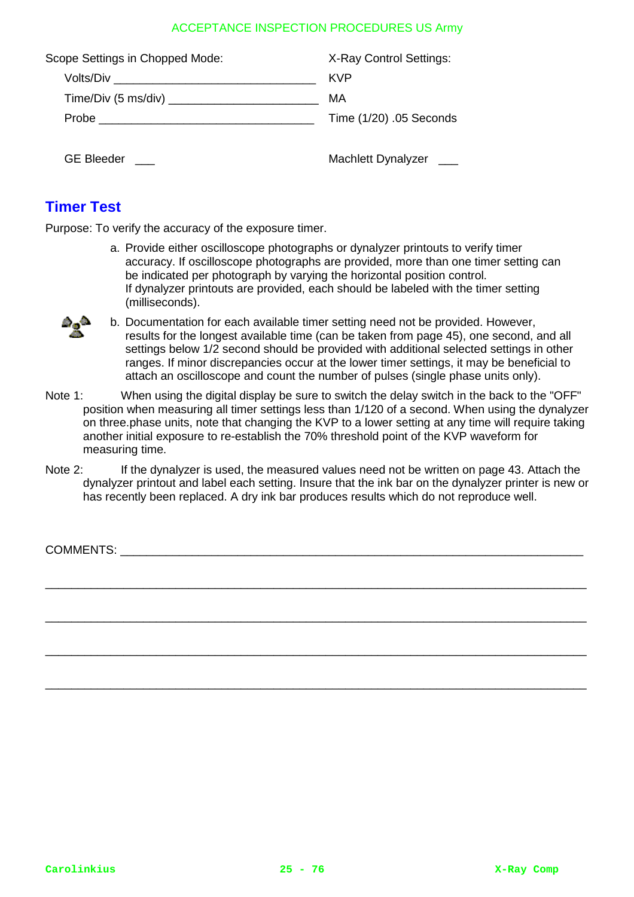Scope Settings in Chopped Mode:

Volts/Div ______________________________

Time/Div (5 ms/div) ______________________

Probe _________________________________

X-Ray Control Settings:

KVP

MA

Time (1/20) .05 Seconds

GE Bleeder ___

Machlett Dynalyzer ___

## Timer Test

Purpose: To verify the accuracy of the exposure timer.

a. Provide either oscilloscope photographs or dynalyzer printouts to verify timer accuracy. If oscilloscope photographs are provided, more than one timer setting can be indicated per photograph by varying the horizontal position control.
   If dynalyzer printouts are provided, each should be labeled with the timer setting (milliseconds).

b. Documentation for each available timer setting need not be provided. However, results for the longest available time (can be taken from page 45), one second, and all settings below 1/2 second should be provided with additional selected settings in other ranges. If minor discrepancies occur at the lower timer settings, it may be beneficial to attach an oscilloscope and count the number of pulses (single phase units only).

Note 1: When using the digital display be sure to switch the delay switch in the back to the "OFF" position when measuring all timer settings less than 1/120 of a second. When using the dynalyzer on three.phase units, note that changing the KVP to a lower setting at any time will require taking another initial exposure to re-establish the 70% threshold point of the KVP waveform for measuring time.

Note 2: If the dynalyzer is used, the measured values need not be written on page 43. Attach the dynalyzer printout and label each setting. Insure that the ink bar on the dynalyzer printer is new or has recently been replaced. A dry ink bar produces results which do not reproduce well.

COMMENTS: ______________________________________________________________

________________________________________________________________________

________________________________________________________________________

________________________________________________________________________

________________________________________________________________________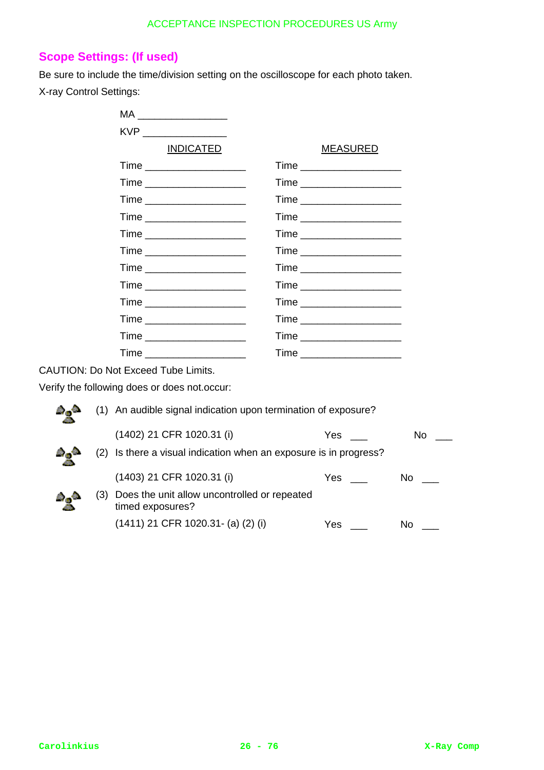## Scope Settings: (If used)

Be sure to include the time/division setting on the oscilloscope for each photo taken.

X-ray Control Settings:

MA ________________

KVP _______________

| INDICATED | MEASURED |
|---|---|
| Time __________________ | Time __________________ |
| Time __________________ | Time __________________ |
| Time __________________ | Time __________________ |
| Time __________________ | Time __________________ |
| Time __________________ | Time __________________ |
| Time __________________ | Time __________________ |
| Time __________________ | Time __________________ |
| Time __________________ | Time __________________ |
| Time __________________ | Time __________________ |
| Time __________________ | Time __________________ |
| Time __________________ | Time __________________ |
| Time __________________ | Time __________________ |

CAUTION: Do Not Exceed Tube Limits.

Verify the following does or does not.occur:

(1) An audible signal indication upon termination of exposure?

(1402) 21 CFR 1020.31 (i) Yes ___ No ___

(2) Is there a visual indication when an exposure is in progress?

(1403) 21 CFR 1020.31 (i) Yes ___ No ___

(3) Does the unit allow uncontrolled or repeated timed exposures?

(1411) 21 CFR 1020.31- (a) (2) (i) Yes ___ No ___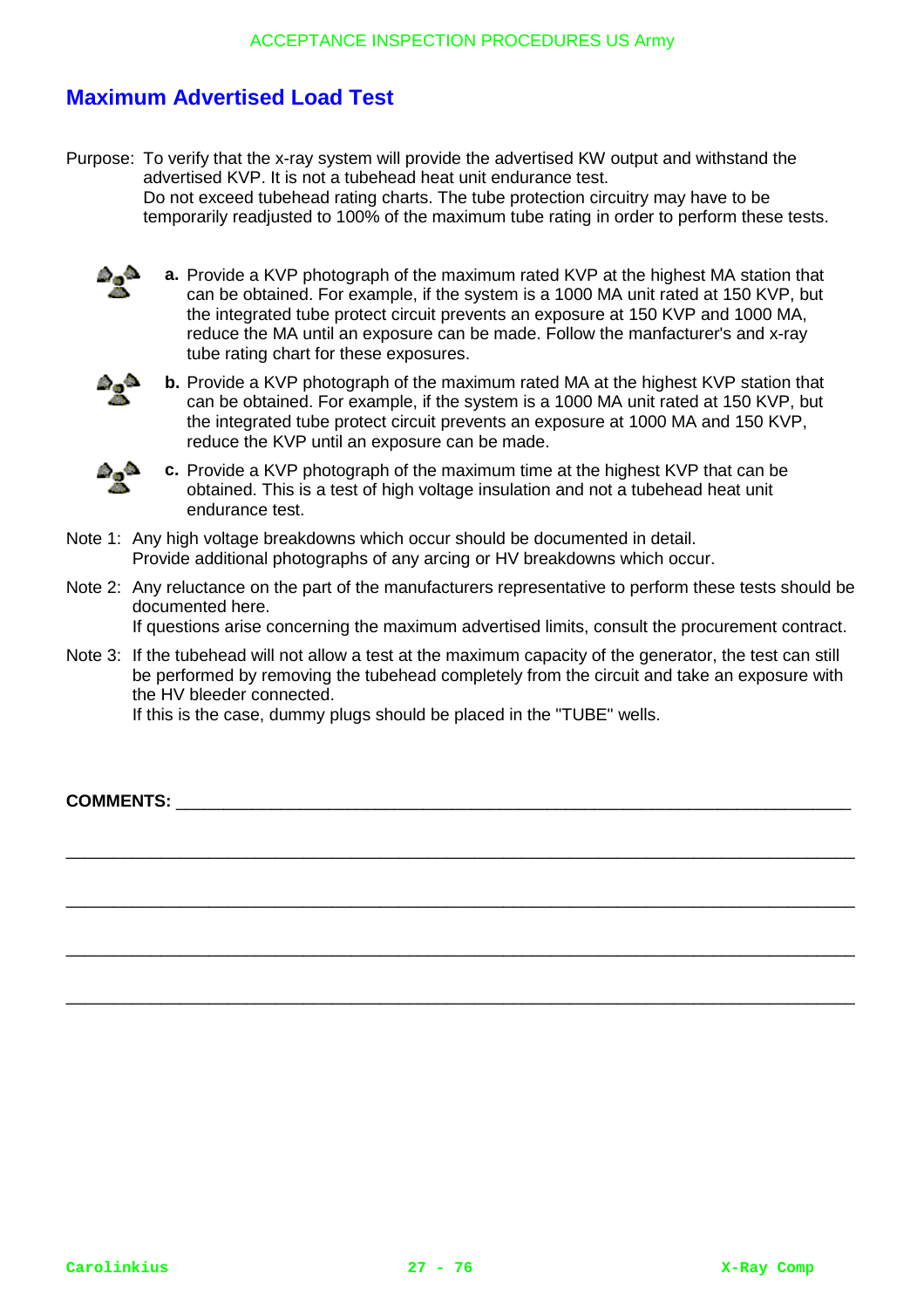## Maximum Advertised Load Test

Purpose: To verify that the x-ray system will provide the advertised KW output and withstand the advertised KVP. It is not a tubehead heat unit endurance test.
Do not exceed tubehead rating charts. The tube protection circuitry may have to be temporarily readjusted to 100% of the maximum tube rating in order to perform these tests.

**a.** Provide a KVP photograph of the maximum rated KVP at the highest MA station that can be obtained. For example, if the system is a 1000 MA unit rated at 150 KVP, but the integrated tube protect circuit prevents an exposure at 150 KVP and 1000 MA, reduce the MA until an exposure can be made. Follow the manfacturer's and x-ray tube rating chart for these exposures.

**b.** Provide a KVP photograph of the maximum rated MA at the highest KVP station that can be obtained. For example, if the system is a 1000 MA unit rated at 150 KVP, but the integrated tube protect circuit prevents an exposure at 1000 MA and 150 KVP, reduce the KVP until an exposure can be made.

**c.** Provide a KVP photograph of the maximum time at the highest KVP that can be obtained. This is a test of high voltage insulation and not a tubehead heat unit endurance test.

Note 1: Any high voltage breakdowns which occur should be documented in detail.
Provide additional photographs of any arcing or HV breakdowns which occur.

Note 2: Any reluctance on the part of the manufacturers representative to perform these tests should be documented here.
If questions arise concerning the maximum advertised limits, consult the procurement contract.

Note 3: If the tubehead will not allow a test at the maximum capacity of the generator, the test can still be performed by removing the tubehead completely from the circuit and take an exposure with the HV bleeder connected.
If this is the case, dummy plugs should be placed in the "TUBE" wells.

**COMMENTS:** ____________________________________________________________

________________________________________________________________________

________________________________________________________________________

________________________________________________________________________

________________________________________________________________________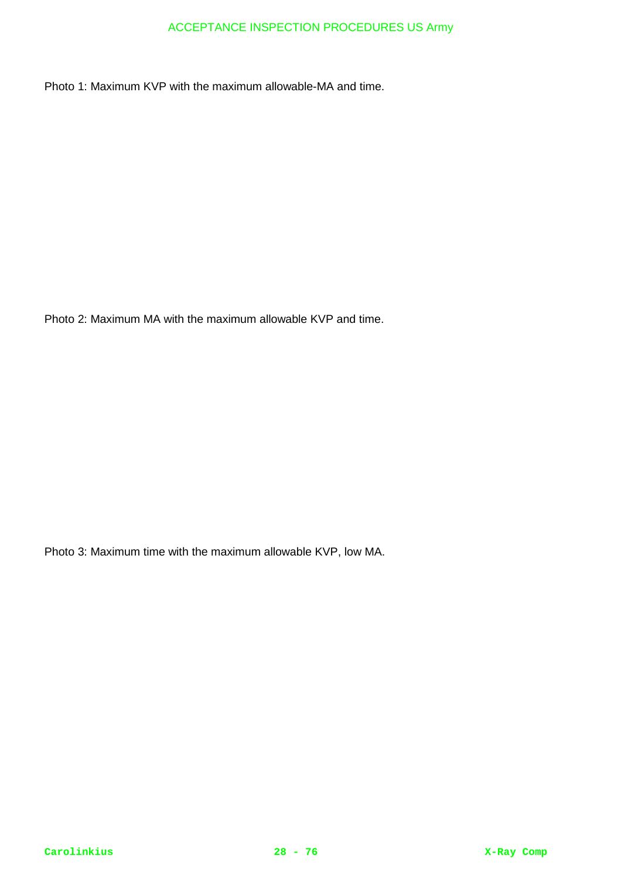Photo 1: Maximum KVP with the maximum allowable-MA and time.

Photo 2: Maximum MA with the maximum allowable KVP and time.

Photo 3: Maximum time with the maximum allowable KVP, low MA.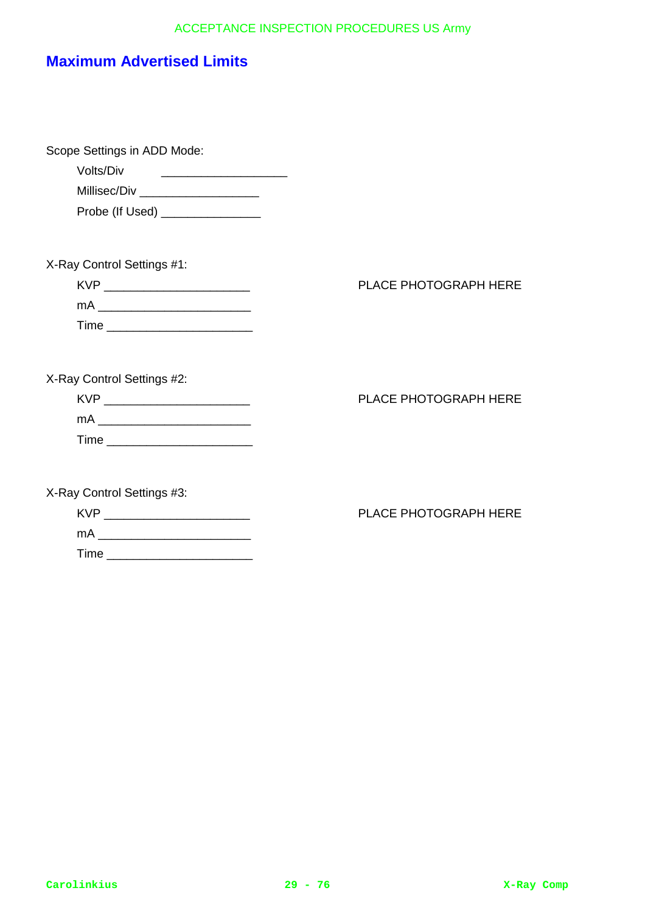## Maximum Advertised Limits

Scope Settings in ADD Mode:

Volts/Div ____________________

Millisec/Div ___________________

Probe (If Used) ________________

X-Ray Control Settings #1:

KVP _______________________

mA ________________________

Time _______________________

PLACE PHOTOGRAPH HERE

X-Ray Control Settings #2:

KVP _______________________

mA ________________________

Time _______________________

PLACE PHOTOGRAPH HERE

X-Ray Control Settings #3:

KVP _______________________

mA ________________________

Time _______________________

PLACE PHOTOGRAPH HERE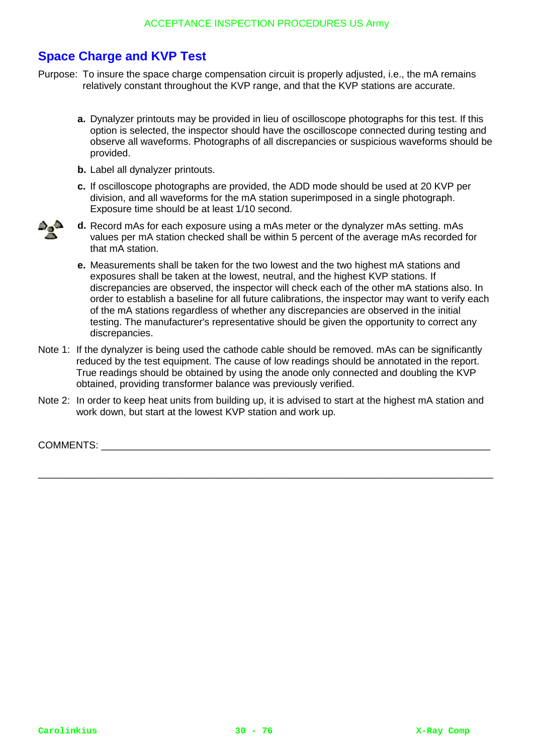## Space Charge and KVP Test

Purpose: To insure the space charge compensation circuit is properly adjusted, i.e., the mA remains relatively constant throughout the KVP range, and that the KVP stations are accurate.

**a.** Dynalyzer printouts may be provided in lieu of oscilloscope photographs for this test. If this option is selected, the inspector should have the oscilloscope connected during testing and observe all waveforms. Photographs of all discrepancies or suspicious waveforms should be provided.

**b.** Label all dynalyzer printouts.

**c.** If oscilloscope photographs are provided, the ADD mode should be used at 20 KVP per division, and all waveforms for the mA station superimposed in a single photograph. Exposure time should be at least 1/10 second.

**d.** Record mAs for each exposure using a mAs meter or the dynalyzer mAs setting. mAs values per mA station checked shall be within 5 percent of the average mAs recorded for that mA station.

**e.** Measurements shall be taken for the two lowest and the two highest mA stations and exposures shall be taken at the lowest, neutral, and the highest KVP stations. If discrepancies are observed, the inspector will check each of the other mA stations also. In order to establish a baseline for all future calibrations, the inspector may want to verify each of the mA stations regardless of whether any discrepancies are observed in the initial testing. The manufacturer's representative should be given the opportunity to correct any discrepancies.

Note 1: If the dynalyzer is being used the cathode cable should be removed. mAs can be significantly reduced by the test equipment. The cause of low readings should be annotated in the report. True readings should be obtained by using the anode only connected and doubling the KVP obtained, providing transformer balance was previously verified.

Note 2: In order to keep heat units from building up, it is advised to start at the highest mA station and work down, but start at the lowest KVP station and work up.

COMMENTS: ______________________________________________________________________

______________________________________________________________________________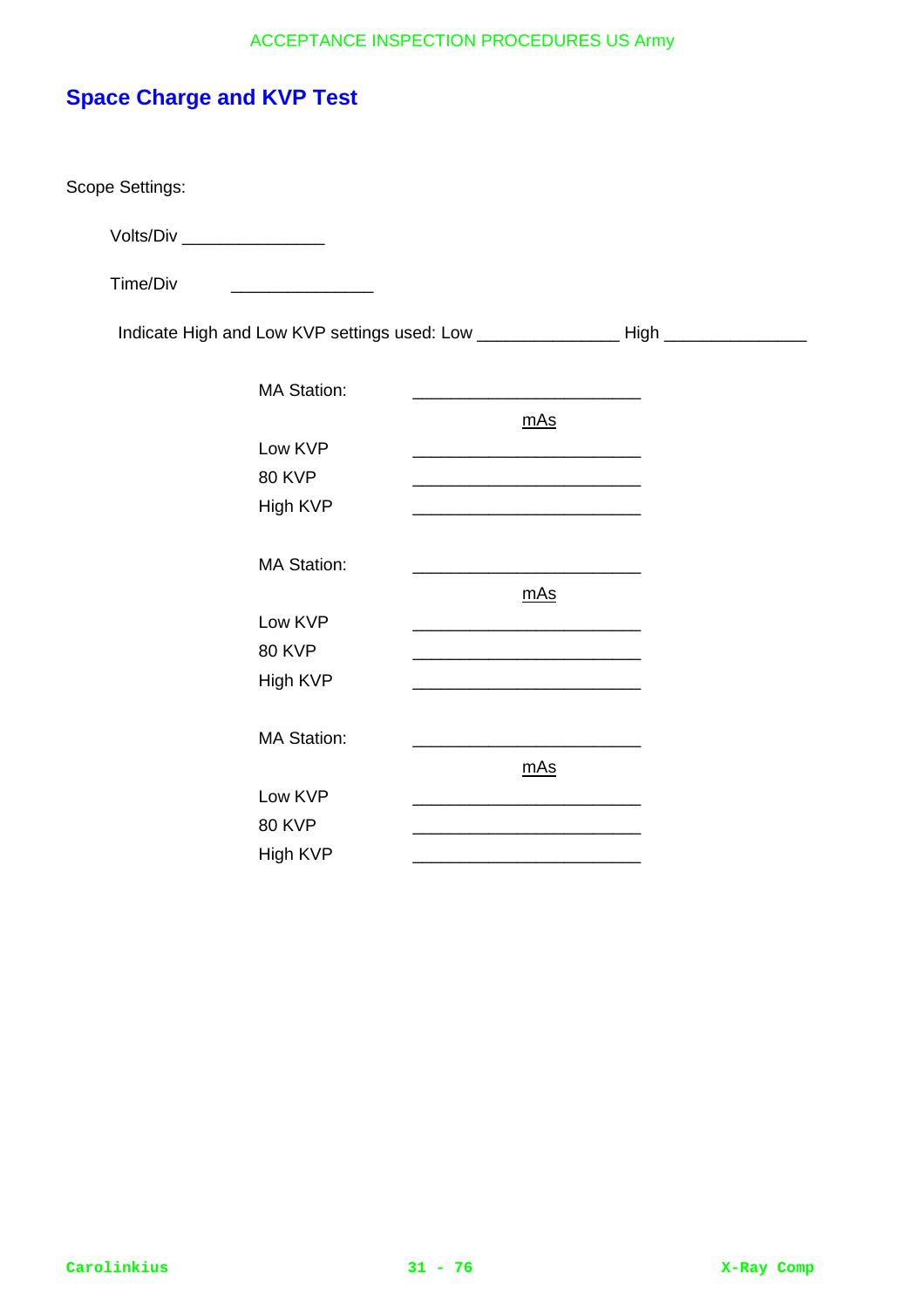## Space Charge and KVP Test

Scope Settings:

Volts/Div _______________

Time/Div _______________

Indicate High and Low KVP settings used: Low _______________ High _______________

MA Station: ________________________

| | mAs |
|---|---|
| Low KVP | ________________________ |
| 80 KVP | ________________________ |
| High KVP | ________________________ |

MA Station: ________________________

| | mAs |
|---|---|
| Low KVP | ________________________ |
| 80 KVP | ________________________ |
| High KVP | ________________________ |

MA Station: ________________________

| | mAs |
|---|---|
| Low KVP | ________________________ |
| 80 KVP | ________________________ |
| High KVP | ________________________ |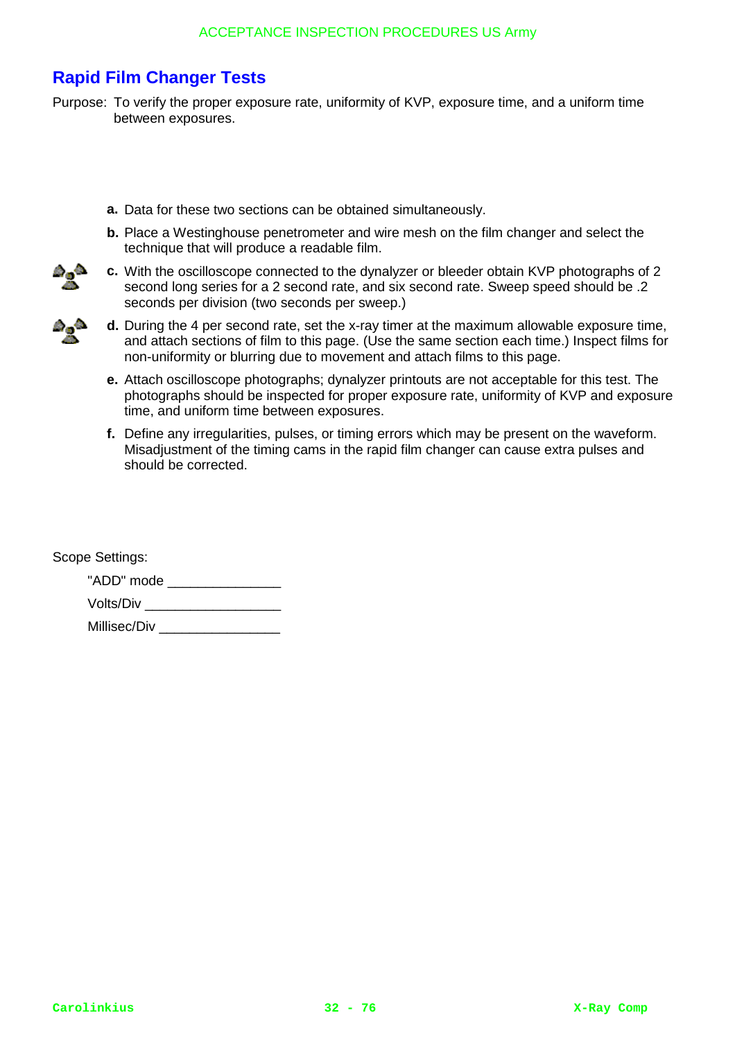## Rapid Film Changer Tests

Purpose: To verify the proper exposure rate, uniformity of KVP, exposure time, and a uniform time between exposures.

**a.** Data for these two sections can be obtained simultaneously.

**b.** Place a Westinghouse penetrometer and wire mesh on the film changer and select the technique that will produce a readable film.

**c.** With the oscilloscope connected to the dynalyzer or bleeder obtain KVP photographs of 2 second long series for a 2 second rate, and six second rate. Sweep speed should be .2 seconds per division (two seconds per sweep.)

**d.** During the 4 per second rate, set the x-ray timer at the maximum allowable exposure time, and attach sections of film to this page. (Use the same section each time.) Inspect films for non-uniformity or blurring due to movement and attach films to this page.

**e.** Attach oscilloscope photographs; dynalyzer printouts are not acceptable for this test. The photographs should be inspected for proper exposure rate, uniformity of KVP and exposure time, and uniform time between exposures.

**f.** Define any irregularities, pulses, or timing errors which may be present on the waveform. Misadjustment of the timing cams in the rapid film changer can cause extra pulses and should be corrected.

Scope Settings:

"ADD" mode _______________

Volts/Div __________________

Millisec/Div ________________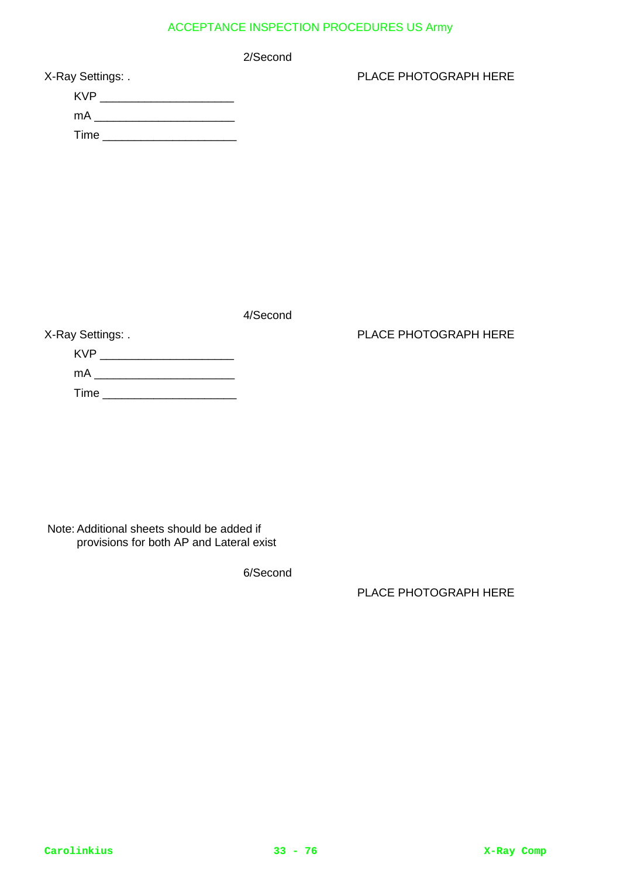2/Second

X-Ray Settings: .

KVP ____________________

mA _____________________

Time ____________________

PLACE PHOTOGRAPH HERE

4/Second

X-Ray Settings: .

KVP ____________________

mA _____________________

Time ____________________

PLACE PHOTOGRAPH HERE

Note: Additional sheets should be added if provisions for both AP and Lateral exist

6/Second

PLACE PHOTOGRAPH HERE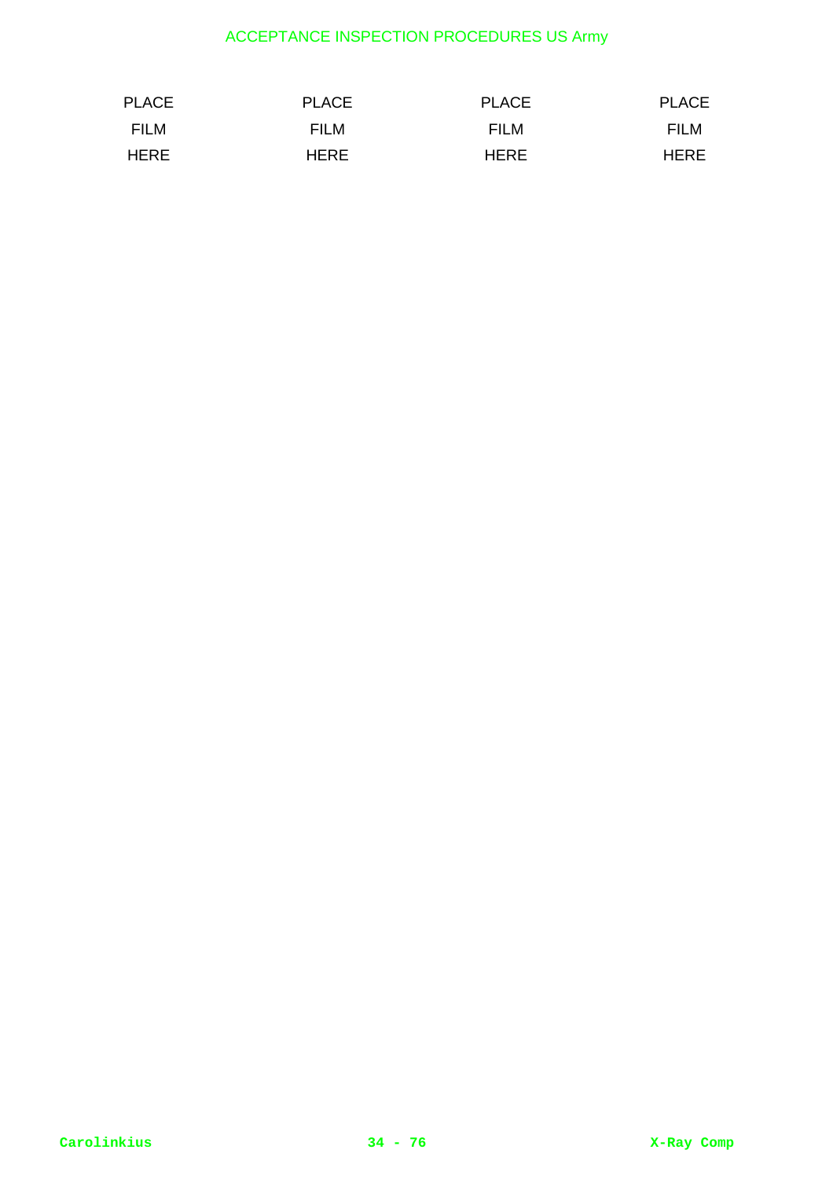| PLACE | PLACE | PLACE | PLACE |
|---|---|---|---|
| FILM | FILM | FILM | FILM |
| HERE | HERE | HERE | HERE |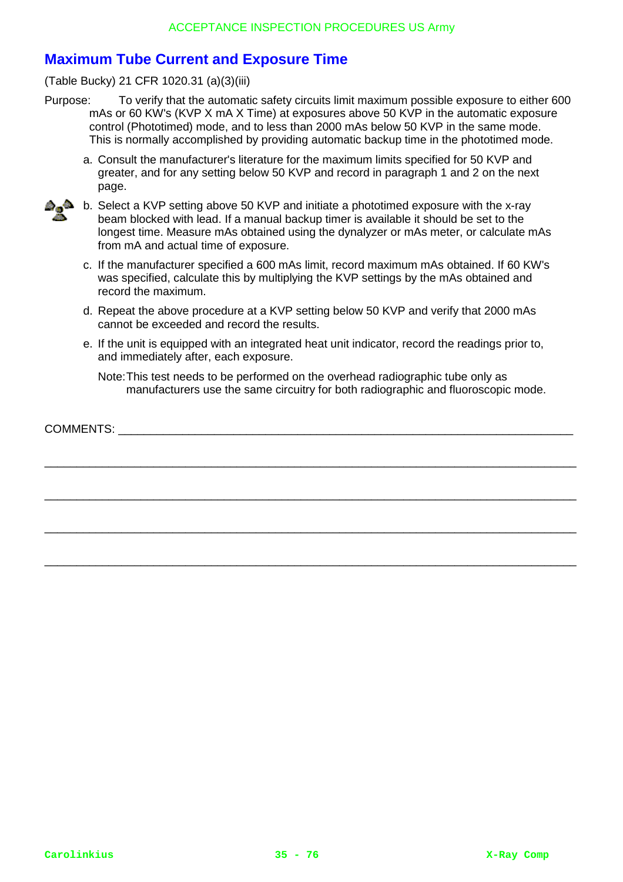## Maximum Tube Current and Exposure Time

(Table Bucky) 21 CFR 1020.31 (a)(3)(iii)

Purpose: To verify that the automatic safety circuits limit maximum possible exposure to either 600 mAs or 60 KW's (KVP X mA X Time) at exposures above 50 KVP in the automatic exposure control (Phototimed) mode, and to less than 2000 mAs below 50 KVP in the same mode. This is normally accomplished by providing automatic backup time in the phototimed mode.

a. Consult the manufacturer's literature for the maximum limits specified for 50 KVP and greater, and for any setting below 50 KVP and record in paragraph 1 and 2 on the next page.

b. Select a KVP setting above 50 KVP and initiate a phototimed exposure with the x-ray beam blocked with lead. If a manual backup timer is available it should be set to the longest time. Measure mAs obtained using the dynalyzer or mAs meter, or calculate mAs from mA and actual time of exposure.

c. If the manufacturer specified a 600 mAs limit, record maximum mAs obtained. If 60 KW's was specified, calculate this by multiplying the KVP settings by the mAs obtained and record the maximum.

d. Repeat the above procedure at a KVP setting below 50 KVP and verify that 2000 mAs cannot be exceeded and record the results.

e. If the unit is equipped with an integrated heat unit indicator, record the readings prior to, and immediately after, each exposure.

Note: This test needs to be performed on the overhead radiographic tube only as manufacturers use the same circuitry for both radiographic and fluoroscopic mode.

COMMENTS: ____________________________________________________________________

______________________________________________________________________________

______________________________________________________________________________

______________________________________________________________________________

______________________________________________________________________________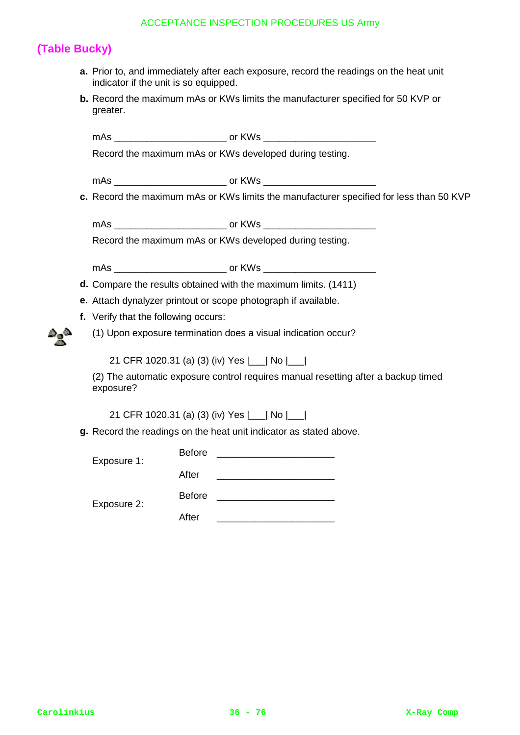## (Table Bucky)

**a.** Prior to, and immediately after each exposure, record the readings on the heat unit indicator if the unit is so equipped.

**b.** Record the maximum mAs or KWs limits the manufacturer specified for 50 KVP or greater.

mAs ____________________ or KWs ____________________

Record the maximum mAs or KWs developed during testing.

mAs ____________________ or KWs ____________________

**c.** Record the maximum mAs or KWs limits the manufacturer specified for less than 50 KVP

mAs ____________________ or KWs ____________________

Record the maximum mAs or KWs developed during testing.

mAs ____________________ or KWs ____________________

**d.** Compare the results obtained with the maximum limits. (1411)

**e.** Attach dynalyzer printout or scope photograph if available.

**f.** Verify that the following occurs:

(1) Upon exposure termination does a visual indication occur?

21 CFR 1020.31 (a) (3) (iv) Yes |___| No |___|

(2) The automatic exposure control requires manual resetting after a backup timed exposure?

21 CFR 1020.31 (a) (3) (iv) Yes |___| No |___|

**g.** Record the readings on the heat unit indicator as stated above.

| | | |
|---|---|---|
| Exposure 1: | Before | ____________________ |
| | After | ____________________ |
| Exposure 2: | Before | ____________________ |
| | After | ____________________ |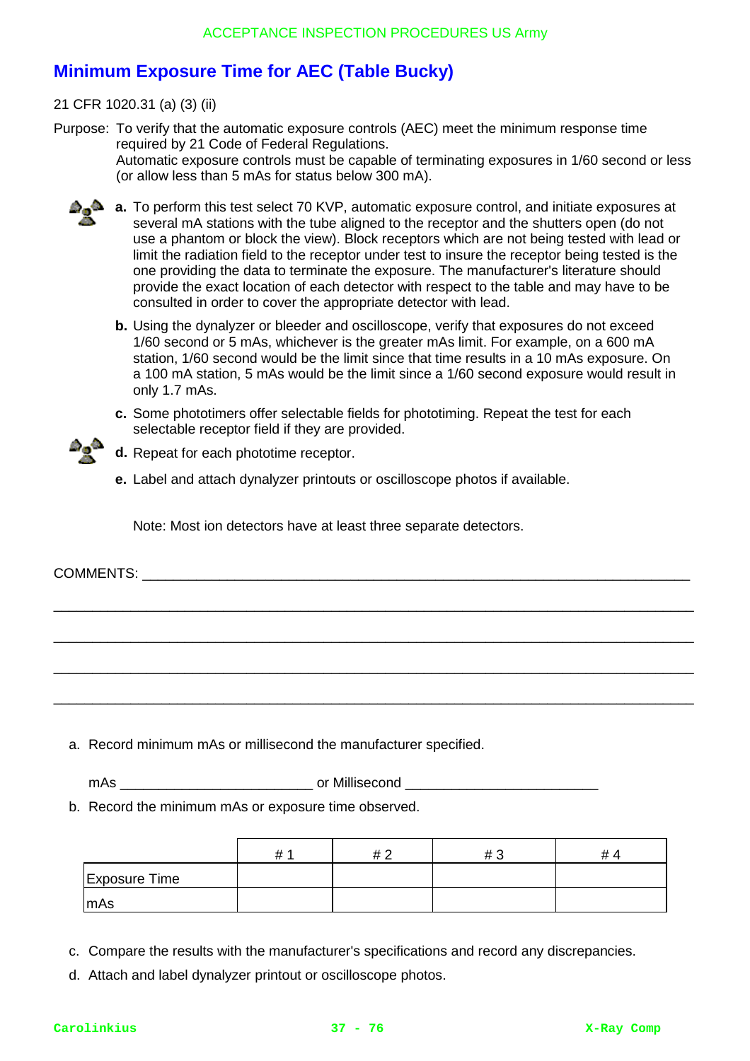## Minimum Exposure Time for AEC (Table Bucky)

21 CFR 1020.31 (a) (3) (ii)

Purpose: To verify that the automatic exposure controls (AEC) meet the minimum response time required by 21 Code of Federal Regulations.
Automatic exposure controls must be capable of terminating exposures in 1/60 second or less (or allow less than 5 mAs for status below 300 mA).

**a.** To perform this test select 70 KVP, automatic exposure control, and initiate exposures at several mA stations with the tube aligned to the receptor and the shutters open (do not use a phantom or block the view). Block receptors which are not being tested with lead or limit the radiation field to the receptor under test to insure the receptor being tested is the one providing the data to terminate the exposure. The manufacturer's literature should provide the exact location of each detector with respect to the table and may have to be consulted in order to cover the appropriate detector with lead.

**b.** Using the dynalyzer or bleeder and oscilloscope, verify that exposures do not exceed 1/60 second or 5 mAs, whichever is the greater mAs limit. For example, on a 600 mA station, 1/60 second would be the limit since that time results in a 10 mAs exposure. On a 100 mA station, 5 mAs would be the limit since a 1/60 second exposure would result in only 1.7 mAs.

**c.** Some phototimers offer selectable fields for phototiming. Repeat the test for each selectable receptor field if they are provided.

**d.** Repeat for each phototime receptor.

**e.** Label and attach dynalyzer printouts or oscilloscope photos if available.

Note: Most ion detectors have at least three separate detectors.

COMMENTS: ____________________________________________________________

____________________________________________________________

____________________________________________________________

____________________________________________________________

____________________________________________________________

a. Record minimum mAs or millisecond the manufacturer specified.

mAs ________________________ or Millisecond ________________________

b. Record the minimum mAs or exposure time observed.

| | # 1 | # 2 | # 3 | # 4 |
|---|---|---|---|---|
| Exposure Time | | | | |
| mAs | | | | |

c. Compare the results with the manufacturer's specifications and record any discrepancies.

d. Attach and label dynalyzer printout or oscilloscope photos.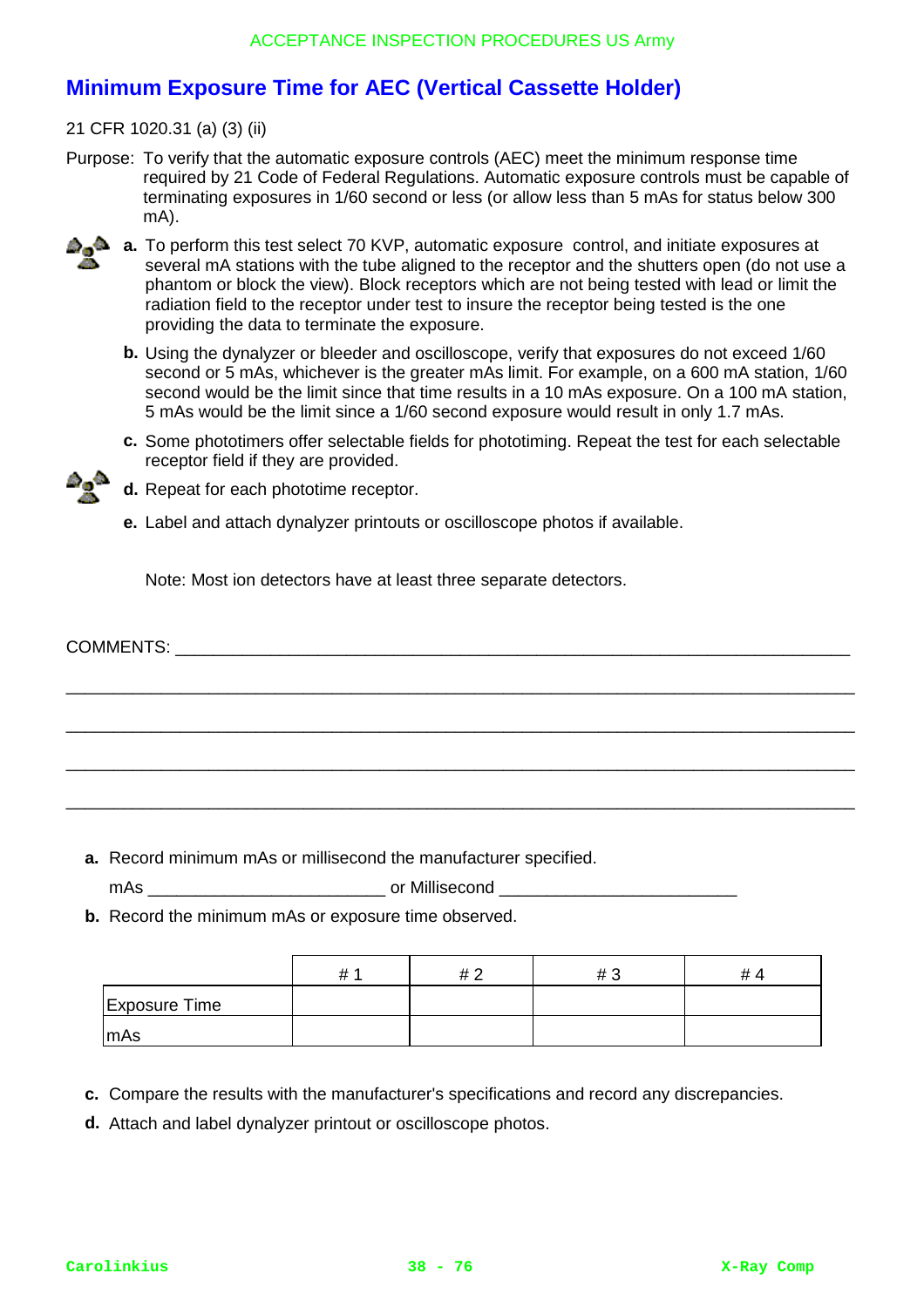## Minimum Exposure Time for AEC (Vertical Cassette Holder)

21 CFR 1020.31 (a) (3) (ii)

Purpose: To verify that the automatic exposure controls (AEC) meet the minimum response time required by 21 Code of Federal Regulations. Automatic exposure controls must be capable of terminating exposures in 1/60 second or less (or allow less than 5 mAs for status below 300 mA).

**a.** To perform this test select 70 KVP, automatic exposure control, and initiate exposures at several mA stations with the tube aligned to the receptor and the shutters open (do not use a phantom or block the view). Block receptors which are not being tested with lead or limit the radiation field to the receptor under test to insure the receptor being tested is the one providing the data to terminate the exposure.

**b.** Using the dynalyzer or bleeder and oscilloscope, verify that exposures do not exceed 1/60 second or 5 mAs, whichever is the greater mAs limit. For example, on a 600 mA station, 1/60 second would be the limit since that time results in a 10 mAs exposure. On a 100 mA station, 5 mAs would be the limit since a 1/60 second exposure would result in only 1.7 mAs.

**c.** Some phototimers offer selectable fields for phototiming. Repeat the test for each selectable receptor field if they are provided.

**d.** Repeat for each phototime receptor.

**e.** Label and attach dynalyzer printouts or oscilloscope photos if available.

Note: Most ion detectors have at least three separate detectors.

COMMENTS: ___________________________________________________________________________

___________________________________________________________________________

___________________________________________________________________________

___________________________________________________________________________

___________________________________________________________________________

**a.** Record minimum mAs or millisecond the manufacturer specified.

mAs ________________________ or Millisecond ________________________

**b.** Record the minimum mAs or exposure time observed.

| | # 1 | # 2 | # 3 | # 4 |
|---|---|---|---|---|
| Exposure Time | | | | |
| mAs | | | | |

**c.** Compare the results with the manufacturer's specifications and record any discrepancies.

**d.** Attach and label dynalyzer printout or oscilloscope photos.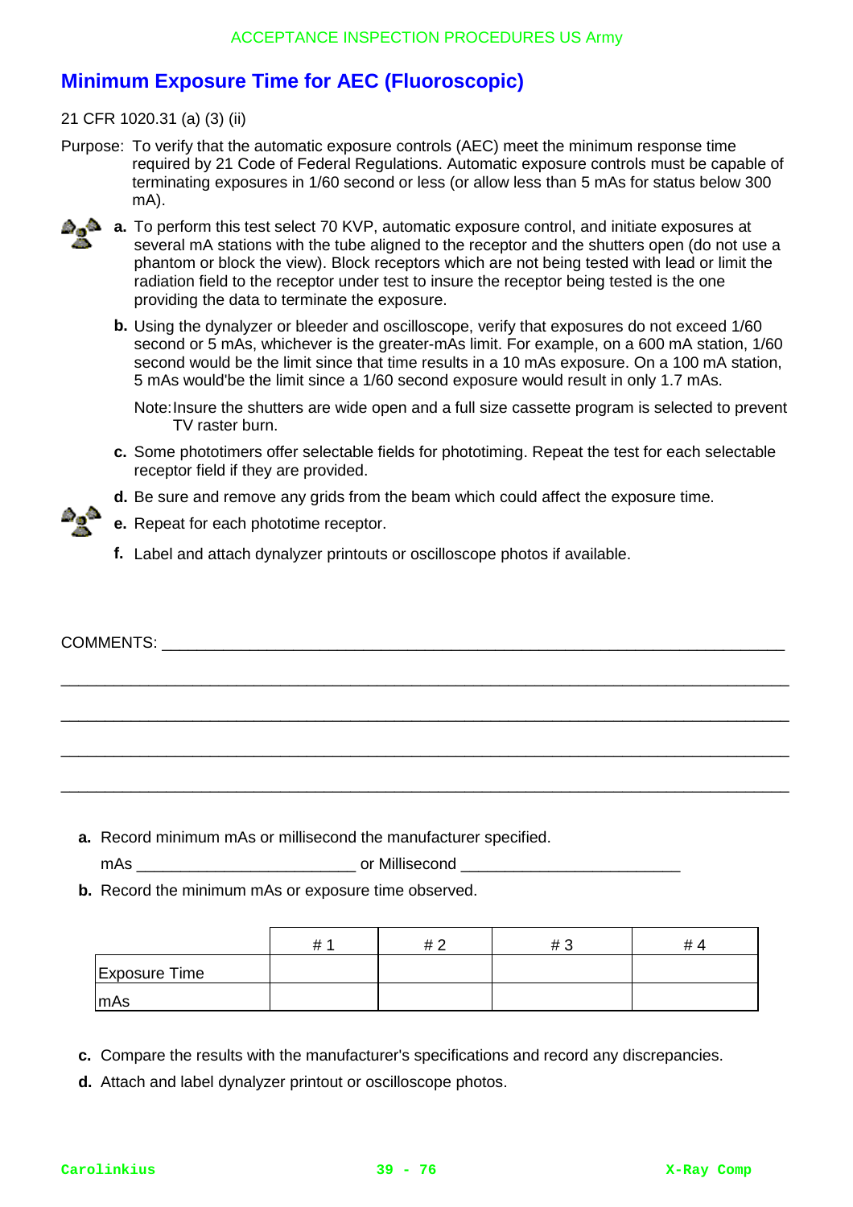# Minimum Exposure Time for AEC (Fluoroscopic)

21 CFR 1020.31 (a) (3) (ii)

Purpose: To verify that the automatic exposure controls (AEC) meet the minimum response time required by 21 Code of Federal Regulations. Automatic exposure controls must be capable of terminating exposures in 1/60 second or less (or allow less than 5 mAs for status below 300 mA).

**a.** To perform this test select 70 KVP, automatic exposure control, and initiate exposures at several mA stations with the tube aligned to the receptor and the shutters open (do not use a phantom or block the view). Block receptors which are not being tested with lead or limit the radiation field to the receptor under test to insure the receptor being tested is the one providing the data to terminate the exposure.

**b.** Using the dynalyzer or bleeder and oscilloscope, verify that exposures do not exceed 1/60 second or 5 mAs, whichever is the greater-mAs limit. For example, on a 600 mA station, 1/60 second would be the limit since that time results in a 10 mAs exposure. On a 100 mA station, 5 mAs would'be the limit since a 1/60 second exposure would result in only 1.7 mAs.

Note: Insure the shutters are wide open and a full size cassette program is selected to prevent TV raster burn.

**c.** Some phototimers offer selectable fields for phototiming. Repeat the test for each selectable receptor field if they are provided.

**d.** Be sure and remove any grids from the beam which could affect the exposure time.

**e.** Repeat for each phototime receptor.

**f.** Label and attach dynalyzer printouts or oscilloscope photos if available.

COMMENTS: ___________________________________________________________________________

_______________________________________________________________________________

_______________________________________________________________________________

_______________________________________________________________________________

_______________________________________________________________________________

**a.** Record minimum mAs or millisecond the manufacturer specified.

mAs ________________________ or Millisecond ________________________

**b.** Record the minimum mAs or exposure time observed.

| | # 1 | # 2 | # 3 | # 4 |
|---|---|---|---|---|
| Exposure Time | | | | |
| mAs | | | | |

**c.** Compare the results with the manufacturer's specifications and record any discrepancies.

**d.** Attach and label dynalyzer printout or oscilloscope photos.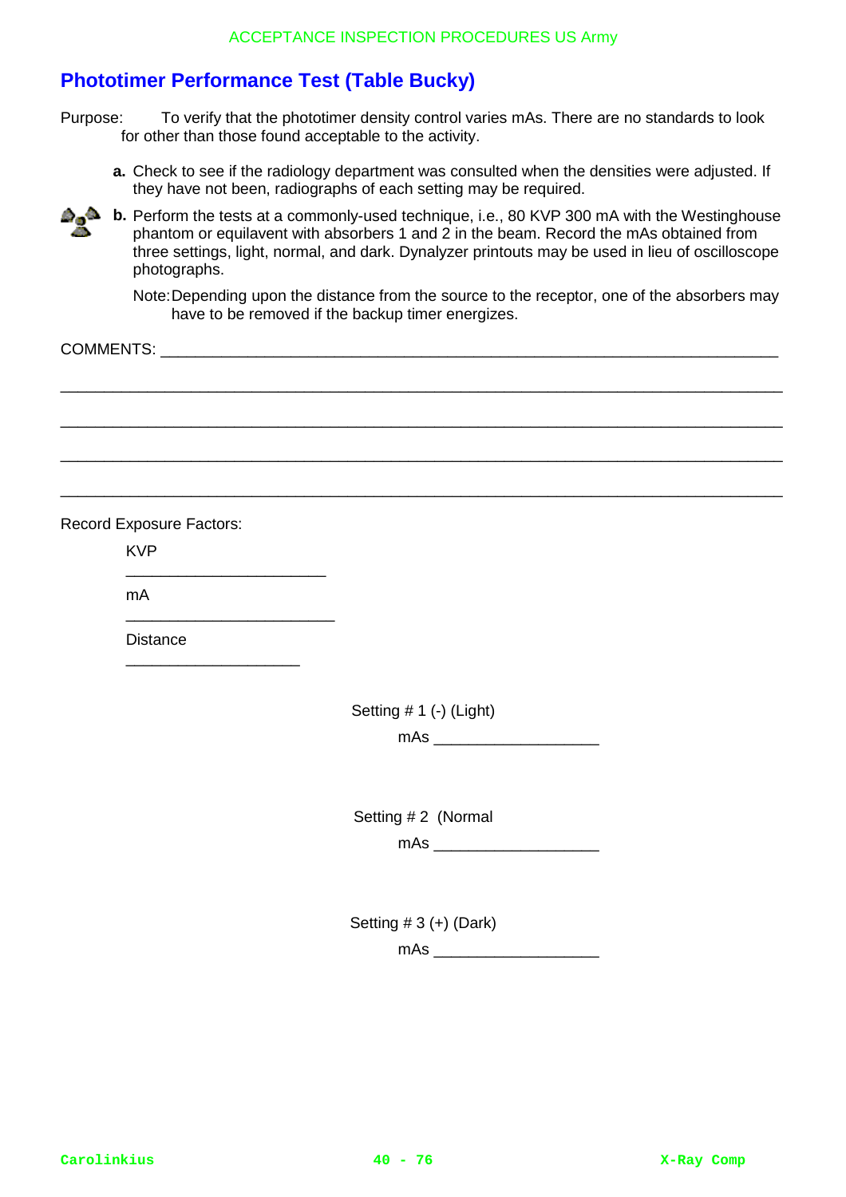## Phototimer Performance Test (Table Bucky)

Purpose: To verify that the phototimer density control varies mAs. There are no standards to look for other than those found acceptable to the activity.

**a.** Check to see if the radiology department was consulted when the densities were adjusted. If they have not been, radiographs of each setting may be required.

**b.** Perform the tests at a commonly-used technique, i.e., 80 KVP 300 mA with the Westinghouse phantom or equilavent with absorbers 1 and 2 in the beam. Record the mAs obtained from three settings, light, normal, and dark. Dynalyzer printouts may be used in lieu of oscilloscope photographs.

Note: Depending upon the distance from the source to the receptor, one of the absorbers may have to be removed if the backup timer energizes.

COMMENTS: ______________________________________________________________________

______________________________________________________________________

______________________________________________________________________

______________________________________________________________________

______________________________________________________________________

Record Exposure Factors:

KVP

______________________

mA

______________________

Distance

____________________

Setting # 1 (-) (Light)

mAs ___________________

Setting # 2 (Normal

mAs ___________________

Setting # 3 (+) (Dark)

mAs ___________________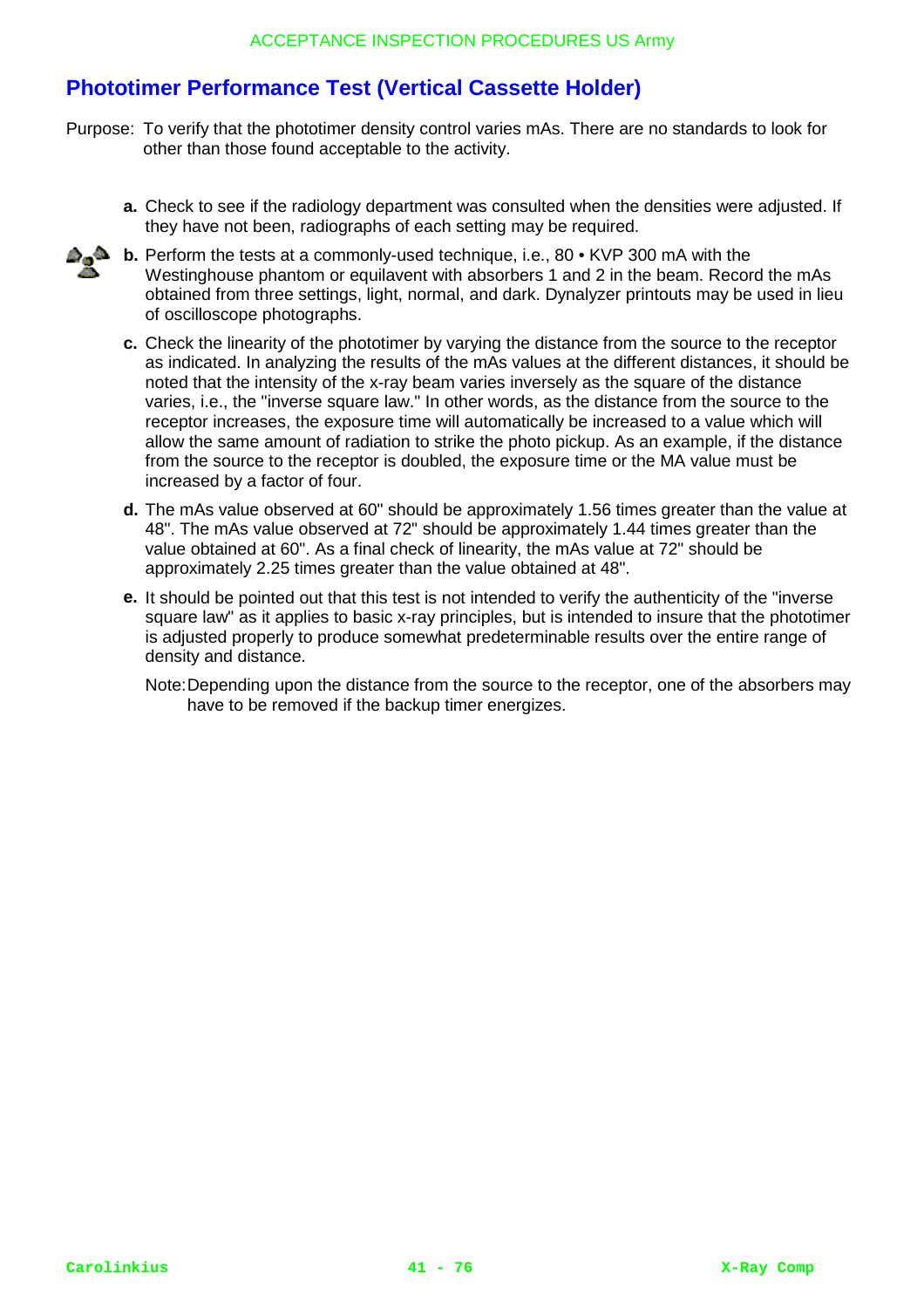## Phototimer Performance Test (Vertical Cassette Holder)

Purpose: To verify that the phototimer density control varies mAs. There are no standards to look for other than those found acceptable to the activity.

**a.** Check to see if the radiology department was consulted when the densities were adjusted. If they have not been, radiographs of each setting may be required.

**b.** Perform the tests at a commonly-used technique, i.e., 80 • KVP 300 mA with the Westinghouse phantom or equilavent with absorbers 1 and 2 in the beam. Record the mAs obtained from three settings, light, normal, and dark. Dynalyzer printouts may be used in lieu of oscilloscope photographs.

**c.** Check the linearity of the phototimer by varying the distance from the source to the receptor as indicated. In analyzing the results of the mAs values at the different distances, it should be noted that the intensity of the x-ray beam varies inversely as the square of the distance varies, i.e., the "inverse square law." In other words, as the distance from the source to the receptor increases, the exposure time will automatically be increased to a value which will allow the same amount of radiation to strike the photo pickup. As an example, if the distance from the source to the receptor is doubled, the exposure time or the MA value must be increased by a factor of four.

**d.** The mAs value observed at 60" should be approximately 1.56 times greater than the value at 48". The mAs value observed at 72" should be approximately 1.44 times greater than the value obtained at 60". As a final check of linearity, the mAs value at 72" should be approximately 2.25 times greater than the value obtained at 48".

**e.** It should be pointed out that this test is not intended to verify the authenticity of the "inverse square law" as it applies to basic x-ray principles, but is intended to insure that the phototimer is adjusted properly to produce somewhat predeterminable results over the entire range of density and distance.

Note: Depending upon the distance from the source to the receptor, one of the absorbers may have to be removed if the backup timer energizes.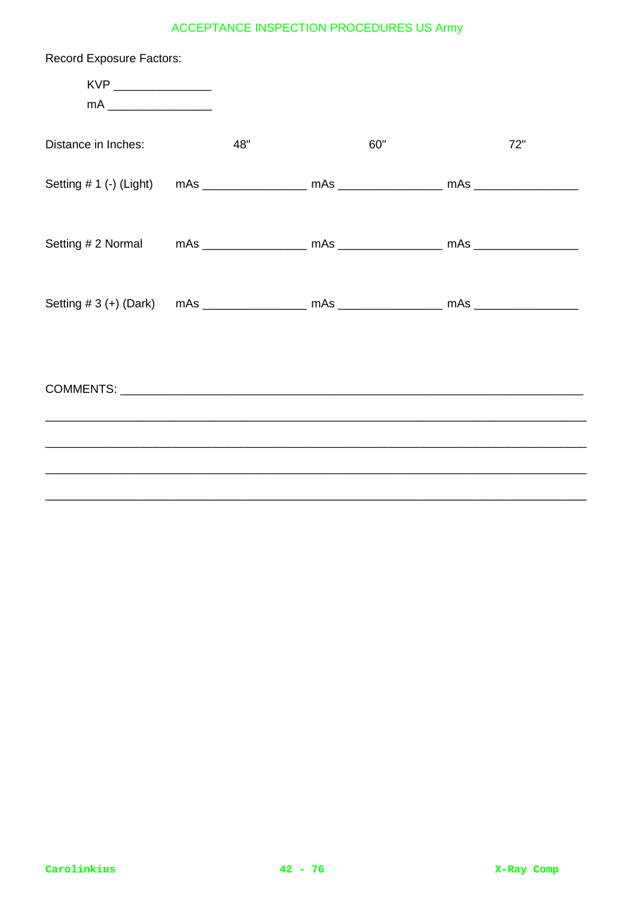Record Exposure Factors:

KVP _______________

mA ________________

| Distance in Inches: | 48" | 60" | 72" |
|---|---|---|---|
| Setting # 1 (-) (Light) | mAs _______________ | mAs _______________ | mAs _______________ |
| Setting # 2 Normal | mAs _______________ | mAs _______________ | mAs _______________ |
| Setting # 3 (+) (Dark) | mAs _______________ | mAs _______________ | mAs _______________ |

COMMENTS: ______________________________________________________________________

________________________________________________________________________________

________________________________________________________________________________

________________________________________________________________________________

________________________________________________________________________________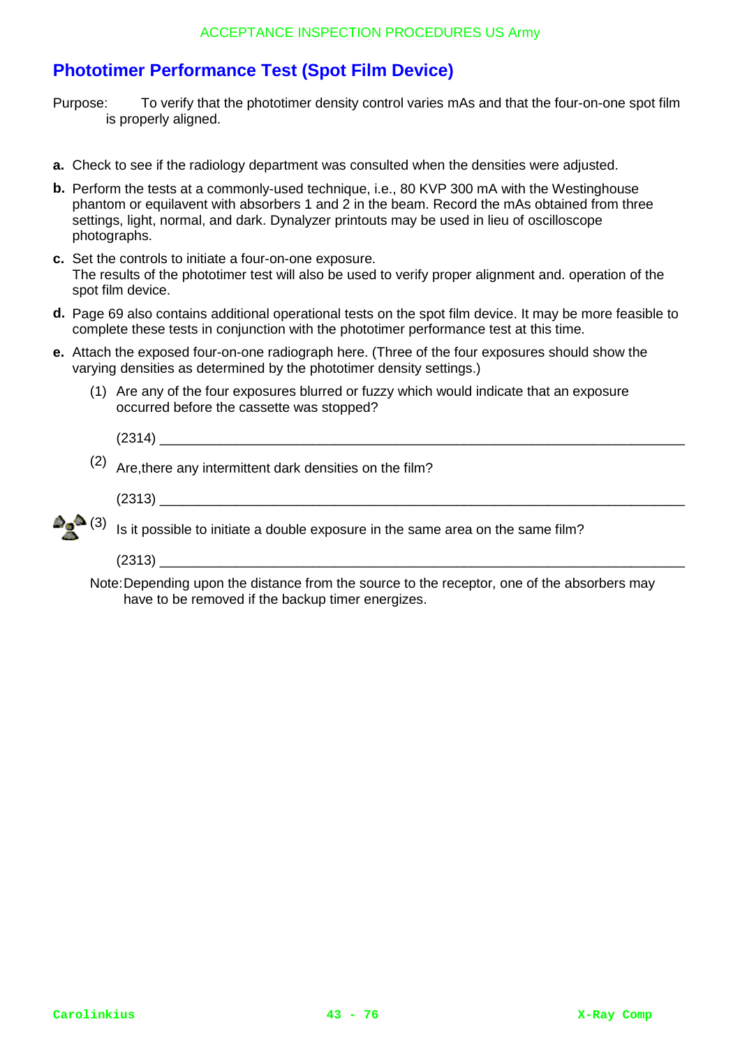## Phototimer Performance Test (Spot Film Device)

Purpose: To verify that the phototimer density control varies mAs and that the four-on-one spot film is properly aligned.

**a.** Check to see if the radiology department was consulted when the densities were adjusted.

**b.** Perform the tests at a commonly-used technique, i.e., 80 KVP 300 mA with the Westinghouse phantom or equilavent with absorbers 1 and 2 in the beam. Record the mAs obtained from three settings, light, normal, and dark. Dynalyzer printouts may be used in lieu of oscilloscope photographs.

**c.** Set the controls to initiate a four-on-one exposure. The results of the phototimer test will also be used to verify proper alignment and. operation of the spot film device.

**d.** Page 69 also contains additional operational tests on the spot film device. It may be more feasible to complete these tests in conjunction with the phototimer performance test at this time.

**e.** Attach the exposed four-on-one radiograph here. (Three of the four exposures should show the varying densities as determined by the phototimer density settings.)

(1) Are any of the four exposures blurred or fuzzy which would indicate that an exposure occurred before the cassette was stopped?

(2314) ______________________________________________________________________

(2) Are,there any intermittent dark densities on the film?

(2313) ______________________________________________________________________

(3) Is it possible to initiate a double exposure in the same area on the same film?

(2313) ______________________________________________________________________

Note: Depending upon the distance from the source to the receptor, one of the absorbers may have to be removed if the backup timer energizes.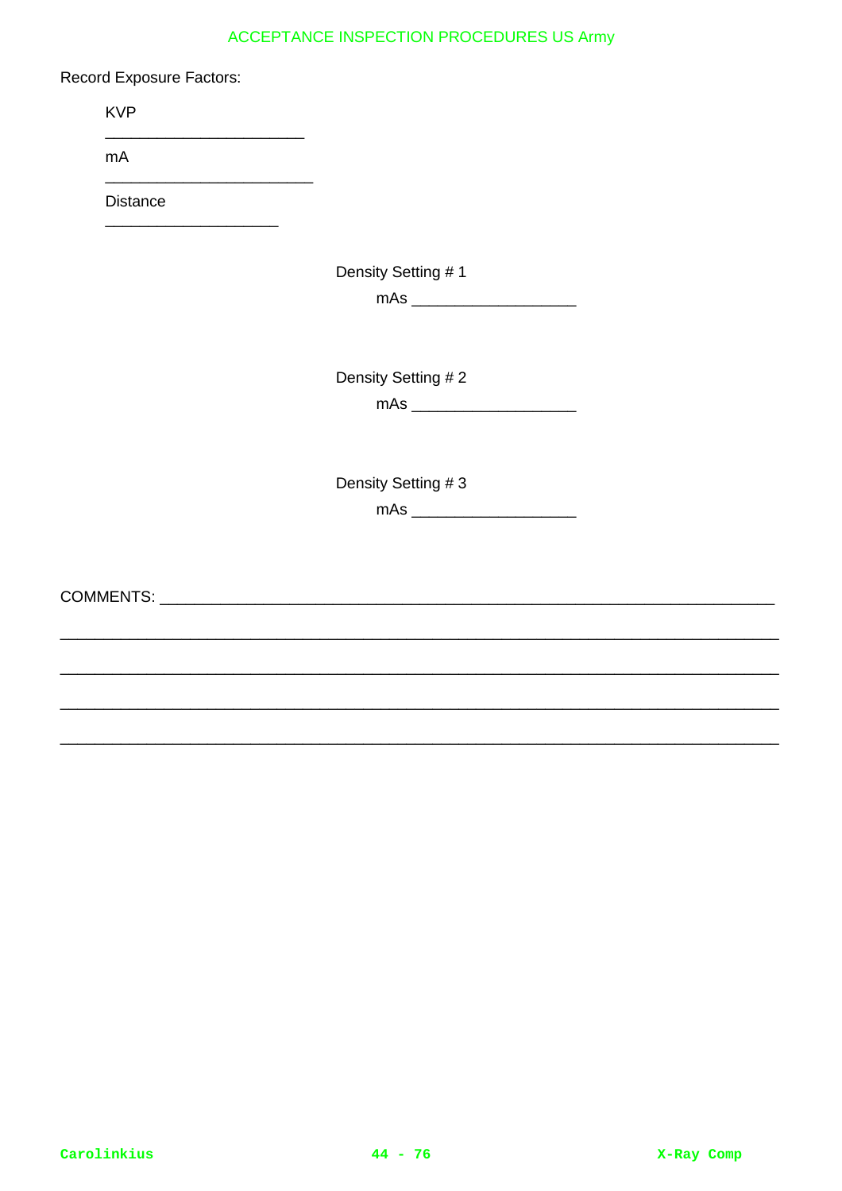Record Exposure Factors:

KVP

______________________

mA

_______________________

Distance

___________________

Density Setting # 1

mAs __________________

Density Setting # 2

mAs __________________

Density Setting # 3

mAs __________________

COMMENTS: ______________________________________________________________________

________________________________________________________________________________

________________________________________________________________________________

________________________________________________________________________________

________________________________________________________________________________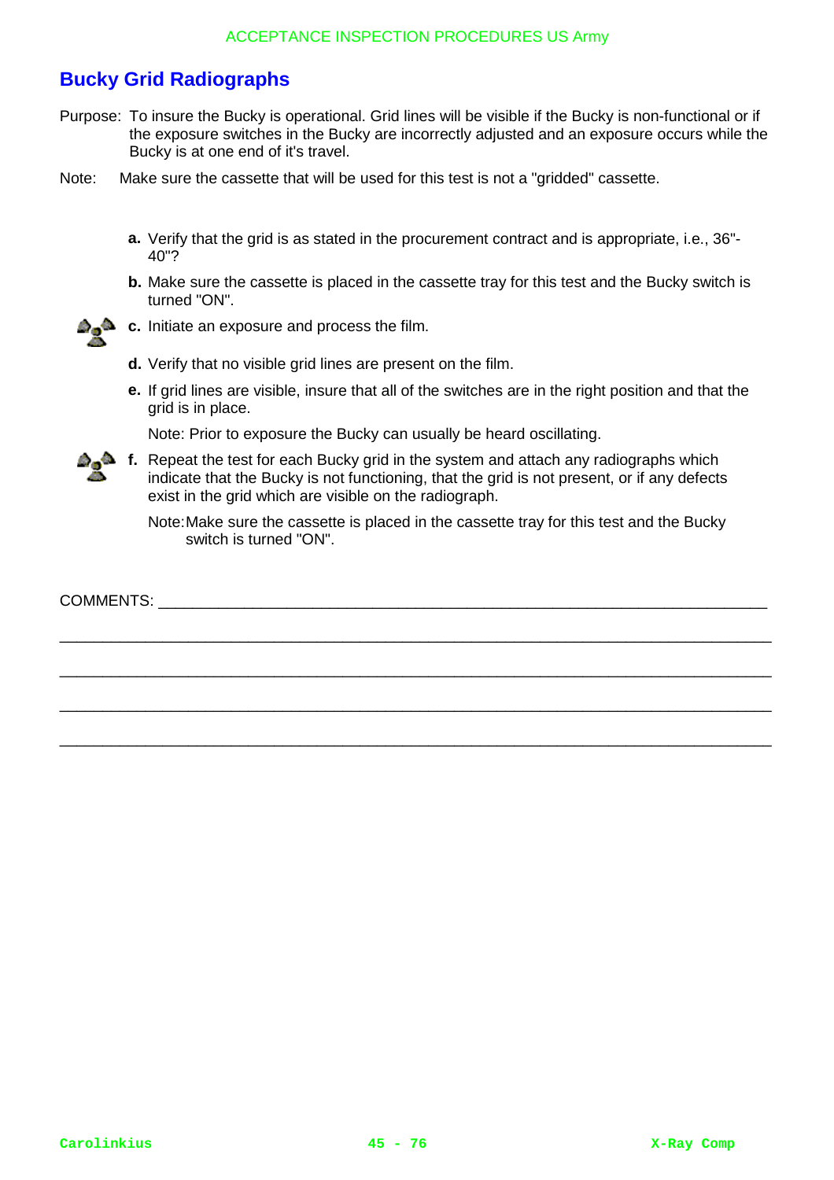## Bucky Grid Radiographs

Purpose: To insure the Bucky is operational. Grid lines will be visible if the Bucky is non-functional or if the exposure switches in the Bucky are incorrectly adjusted and an exposure occurs while the Bucky is at one end of it's travel.

Note: Make sure the cassette that will be used for this test is not a "gridded" cassette.

**a.** Verify that the grid is as stated in the procurement contract and is appropriate, i.e., 36"-40"?

**b.** Make sure the cassette is placed in the cassette tray for this test and the Bucky switch is turned "ON".

**c.** Initiate an exposure and process the film.

**d.** Verify that no visible grid lines are present on the film.

**e.** If grid lines are visible, insure that all of the switches are in the right position and that the grid is in place.

Note: Prior to exposure the Bucky can usually be heard oscillating.

**f.** Repeat the test for each Bucky grid in the system and attach any radiographs which indicate that the Bucky is not functioning, that the grid is not present, or if any defects exist in the grid which are visible on the radiograph.

Note: Make sure the cassette is placed in the cassette tray for this test and the Bucky switch is turned "ON".

COMMENTS: ___________________________________________________________________________

______________________________________________________________________________

______________________________________________________________________________

______________________________________________________________________________

______________________________________________________________________________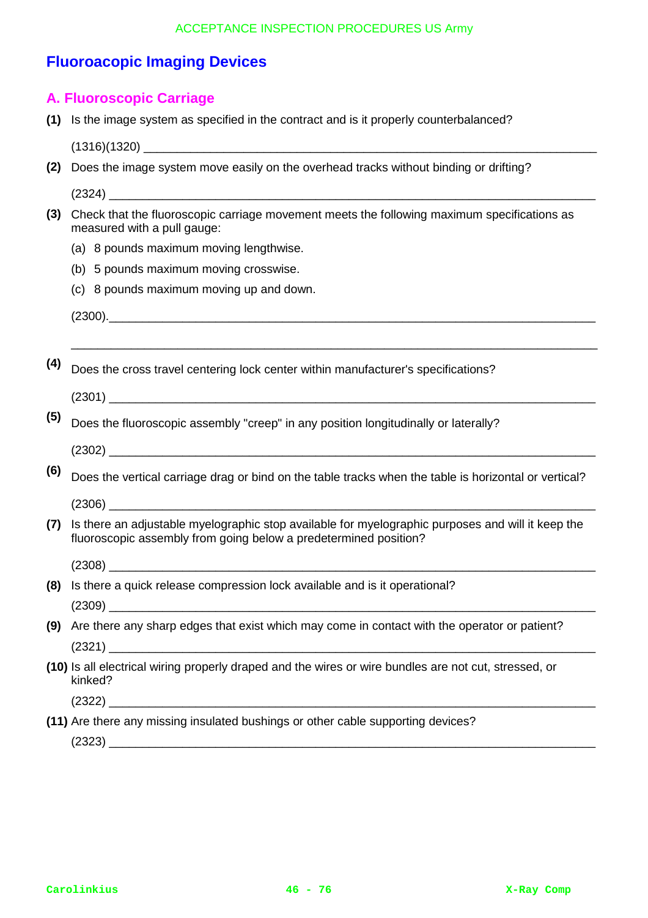# Fluoroacopic Imaging Devices

## A. Fluoroscopic Carriage

**(1)** Is the image system as specified in the contract and is it properly counterbalanced?

(1316)(1320) ______________________________________________________________________

**(2)** Does the image system move easily on the overhead tracks without binding or drifting?

(2324) ______________________________________________________________________

**(3)** Check that the fluoroscopic carriage movement meets the following maximum specifications as measured with a pull gauge:

(a) 8 pounds maximum moving lengthwise.

(b) 5 pounds maximum moving crosswise.

(c) 8 pounds maximum moving up and down.

(2300).______________________________________________________________________

______________________________________________________________________

**(4)** Does the cross travel centering lock center within manufacturer's specifications?

(2301) ______________________________________________________________________

**(5)** Does the fluoroscopic assembly "creep" in any position longitudinally or laterally?

(2302) ______________________________________________________________________

**(6)** Does the vertical carriage drag or bind on the table tracks when the table is horizontal or vertical?

(2306) ______________________________________________________________________

**(7)** Is there an adjustable myelographic stop available for myelographic purposes and will it keep the fluoroscopic assembly from going below a predetermined position?

(2308) ______________________________________________________________________

**(8)** Is there a quick release compression lock available and is it operational?

(2309) ______________________________________________________________________

**(9)** Are there any sharp edges that exist which may come in contact with the operator or patient?

(2321) ______________________________________________________________________

**(10)** Is all electrical wiring properly draped and the wires or wire bundles are not cut, stressed, or kinked?

(2322) ______________________________________________________________________

**(11)** Are there any missing insulated bushings or other cable supporting devices?

(2323) ______________________________________________________________________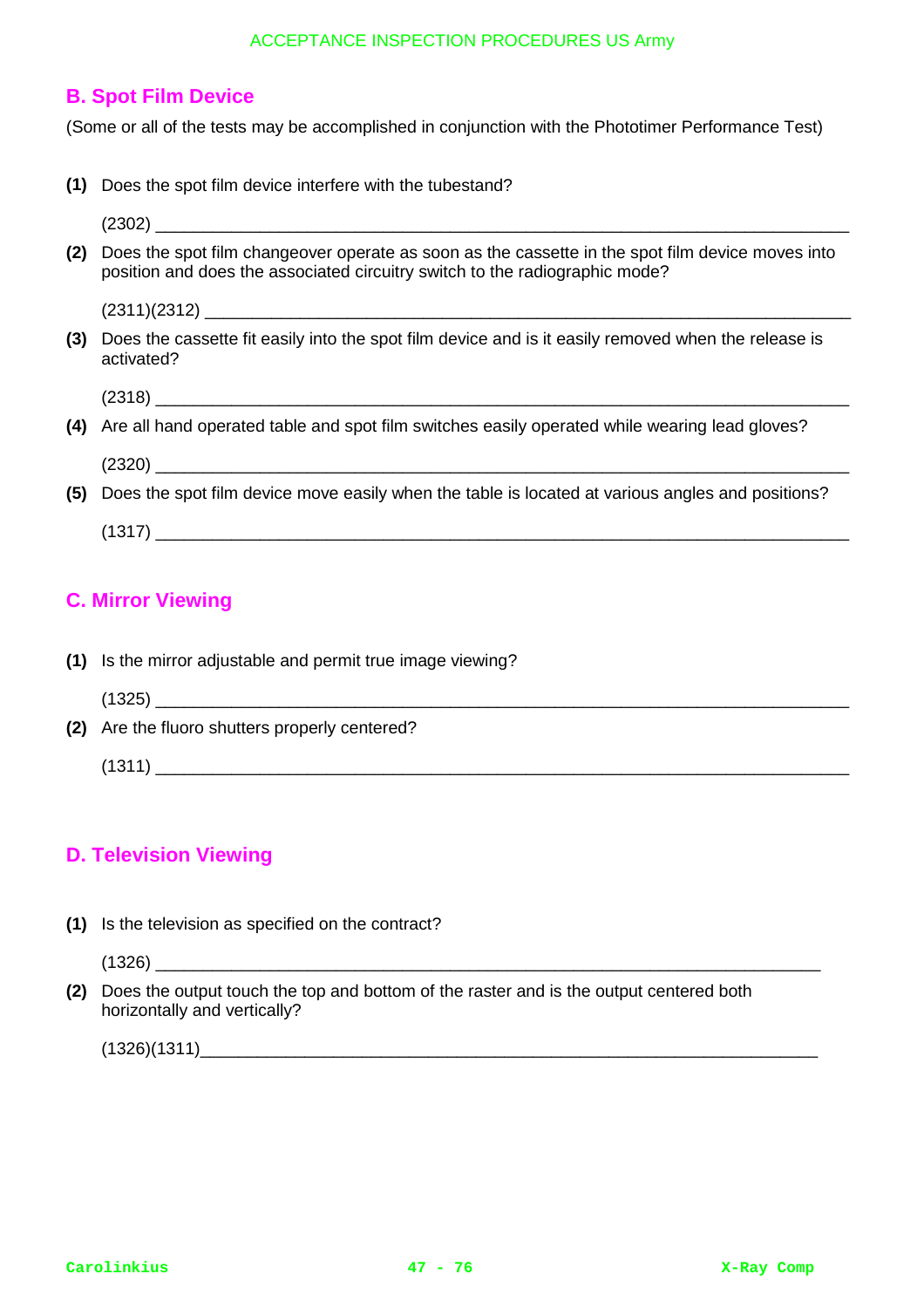## B. Spot Film Device

(Some or all of the tests may be accomplished in conjunction with the Phototimer Performance Test)

**(1)** Does the spot film device interfere with the tubestand?

(2302) ______________________________________________________________________________

**(2)** Does the spot film changeover operate as soon as the cassette in the spot film device moves into position and does the associated circuitry switch to the radiographic mode?

(2311)(2312) ______________________________________________________________________

**(3)** Does the cassette fit easily into the spot film device and is it easily removed when the release is activated?

(2318) ______________________________________________________________________________

**(4)** Are all hand operated table and spot film switches easily operated while wearing lead gloves?

(2320) ______________________________________________________________________________

**(5)** Does the spot film device move easily when the table is located at various angles and positions?

(1317) ______________________________________________________________________________

## C. Mirror Viewing

**(1)** Is the mirror adjustable and permit true image viewing?

(1325) ______________________________________________________________________________

**(2)** Are the fluoro shutters properly centered?

(1311) ______________________________________________________________________________

## D. Television Viewing

**(1)** Is the television as specified on the contract?

(1326) ___________________________________________________________________________

**(2)** Does the output touch the top and bottom of the raster and is the output centered both horizontally and vertically?

(1326)(1311)____________________________________________________________________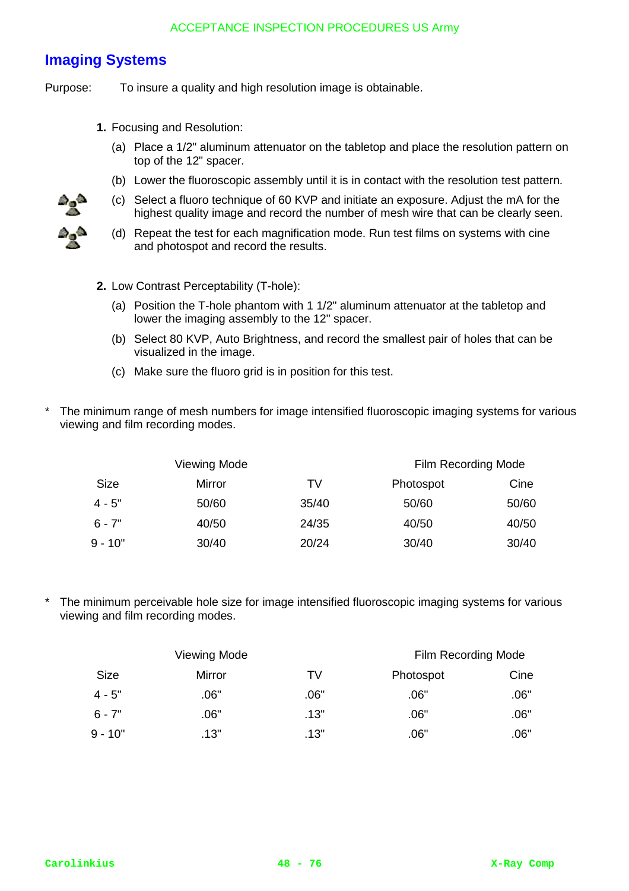## Imaging Systems

Purpose: To insure a quality and high resolution image is obtainable.

1. Focusing and Resolution:
   (a) Place a 1/2" aluminum attenuator on the tabletop and place the resolution pattern on top of the 12" spacer.
   (b) Lower the fluoroscopic assembly until it is in contact with the resolution test pattern.
   (c) Select a fluoro technique of 60 KVP and initiate an exposure. Adjust the mA for the highest quality image and record the number of mesh wire that can be clearly seen.
   (d) Repeat the test for each magnification mode. Run test films on systems with cine and photospot and record the results.

2. Low Contrast Perceptability (T-hole):
   (a) Position the T-hole phantom with 1 1/2" aluminum attenuator at the tabletop and lower the imaging assembly to the 12" spacer.
   (b) Select 80 KVP, Auto Brightness, and record the smallest pair of holes that can be visualized in the image.
   (c) Make sure the fluoro grid is in position for this test.

* The minimum range of mesh numbers for image intensified fluoroscopic imaging systems for various viewing and film recording modes.

| | Viewing Mode | | Film Recording Mode | |
|---|---|---|---|---|
| Size | Mirror | TV | Photospot | Cine |
| 4 - 5" | 50/60 | 35/40 | 50/60 | 50/60 |
| 6 - 7" | 40/50 | 24/35 | 40/50 | 40/50 |
| 9 - 10" | 30/40 | 20/24 | 30/40 | 30/40 |

* The minimum perceivable hole size for image intensified fluoroscopic imaging systems for various viewing and film recording modes.

| | Viewing Mode | | Film Recording Mode | |
|---|---|---|---|---|
| Size | Mirror | TV | Photospot | Cine |
| 4 - 5" | .06" | .06" | .06" | .06" |
| 6 - 7" | .06" | .13" | .06" | .06" |
| 9 - 10" | .13" | .13" | .06" | .06" |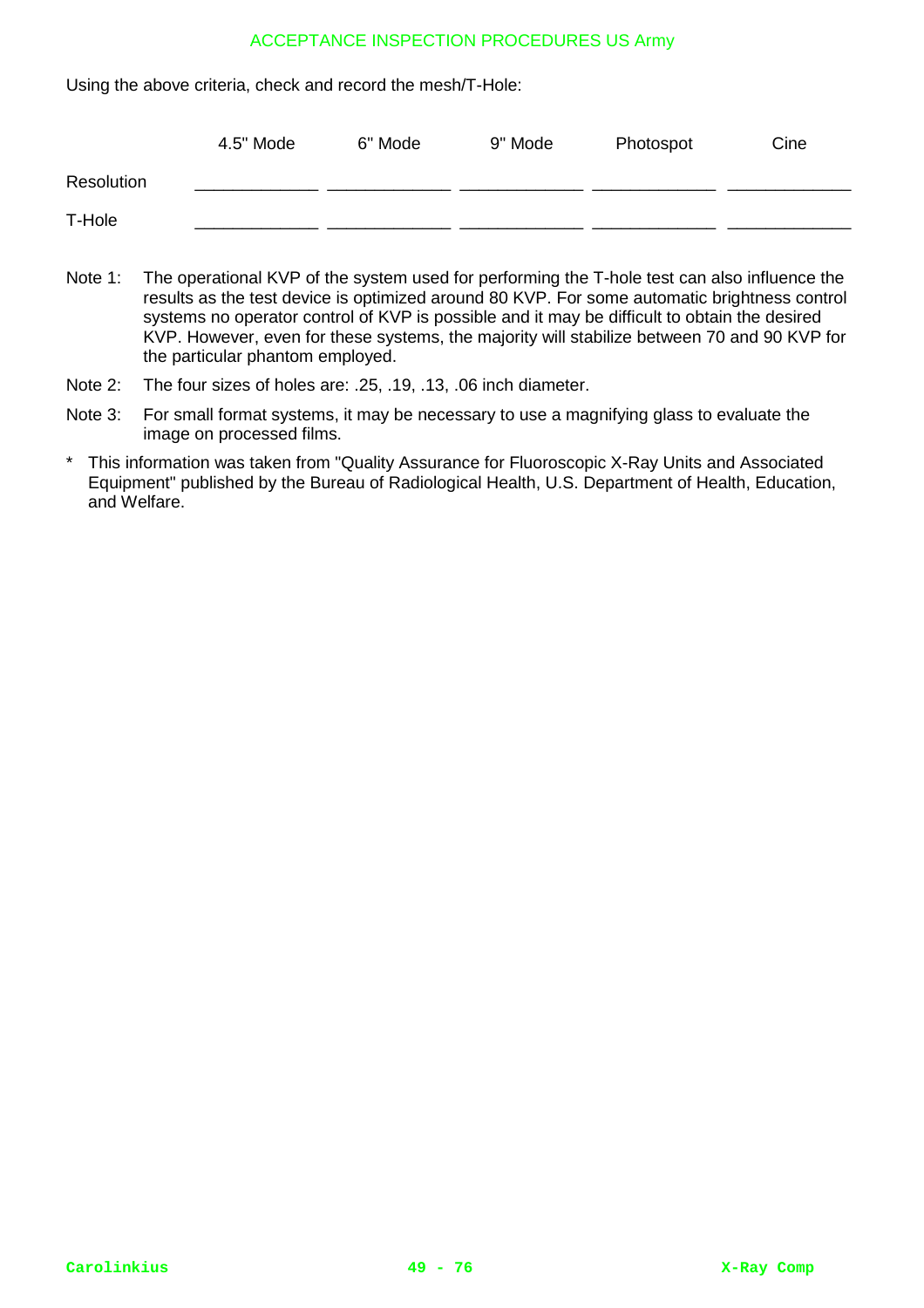Using the above criteria, check and record the mesh/T-Hole:

| | 4.5" Mode | 6" Mode | 9" Mode | Photospot | Cine |
|---|---|---|---|---|---|
| Resolution | _____________ | _____________ | _____________ | _____________ | _____________ |
| T-Hole | _____________ | _____________ | _____________ | _____________ | _____________ |

Note 1: The operational KVP of the system used for performing the T-hole test can also influence the results as the test device is optimized around 80 KVP. For some automatic brightness control systems no operator control of KVP is possible and it may be difficult to obtain the desired KVP. However, even for these systems, the majority will stabilize between 70 and 90 KVP for the particular phantom employed.

Note 2: The four sizes of holes are: .25, .19, .13, .06 inch diameter.

Note 3: For small format systems, it may be necessary to use a magnifying glass to evaluate the image on processed films.

\* This information was taken from "Quality Assurance for Fluoroscopic X-Ray Units and Associated Equipment" published by the Bureau of Radiological Health, U.S. Department of Health, Education, and Welfare.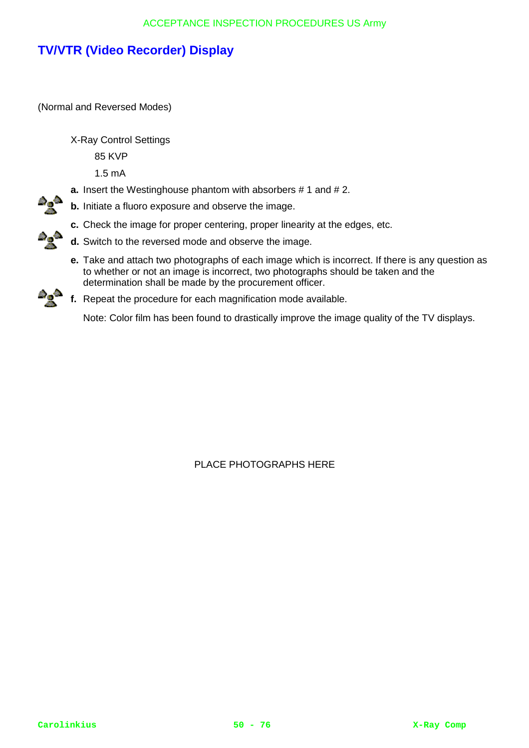## TV/VTR (Video Recorder) Display

(Normal and Reversed Modes)

X-Ray Control Settings

85 KVP

1.5 mA

**a.** Insert the Westinghouse phantom with absorbers # 1 and # 2.

**b.** Initiate a fluoro exposure and observe the image.

**c.** Check the image for proper centering, proper linearity at the edges, etc.

**d.** Switch to the reversed mode and observe the image.

**e.** Take and attach two photographs of each image which is incorrect. If there is any question as to whether or not an image is incorrect, two photographs should be taken and the determination shall be made by the procurement officer.

**f.** Repeat the procedure for each magnification mode available.

Note: Color film has been found to drastically improve the image quality of the TV displays.

PLACE PHOTOGRAPHS HERE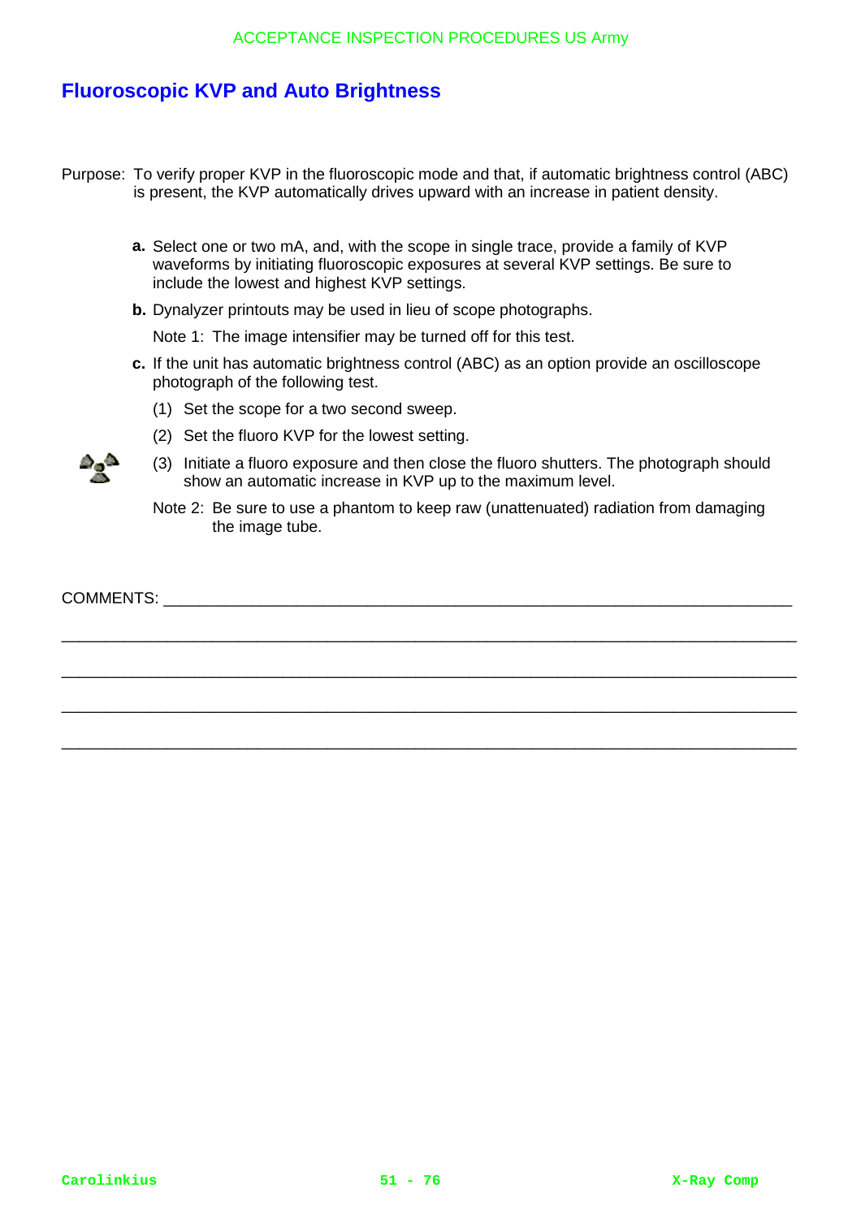## Fluoroscopic KVP and Auto Brightness

Purpose: To verify proper KVP in the fluoroscopic mode and that, if automatic brightness control (ABC) is present, the KVP automatically drives upward with an increase in patient density.

**a.** Select one or two mA, and, with the scope in single trace, provide a family of KVP waveforms by initiating fluoroscopic exposures at several KVP settings. Be sure to include the lowest and highest KVP settings.

**b.** Dynalyzer printouts may be used in lieu of scope photographs.

Note 1: The image intensifier may be turned off for this test.

**c.** If the unit has automatic brightness control (ABC) as an option provide an oscilloscope photograph of the following test.

(1) Set the scope for a two second sweep.

(2) Set the fluoro KVP for the lowest setting.

(3) Initiate a fluoro exposure and then close the fluoro shutters. The photograph should show an automatic increase in KVP up to the maximum level.

Note 2: Be sure to use a phantom to keep raw (unattenuated) radiation from damaging the image tube.

COMMENTS: ________________________________________________________________________

________________________________________________________________________________

________________________________________________________________________________

________________________________________________________________________________

________________________________________________________________________________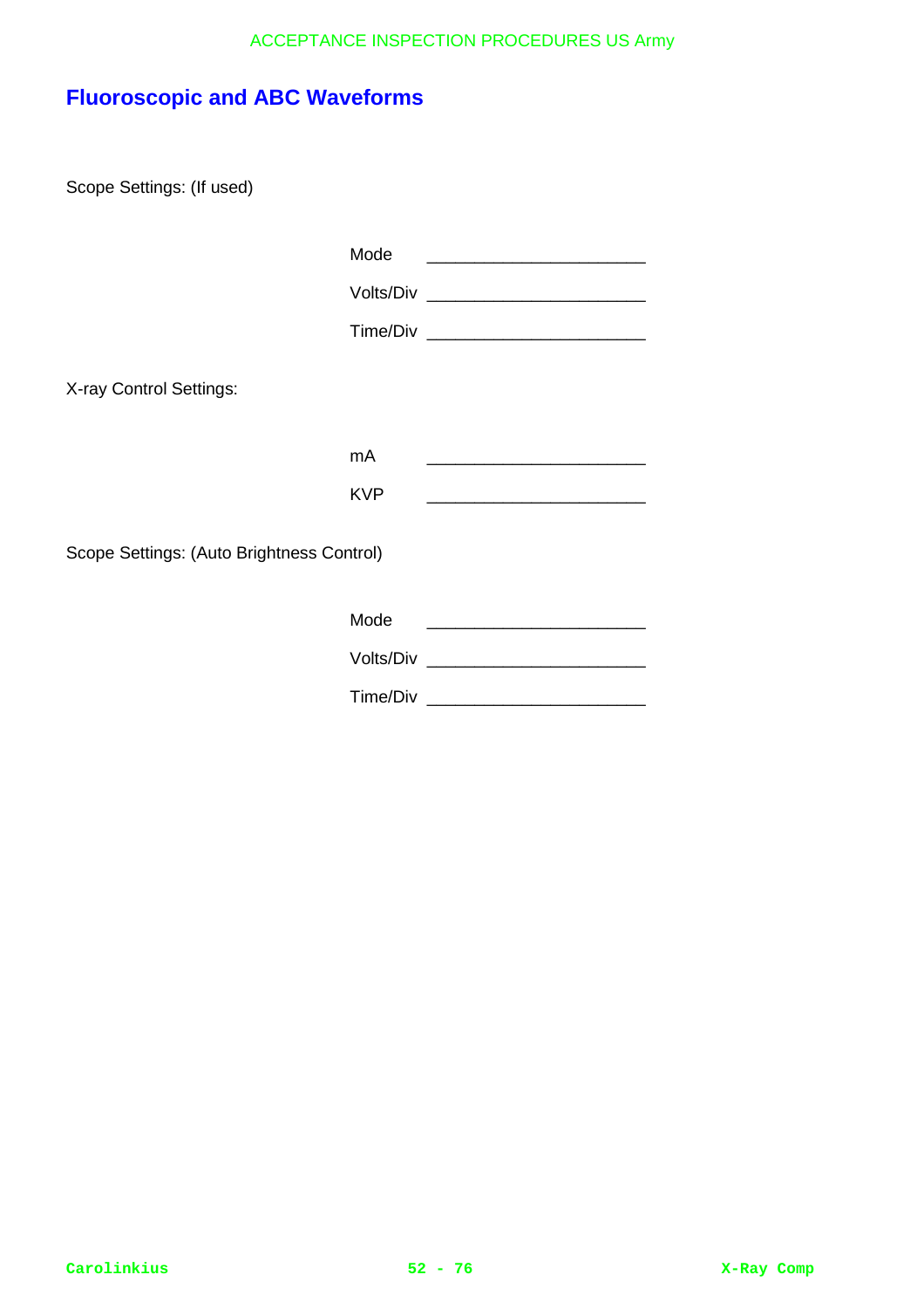## Fluoroscopic and ABC Waveforms

Scope Settings: (If used)

Mode ______________________

Volts/Div ______________________

Time/Div ______________________

X-ray Control Settings:

mA ______________________

KVP ______________________

Scope Settings: (Auto Brightness Control)

Mode ______________________

Volts/Div ______________________

Time/Div ______________________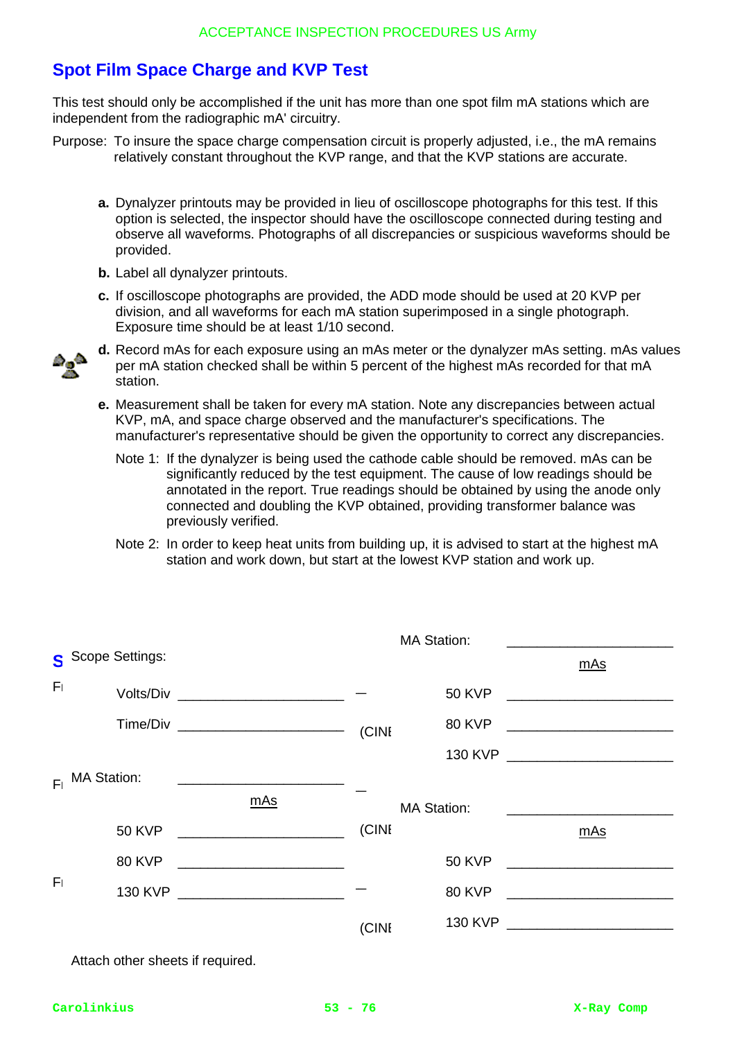## Spot Film Space Charge and KVP Test

This test should only be accomplished if the unit has more than one spot film mA stations which are independent from the radiographic mA' circuitry.

Purpose: To insure the space charge compensation circuit is properly adjusted, i.e., the mA remains relatively constant throughout the KVP range, and that the KVP stations are accurate.

**a.** Dynalyzer printouts may be provided in lieu of oscilloscope photographs for this test. If this option is selected, the inspector should have the oscilloscope connected during testing and observe all waveforms. Photographs of all discrepancies or suspicious waveforms should be provided.

**b.** Label all dynalyzer printouts.

**c.** If oscilloscope photographs are provided, the ADD mode should be used at 20 KVP per division, and all waveforms for each mA station superimposed in a single photograph. Exposure time should be at least 1/10 second.

**d.** Record mAs for each exposure using an mAs meter or the dynalyzer mAs setting. mAs values per mA station checked shall be within 5 percent of the highest mAs recorded for that mA station.

**e.** Measurement shall be taken for every mA station. Note any discrepancies between actual KVP, mA, and space charge observed and the manufacturer's specifications. The manufacturer's representative should be given the opportunity to correct any discrepancies.

Note 1: If the dynalyzer is being used the cathode cable should be removed. mAs can be significantly reduced by the test equipment. The cause of low readings should be annotated in the report. True readings should be obtained by using the anode only connected and doubling the KVP obtained, providing transformer balance was previously verified.

Note 2: In order to keep heat units from building up, it is advised to start at the highest mA station and work down, but start at the lowest KVP station and work up.

Scope Settings:

Volts/Div ____________________

Time/Div ____________________

MA Station: ____________________

| | mAs |
|---|---|
| 50 KVP | ____________________ |
| 80 KVP | ____________________ |
| 130 KVP | ____________________ |

MA Station: ____________________

| | mAs |
|---|---|
| 50 KVP | ____________________ |
| 80 KVP | ____________________ |
| 130 KVP | ____________________ |

MA Station: ____________________

| | mAs |
|---|---|
| 50 KVP | ____________________ |
| 80 KVP | ____________________ |
| 130 KVP | ____________________ |

Attach other sheets if required.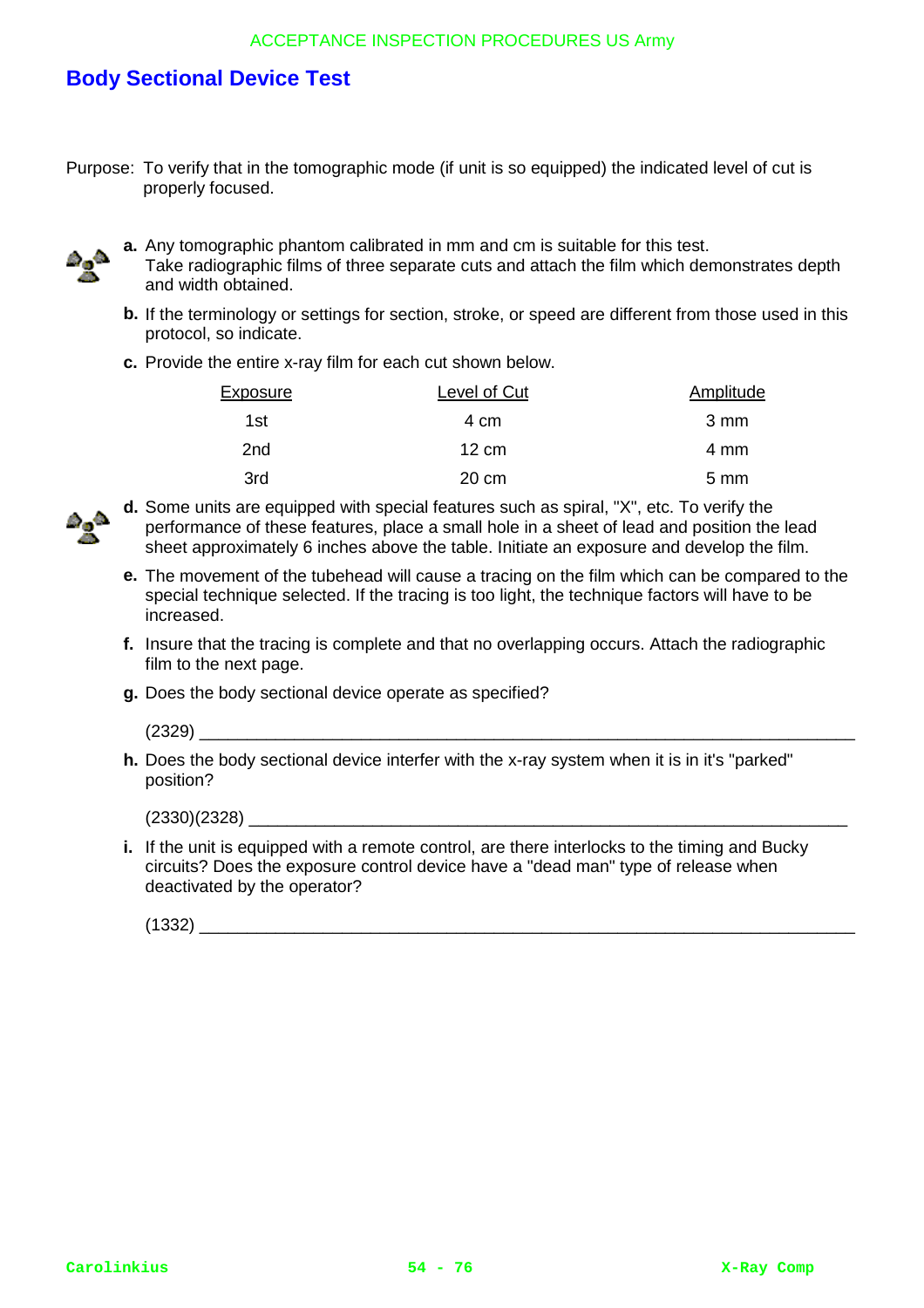## Body Sectional Device Test

Purpose: To verify that in the tomographic mode (if unit is so equipped) the indicated level of cut is properly focused.

**a.** Any tomographic phantom calibrated in mm and cm is suitable for this test. Take radiographic films of three separate cuts and attach the film which demonstrates depth and width obtained.

**b.** If the terminology or settings for section, stroke, or speed are different from those used in this protocol, so indicate.

**c.** Provide the entire x-ray film for each cut shown below.

| Exposure | Level of Cut | Amplitude |
|---|---|---|
| 1st | 4 cm | 3 mm |
| 2nd | 12 cm | 4 mm |
| 3rd | 20 cm | 5 mm |

**d.** Some units are equipped with special features such as spiral, "X", etc. To verify the performance of these features, place a small hole in a sheet of lead and position the lead sheet approximately 6 inches above the table. Initiate an exposure and develop the film.

**e.** The movement of the tubehead will cause a tracing on the film which can be compared to the special technique selected. If the tracing is too light, the technique factors will have to be increased.

**f.** Insure that the tracing is complete and that no overlapping occurs. Attach the radiographic film to the next page.

**g.** Does the body sectional device operate as specified?

(2329) ______________________________________________________________________

**h.** Does the body sectional device interfer with the x-ray system when it is in it's "parked" position?

(2330)(2328) ________________________________________________________________

**i.** If the unit is equipped with a remote control, are there interlocks to the timing and Bucky circuits? Does the exposure control device have a "dead man" type of release when deactivated by the operator?

(1332) ______________________________________________________________________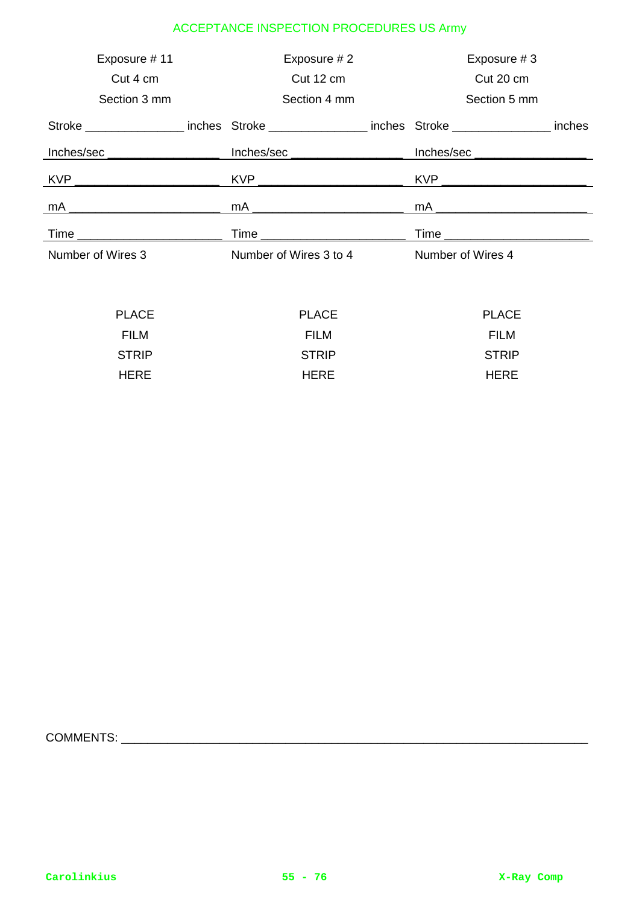| Exposure # 11 | Exposure # 2 | Exposure # 3 |
|---|---|---|
| Cut 4 cm | Cut 12 cm | Cut 20 cm |
| Section 3 mm | Section 4 mm | Section 5 mm |
| Stroke _______________ inches | Stroke _______________ inches | Stroke _______________ inches |
| Inches/sec _________________ | Inches/sec _________________ | Inches/sec _________________ |
| KVP ______________________ | KVP ______________________ | KVP ______________________ |
| mA _______________________ | mA _______________________ | mA _______________________ |
| Time ______________________ | Time ______________________ | Time ______________________ |
| Number of Wires 3 | Number of Wires 3 to 4 | Number of Wires 4 |
| PLACE FILM STRIP HERE | PLACE FILM STRIP HERE | PLACE FILM STRIP HERE |

COMMENTS: ______________________________________________________________________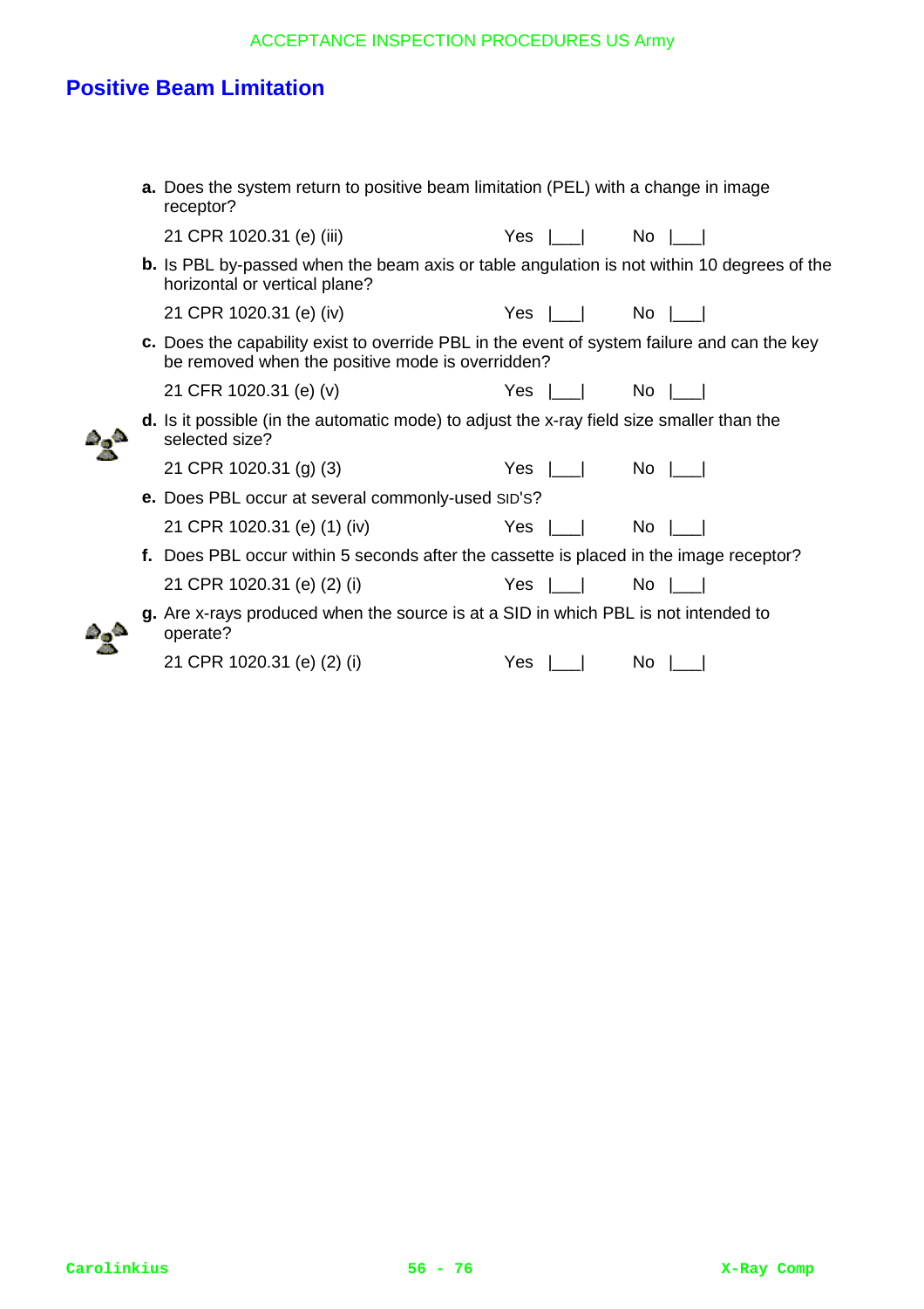## Positive Beam Limitation

**a.** Does the system return to positive beam limitation (PEL) with a change in image receptor?

21 CPR 1020.31 (e) (iii) Yes |___| No |___|

**b.** Is PBL by-passed when the beam axis or table angulation is not within 10 degrees of the horizontal or vertical plane?

21 CPR 1020.31 (e) (iv) Yes |___| No |___|

**c.** Does the capability exist to override PBL in the event of system failure and can the key be removed when the positive mode is overridden?

21 CFR 1020.31 (e) (v) Yes |___| No |___|

**d.** Is it possible (in the automatic mode) to adjust the x-ray field size smaller than the selected size?

21 CPR 1020.31 (g) (3) Yes |___| No |___|

**e.** Does PBL occur at several commonly-used SID'S?

21 CPR 1020.31 (e) (1) (iv) Yes |___| No |___|

**f.** Does PBL occur within 5 seconds after the cassette is placed in the image receptor?

21 CPR 1020.31 (e) (2) (i) Yes |___| No |___|

**g.** Are x-rays produced when the source is at a SID in which PBL is not intended to operate?

21 CPR 1020.31 (e) (2) (i) Yes |___| No |___|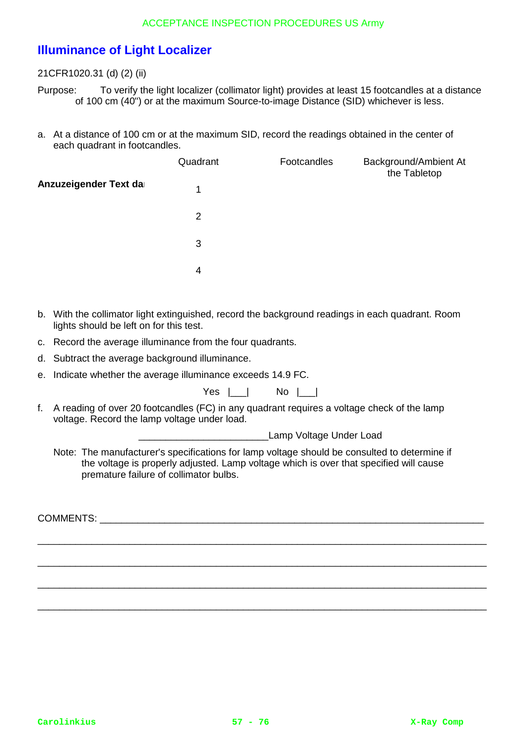## Illuminance of Light Localizer

21CFR1020.31 (d) (2) (ii)

Purpose: To verify the light localizer (collimator light) provides at least 15 footcandles at a distance of 100 cm (40") or at the maximum Source-to-image Distance (SID) whichever is less.

a. At a distance of 100 cm or at the maximum SID, record the readings obtained in the center of each quadrant in footcandles.

**Anzuzeigender Text da**

| Quadrant | Footcandles | Background/Ambient At the Tabletop |
|---|---|---|
| 1 | | |
| 2 | | |
| 3 | | |
| 4 | | |

b. With the collimator light extinguished, record the background readings in each quadrant. Room lights should be left on for this test.

c. Record the average illuminance from the four quadrants.

d. Subtract the average background illuminance.

e. Indicate whether the average illuminance exceeds 14.9 FC.

Yes |___| No |___|

f. A reading of over 20 footcandles (FC) in any quadrant requires a voltage check of the lamp voltage. Record the lamp voltage under load.

________________________Lamp Voltage Under Load

Note: The manufacturer's specifications for lamp voltage should be consulted to determine if the voltage is properly adjusted. Lamp voltage which is over that specified will cause premature failure of collimator bulbs.

COMMENTS: ______________________________________________________________________

______________________________________________________________________________

______________________________________________________________________________

______________________________________________________________________________

______________________________________________________________________________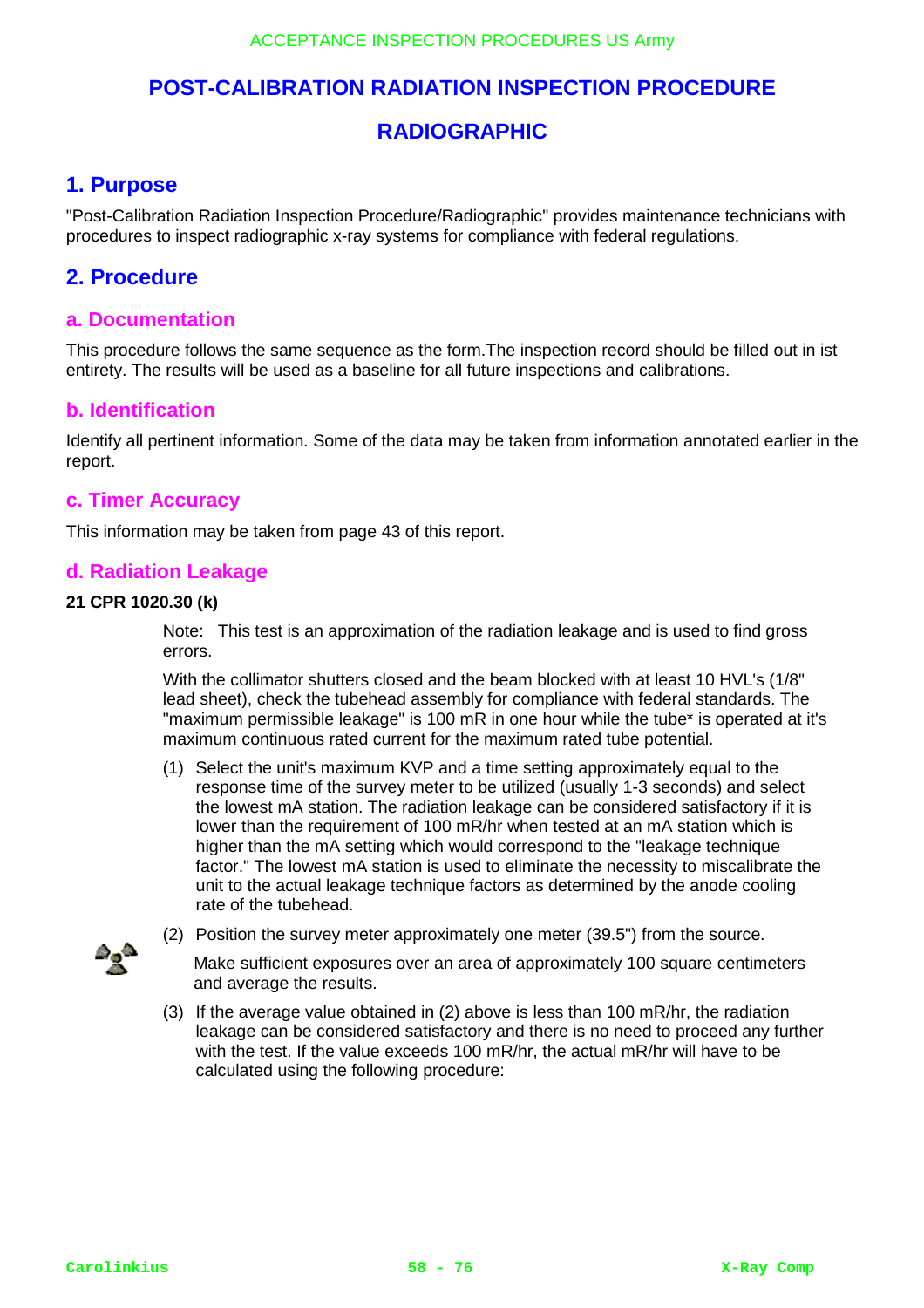# POST-CALIBRATION RADIATION INSPECTION PROCEDURE

# RADIOGRAPHIC

## 1. Purpose

"Post-Calibration Radiation Inspection Procedure/Radiographic" provides maintenance technicians with procedures to inspect radiographic x-ray systems for compliance with federal regulations.

## 2. Procedure

### a. Documentation

This procedure follows the same sequence as the form.The inspection record should be filled out in ist entirety. The results will be used as a baseline for all future inspections and calibrations.

### b. Identification

Identify all pertinent information. Some of the data may be taken from information annotated earlier in the report.

### c. Timer Accuracy

This information may be taken from page 43 of this report.

### d. Radiation Leakage

**21 CPR 1020.30 (k)**

Note: This test is an approximation of the radiation leakage and is used to find gross errors.

With the collimator shutters closed and the beam blocked with at least 10 HVL's (1/8" lead sheet), check the tubehead assembly for compliance with federal standards. The "maximum permissible leakage" is 100 mR in one hour while the tube* is operated at it's maximum continuous rated current for the maximum rated tube potential.

(1) Select the unit's maximum KVP and a time setting approximately equal to the response time of the survey meter to be utilized (usually 1-3 seconds) and select the lowest mA station. The radiation leakage can be considered satisfactory if it is lower than the requirement of 100 mR/hr when tested at an mA station which is higher than the mA setting which would correspond to the "leakage technique factor." The lowest mA station is used to eliminate the necessity to miscalibrate the unit to the actual leakage technique factors as determined by the anode cooling rate of the tubehead.

(2) Position the survey meter approximately one meter (39.5") from the source.

Make sufficient exposures over an area of approximately 100 square centimeters and average the results.

(3) If the average value obtained in (2) above is less than 100 mR/hr, the radiation leakage can be considered satisfactory and there is no need to proceed any further with the test. If the value exceeds 100 mR/hr, the actual mR/hr will have to be calculated using the following procedure: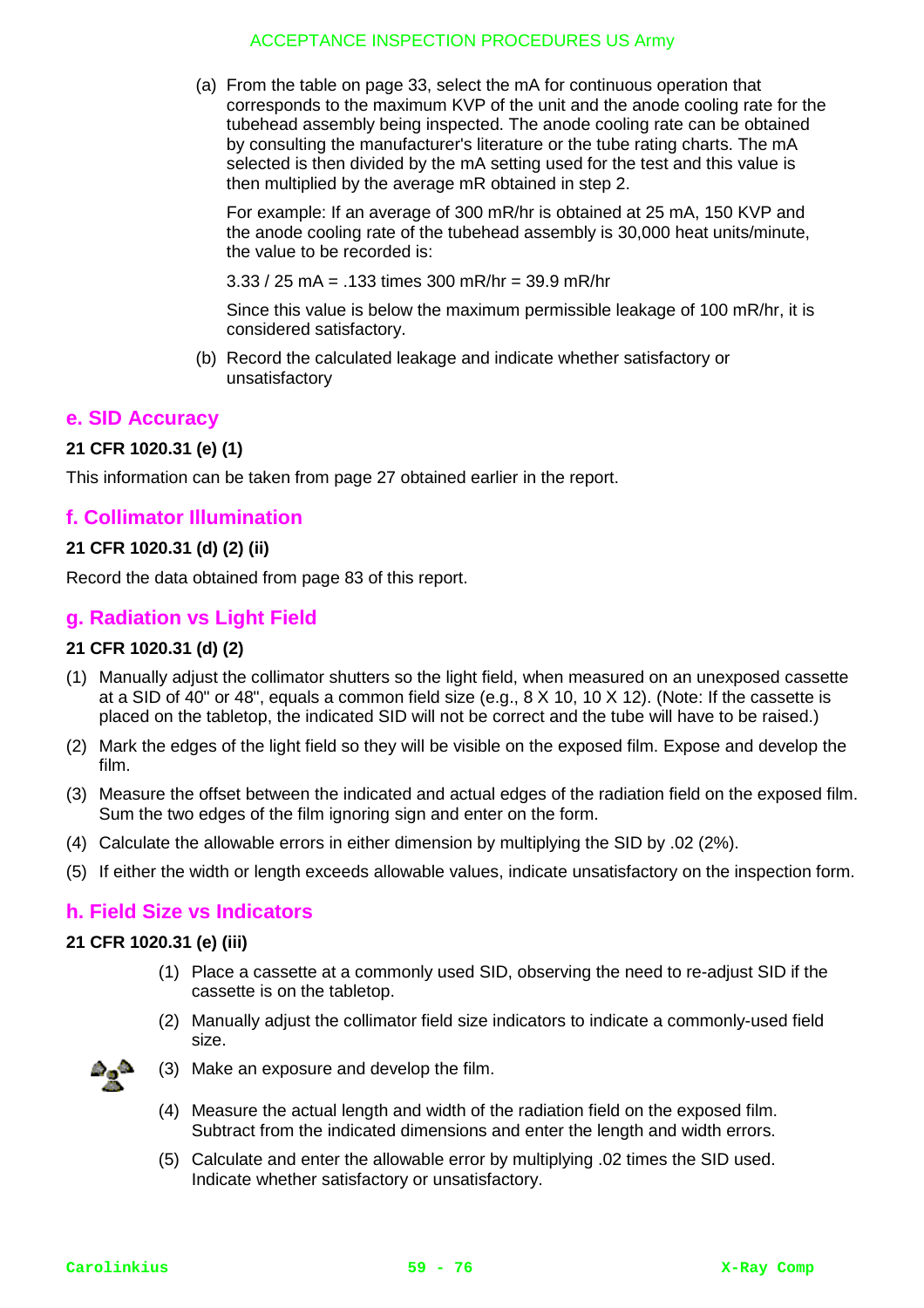(a) From the table on page 33, select the mA for continuous operation that corresponds to the maximum KVP of the unit and the anode cooling rate for the tubehead assembly being inspected. The anode cooling rate can be obtained by consulting the manufacturer's literature or the tube rating charts. The mA selected is then divided by the mA setting used for the test and this value is then multiplied by the average mR obtained in step 2.

For example: If an average of 300 mR/hr is obtained at 25 mA, 150 KVP and the anode cooling rate of the tubehead assembly is 30,000 heat units/minute, the value to be recorded is:

3.33 / 25 mA = .133 times 300 mR/hr = 39.9 mR/hr

Since this value is below the maximum permissible leakage of 100 mR/hr, it is considered satisfactory.

(b) Record the calculated leakage and indicate whether satisfactory or unsatisfactory

## e. SID Accuracy

**21 CFR 1020.31 (e) (1)**

This information can be taken from page 27 obtained earlier in the report.

## f. Collimator Illumination

**21 CFR 1020.31 (d) (2) (ii)**

Record the data obtained from page 83 of this report.

## g. Radiation vs Light Field

**21 CFR 1020.31 (d) (2)**

(1) Manually adjust the collimator shutters so the light field, when measured on an unexposed cassette at a SID of 40" or 48", equals a common field size (e.g., 8 X 10, 10 X 12). (Note: If the cassette is placed on the tabletop, the indicated SID will not be correct and the tube will have to be raised.)

(2) Mark the edges of the light field so they will be visible on the exposed film. Expose and develop the film.

(3) Measure the offset between the indicated and actual edges of the radiation field on the exposed film. Sum the two edges of the film ignoring sign and enter on the form.

(4) Calculate the allowable errors in either dimension by multiplying the SID by .02 (2%).

(5) If either the width or length exceeds allowable values, indicate unsatisfactory on the inspection form.

## h. Field Size vs Indicators

**21 CFR 1020.31 (e) (iii)**

(1) Place a cassette at a commonly used SID, observing the need to re-adjust SID if the cassette is on the tabletop.

(2) Manually adjust the collimator field size indicators to indicate a commonly-used field size.

(3) Make an exposure and develop the film.

(4) Measure the actual length and width of the radiation field on the exposed film. Subtract from the indicated dimensions and enter the length and width errors.

(5) Calculate and enter the allowable error by multiplying .02 times the SID used. Indicate whether satisfactory or unsatisfactory.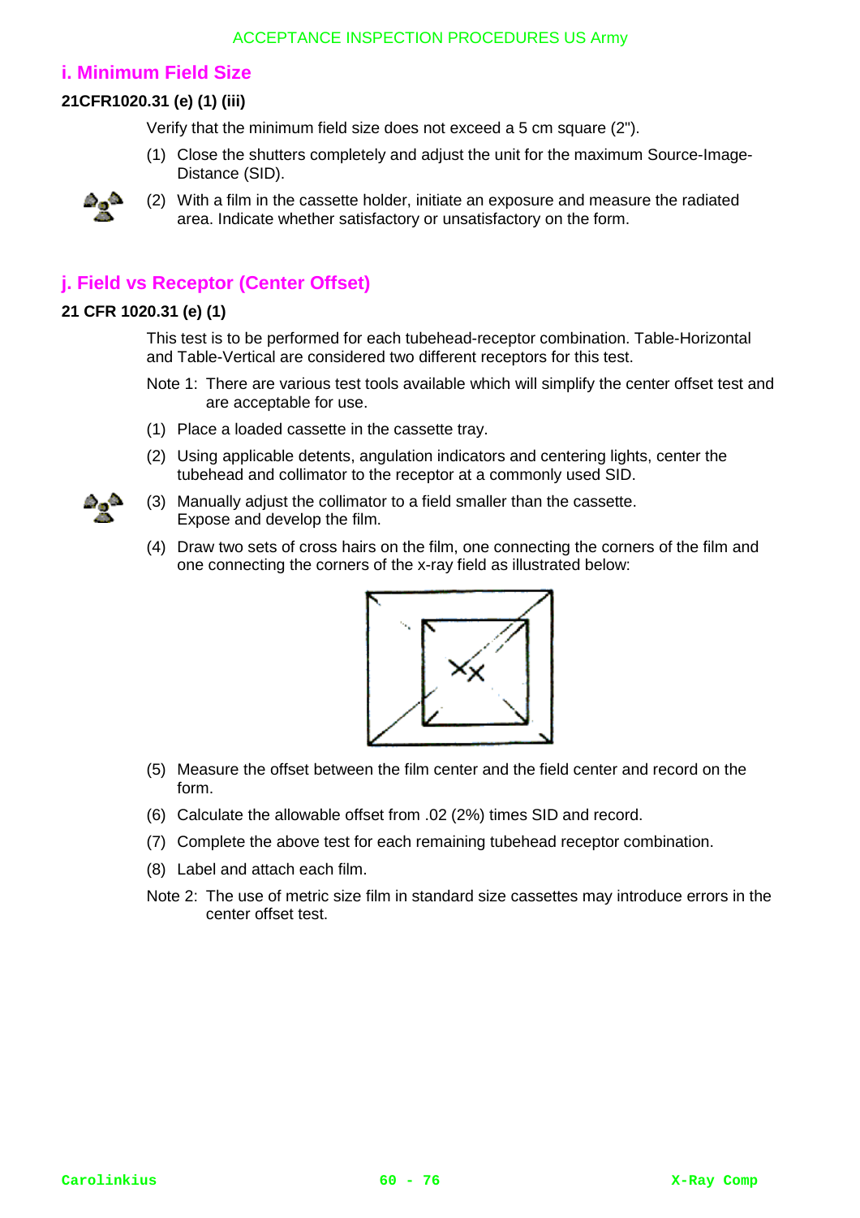## i. Minimum Field Size

**21CFR1020.31 (e) (1) (iii)**

Verify that the minimum field size does not exceed a 5 cm square (2").

(1) Close the shutters completely and adjust the unit for the maximum Source-Image-Distance (SID).

(2) With a film in the cassette holder, initiate an exposure and measure the radiated area. Indicate whether satisfactory or unsatisfactory on the form.

## j. Field vs Receptor (Center Offset)

**21 CFR 1020.31 (e) (1)**

This test is to be performed for each tubehead-receptor combination. Table-Horizontal and Table-Vertical are considered two different receptors for this test.

Note 1: There are various test tools available which will simplify the center offset test and are acceptable for use.

(1) Place a loaded cassette in the cassette tray.

(2) Using applicable detents, angulation indicators and centering lights, center the tubehead and collimator to the receptor at a commonly used SID.

(3) Manually adjust the collimator to a field smaller than the cassette. Expose and develop the film.

(4) Draw two sets of cross hairs on the film, one connecting the corners of the film and one connecting the corners of the x-ray field as illustrated below:

(5) Measure the offset between the film center and the field center and record on the form.

(6) Calculate the allowable offset from .02 (2%) times SID and record.

(7) Complete the above test for each remaining tubehead receptor combination.

(8) Label and attach each film.

Note 2: The use of metric size film in standard size cassettes may introduce errors in the center offset test.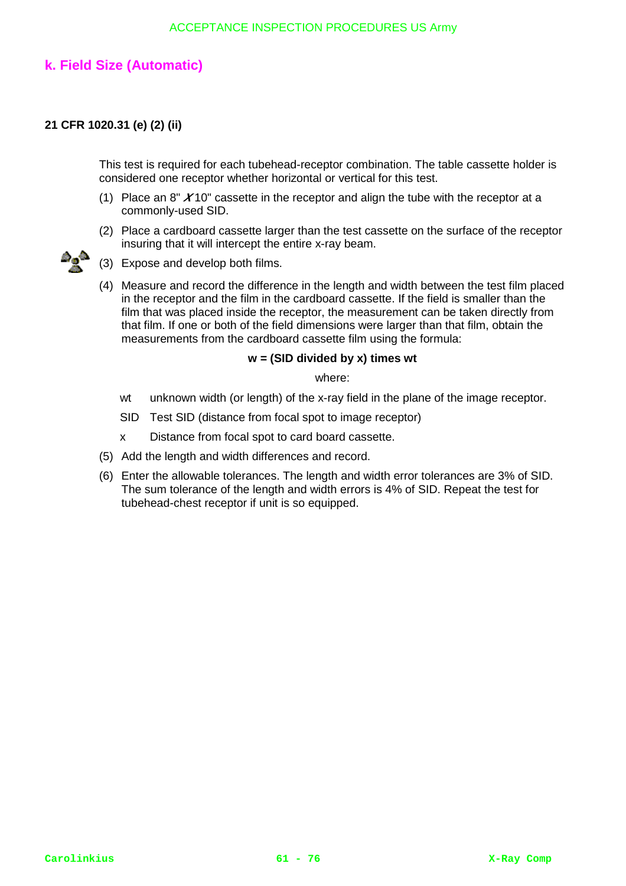## k. Field Size (Automatic)

**21 CFR 1020.31 (e) (2) (ii)**

This test is required for each tubehead-receptor combination. The table cassette holder is considered one receptor whether horizontal or vertical for this test.

(1) Place an 8" X 10" cassette in the receptor and align the tube with the receptor at a commonly-used SID.

(2) Place a cardboard cassette larger than the test cassette on the surface of the receptor insuring that it will intercept the entire x-ray beam.

(3) Expose and develop both films.

(4) Measure and record the difference in the length and width between the test film placed in the receptor and the film in the cardboard cassette. If the field is smaller than the film that was placed inside the receptor, the measurement can be taken directly from that film. If one or both of the field dimensions were larger than that film, obtain the measurements from the cardboard cassette film using the formula:

**w = (SID divided by x) times wt**

where:

wt unknown width (or length) of the x-ray field in the plane of the image receptor.

SID Test SID (distance from focal spot to image receptor)

x Distance from focal spot to card board cassette.

(5) Add the length and width differences and record.

(6) Enter the allowable tolerances. The length and width error tolerances are 3% of SID. The sum tolerance of the length and width errors is 4% of SID. Repeat the test for tubehead-chest receptor if unit is so equipped.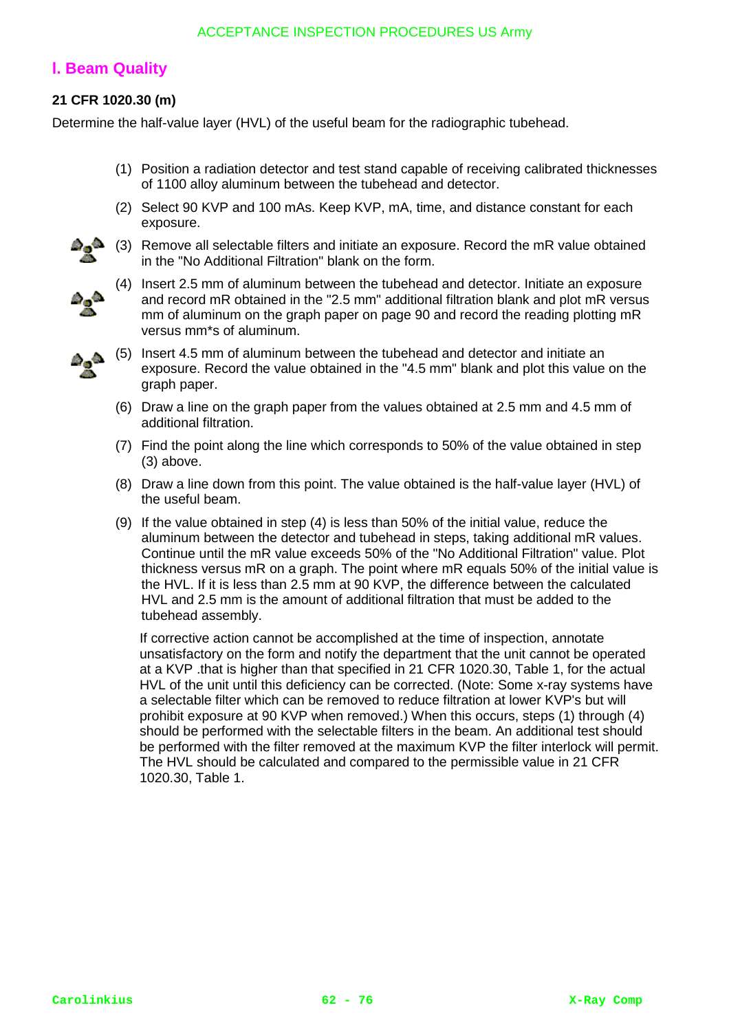## I. Beam Quality

**21 CFR 1020.30 (m)**

Determine the half-value layer (HVL) of the useful beam for the radiographic tubehead.

(1) Position a radiation detector and test stand capable of receiving calibrated thicknesses of 1100 alloy aluminum between the tubehead and detector.

(2) Select 90 KVP and 100 mAs. Keep KVP, mA, time, and distance constant for each exposure.

(3) Remove all selectable filters and initiate an exposure. Record the mR value obtained in the "No Additional Filtration" blank on the form.

(4) Insert 2.5 mm of aluminum between the tubehead and detector. Initiate an exposure and record mR obtained in the "2.5 mm" additional filtration blank and plot mR versus mm of aluminum on the graph paper on page 90 and record the reading plotting mR versus mm*s of aluminum.

(5) Insert 4.5 mm of aluminum between the tubehead and detector and initiate an exposure. Record the value obtained in the "4.5 mm" blank and plot this value on the graph paper.

(6) Draw a line on the graph paper from the values obtained at 2.5 mm and 4.5 mm of additional filtration.

(7) Find the point along the line which corresponds to 50% of the value obtained in step (3) above.

(8) Draw a line down from this point. The value obtained is the half-value layer (HVL) of the useful beam.

(9) If the value obtained in step (4) is less than 50% of the initial value, reduce the aluminum between the detector and tubehead in steps, taking additional mR values. Continue until the mR value exceeds 50% of the "No Additional Filtration" value. Plot thickness versus mR on a graph. The point where mR equals 50% of the initial value is the HVL. If it is less than 2.5 mm at 90 KVP, the difference between the calculated HVL and 2.5 mm is the amount of additional filtration that must be added to the tubehead assembly.

If corrective action cannot be accomplished at the time of inspection, annotate unsatisfactory on the form and notify the department that the unit cannot be operated at a KVP .that is higher than that specified in 21 CFR 1020.30, Table 1, for the actual HVL of the unit until this deficiency can be corrected. (Note: Some x-ray systems have a selectable filter which can be removed to reduce filtration at lower KVP's but will prohibit exposure at 90 KVP when removed.) When this occurs, steps (1) through (4) should be performed with the selectable filters in the beam. An additional test should be performed with the filter removed at the maximum KVP the filter interlock will permit. The HVL should be calculated and compared to the permissible value in 21 CFR 1020.30, Table 1.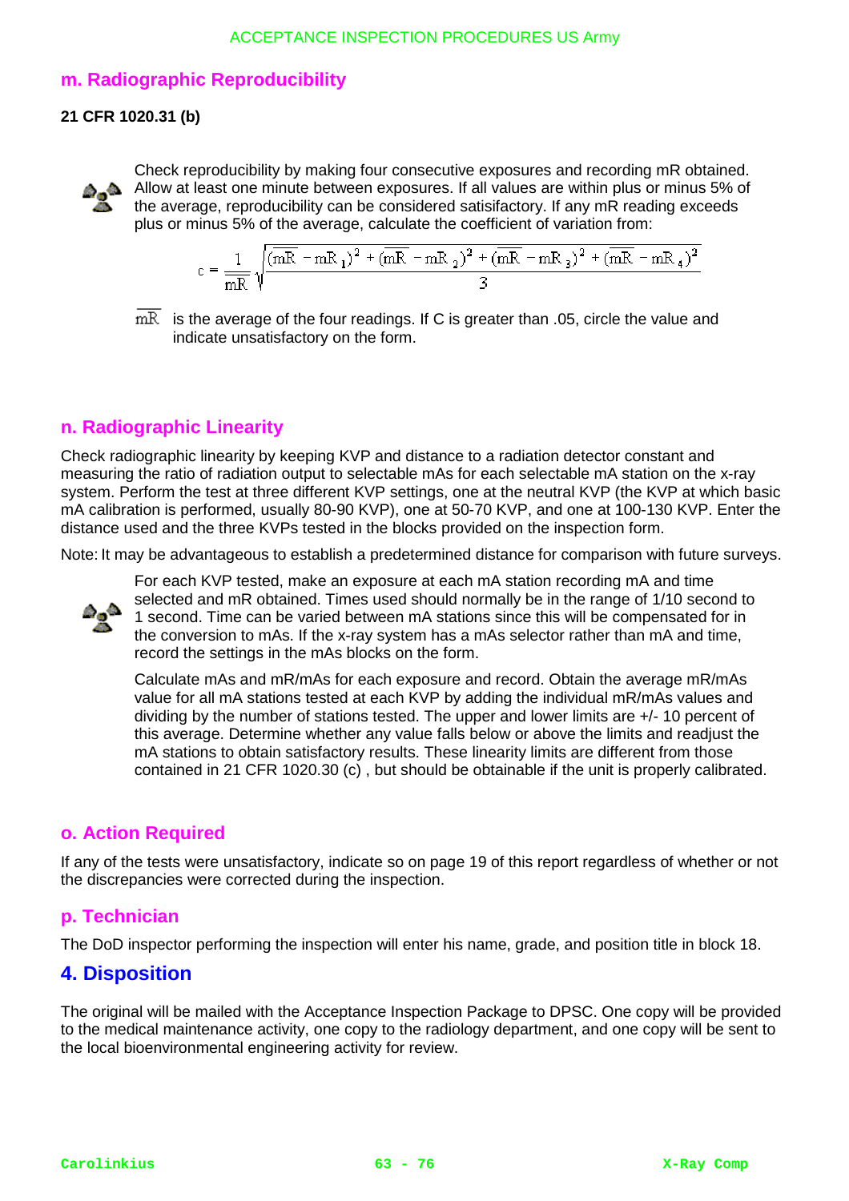## m. Radiographic Reproducibility

**21 CFR 1020.31 (b)**

Check reproducibility by making four consecutive exposures and recording mR obtained. Allow at least one minute between exposures. If all values are within plus or minus 5% of the average, reproducibility can be considered satisifactory. If any mR reading exceeds plus or minus 5% of the average, calculate the coefficient of variation from:

$$c = \frac{1}{\overline{mR}} \sqrt{\frac{(\overline{mR} - mR_1)^2 + (\overline{mR} - mR_2)^2 + (\overline{mR} - mR_3)^2 + (\overline{mR} - mR_4)^2}{3}}$$

$\overline{mR}$ is the average of the four readings. If C is greater than .05, circle the value and indicate unsatisfactory on the form.

## n. Radiographic Linearity

Check radiographic linearity by keeping KVP and distance to a radiation detector constant and measuring the ratio of radiation output to selectable mAs for each selectable mA station on the x-ray system. Perform the test at three different KVP settings, one at the neutral KVP (the KVP at which basic mA calibration is performed, usually 80-90 KVP), one at 50-70 KVP, and one at 100-130 KVP. Enter the distance used and the three KVPs tested in the blocks provided on the inspection form.

Note: It may be advantageous to establish a predetermined distance for comparison with future surveys.

For each KVP tested, make an exposure at each mA station recording mA and time selected and mR obtained. Times used should normally be in the range of 1/10 second to 1 second. Time can be varied between mA stations since this will be compensated for in the conversion to mAs. If the x-ray system has a mAs selector rather than mA and time, record the settings in the mAs blocks on the form.

Calculate mAs and mR/mAs for each exposure and record. Obtain the average mR/mAs value for all mA stations tested at each KVP by adding the individual mR/mAs values and dividing by the number of stations tested. The upper and lower limits are +/- 10 percent of this average. Determine whether any value falls below or above the limits and readjust the mA stations to obtain satisfactory results. These linearity limits are different from those contained in 21 CFR 1020.30 (c) , but should be obtainable if the unit is properly calibrated.

## o. Action Required

If any of the tests were unsatisfactory, indicate so on page 19 of this report regardless of whether or not the discrepancies were corrected during the inspection.

## p. Technician

The DoD inspector performing the inspection will enter his name, grade, and position title in block 18.

# 4. Disposition

The original will be mailed with the Acceptance Inspection Package to DPSC. One copy will be provided to the medical maintenance activity, one copy to the radiology department, and one copy will be sent to the local bioenvironmental engineering activity for review.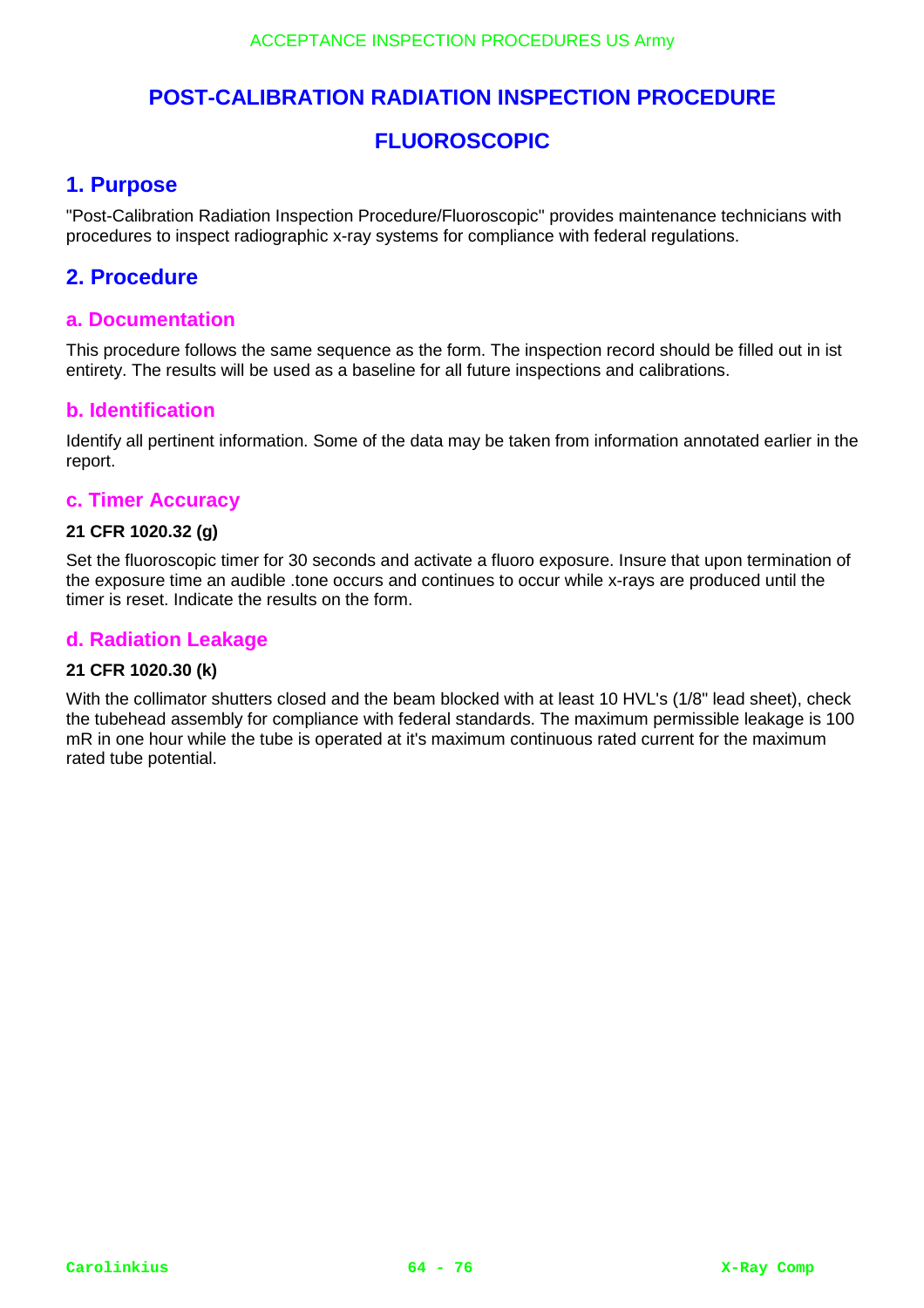# POST-CALIBRATION RADIATION INSPECTION PROCEDURE

# FLUOROSCOPIC

## 1. Purpose

"Post-Calibration Radiation Inspection Procedure/Fluoroscopic" provides maintenance technicians with procedures to inspect radiographic x-ray systems for compliance with federal regulations.

## 2. Procedure

### a. Documentation

This procedure follows the same sequence as the form. The inspection record should be filled out in ist entirety. The results will be used as a baseline for all future inspections and calibrations.

### b. Identification

Identify all pertinent information. Some of the data may be taken from information annotated earlier in the report.

### c. Timer Accuracy

**21 CFR 1020.32 (g)**

Set the fluoroscopic timer for 30 seconds and activate a fluoro exposure. Insure that upon termination of the exposure time an audible .tone occurs and continues to occur while x-rays are produced until the timer is reset. Indicate the results on the form.

### d. Radiation Leakage

**21 CFR 1020.30 (k)**

With the collimator shutters closed and the beam blocked with at least 10 HVL's (1/8" lead sheet), check the tubehead assembly for compliance with federal standards. The maximum permissible leakage is 100 mR in one hour while the tube is operated at it's maximum continuous rated current for the maximum rated tube potential.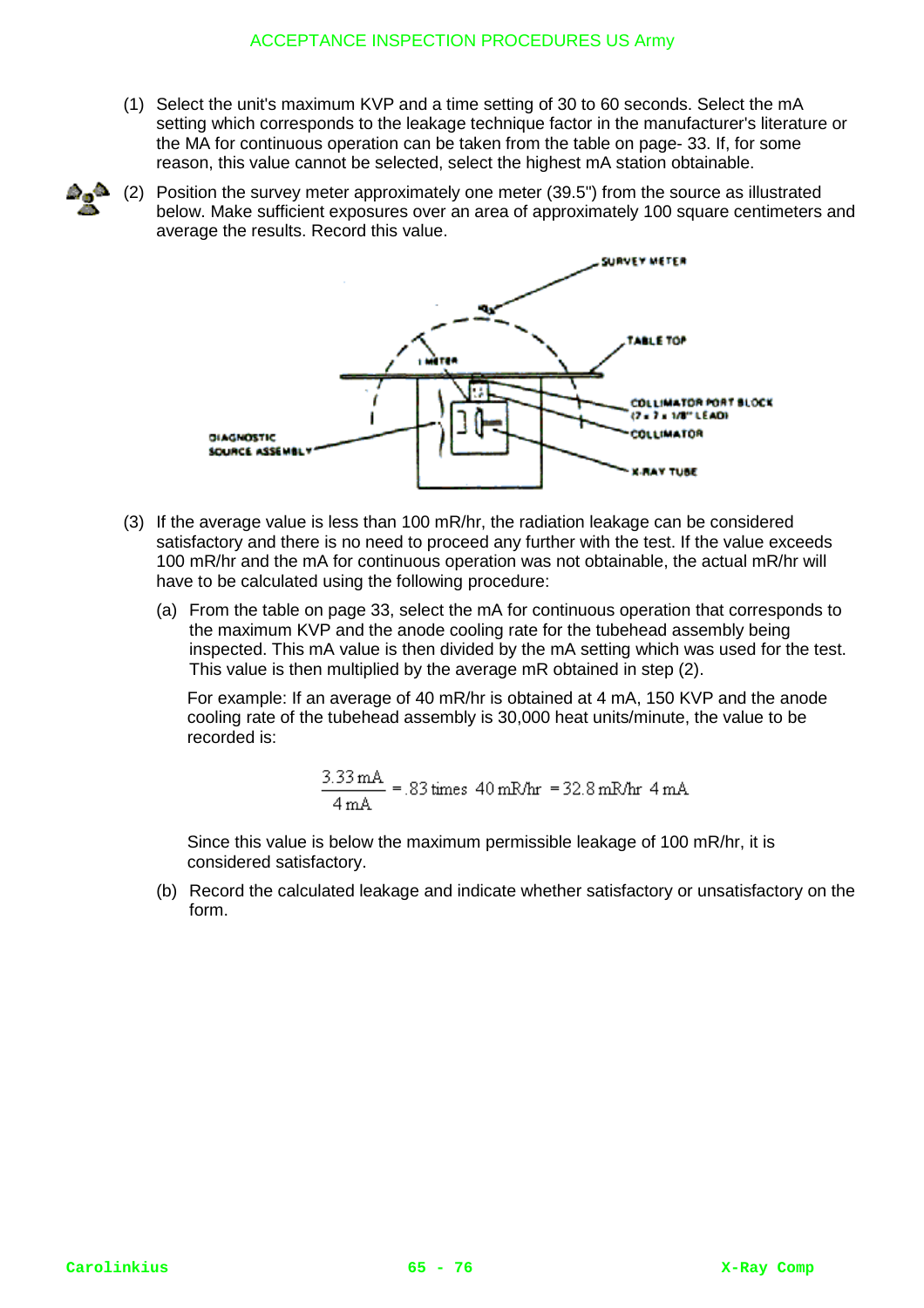(1) Select the unit's maximum KVP and a time setting of 30 to 60 seconds. Select the mA setting which corresponds to the leakage technique factor in the manufacturer's literature or the MA for continuous operation can be taken from the table on page- 33. If, for some reason, this value cannot be selected, select the highest mA station obtainable.

(2) Position the survey meter approximately one meter (39.5") from the source as illustrated below. Make sufficient exposures over an area of approximately 100 square centimeters and average the results. Record this value.

(3) If the average value is less than 100 mR/hr, the radiation leakage can be considered satisfactory and there is no need to proceed any further with the test. If the value exceeds 100 mR/hr and the mA for continuous operation was not obtainable, the actual mR/hr will have to be calculated using the following procedure:

(a) From the table on page 33, select the mA for continuous operation that corresponds to the maximum KVP and the anode cooling rate for the tubehead assembly being inspected. This mA value is then divided by the mA setting which was used for the test. This value is then multiplied by the average mR obtained in step (2).

For example: If an average of 40 mR/hr is obtained at 4 mA, 150 KVP and the anode cooling rate of the tubehead assembly is 30,000 heat units/minute, the value to be recorded is:

$$\frac{3.33\,\text{mA}}{4\,\text{mA}} = .83 \text{ times } 40\,\text{mR/hr} = 32.8\,\text{mR/hr}\ 4\,\text{mA}$$

Since this value is below the maximum permissible leakage of 100 mR/hr, it is considered satisfactory.

(b) Record the calculated leakage and indicate whether satisfactory or unsatisfactory on the form.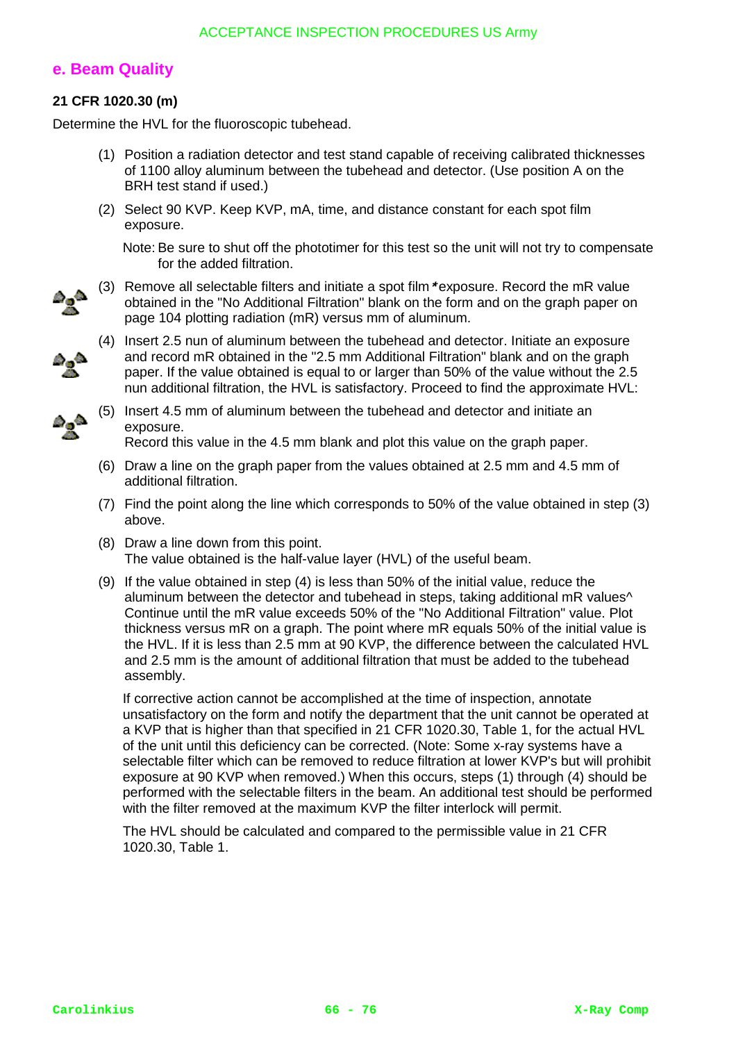## e. Beam Quality

**21 CFR 1020.30 (m)**

Determine the HVL for the fluoroscopic tubehead.

(1) Position a radiation detector and test stand capable of receiving calibrated thicknesses of 1100 alloy aluminum between the tubehead and detector. (Use position A on the BRH test stand if used.)

(2) Select 90 KVP. Keep KVP, mA, time, and distance constant for each spot film exposure.

Note: Be sure to shut off the phototimer for this test so the unit will not try to compensate for the added filtration.

(3) Remove all selectable filters and initiate a spot film *exposure. Record the mR value obtained in the "No Additional Filtration" blank on the form and on the graph paper on page 104 plotting radiation (mR) versus mm of aluminum.

(4) Insert 2.5 nun of aluminum between the tubehead and detector. Initiate an exposure and record mR obtained in the "2.5 mm Additional Filtration" blank and on the graph paper. If the value obtained is equal to or larger than 50% of the value without the 2.5 nun additional filtration, the HVL is satisfactory. Proceed to find the approximate HVL:

(5) Insert 4.5 mm of aluminum between the tubehead and detector and initiate an exposure.
Record this value in the 4.5 mm blank and plot this value on the graph paper.

(6) Draw a line on the graph paper from the values obtained at 2.5 mm and 4.5 mm of additional filtration.

(7) Find the point along the line which corresponds to 50% of the value obtained in step (3) above.

(8) Draw a line down from this point.
The value obtained is the half-value layer (HVL) of the useful beam.

(9) If the value obtained in step (4) is less than 50% of the initial value, reduce the aluminum between the detector and tubehead in steps, taking additional mR values^ Continue until the mR value exceeds 50% of the "No Additional Filtration" value. Plot thickness versus mR on a graph. The point where mR equals 50% of the initial value is the HVL. If it is less than 2.5 mm at 90 KVP, the difference between the calculated HVL and 2.5 mm is the amount of additional filtration that must be added to the tubehead assembly.

If corrective action cannot be accomplished at the time of inspection, annotate unsatisfactory on the form and notify the department that the unit cannot be operated at a KVP that is higher than that specified in 21 CFR 1020.30, Table 1, for the actual HVL of the unit until this deficiency can be corrected. (Note: Some x-ray systems have a selectable filter which can be removed to reduce filtration at lower KVP's but will prohibit exposure at 90 KVP when removed.) When this occurs, steps (1) through (4) should be performed with the selectable filters in the beam. An additional test should be performed with the filter removed at the maximum KVP the filter interlock will permit.

The HVL should be calculated and compared to the permissible value in 21 CFR 1020.30, Table 1.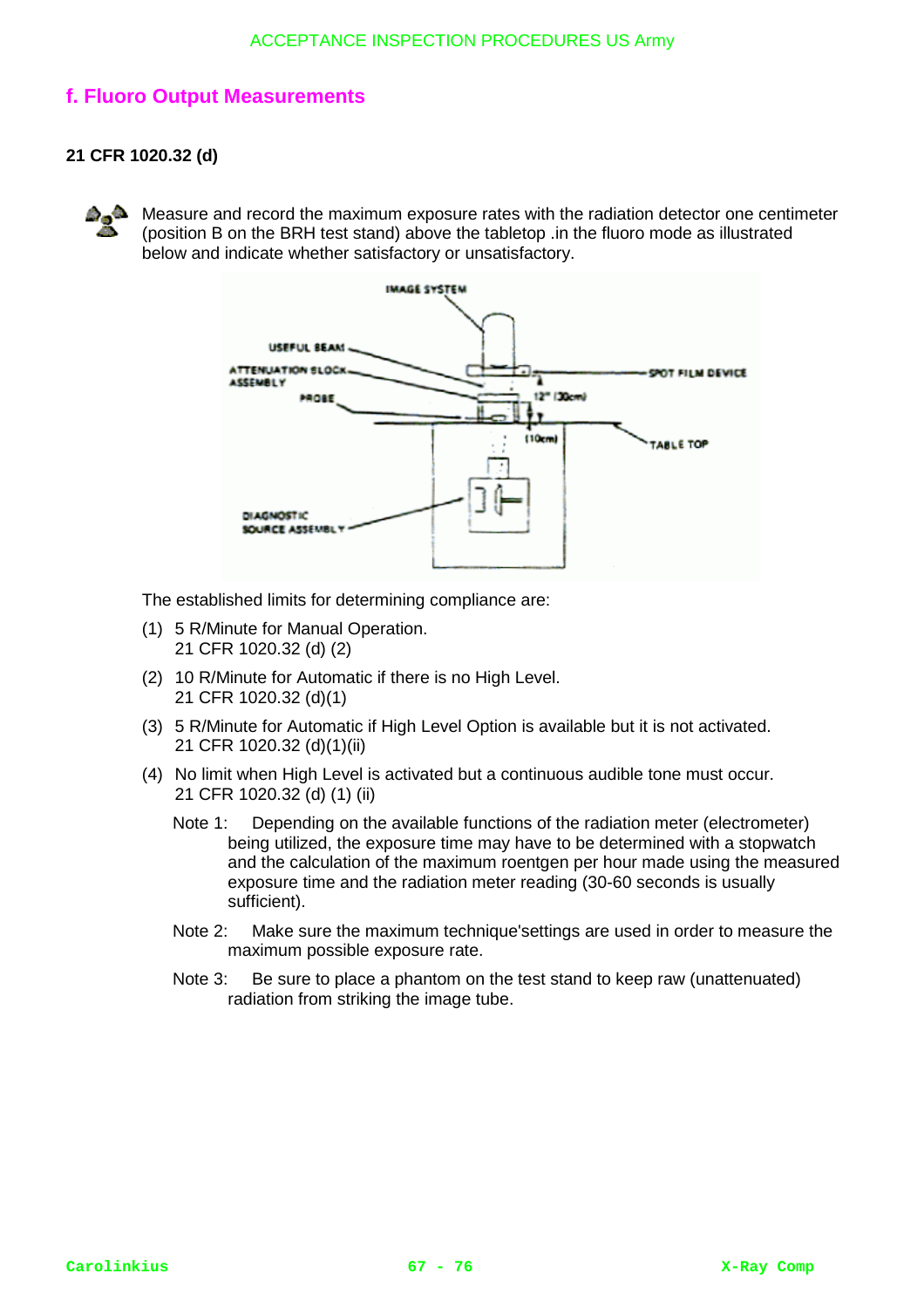## f. Fluoro Output Measurements

**21 CFR 1020.32 (d)**

Measure and record the maximum exposure rates with the radiation detector one centimeter (position B on the BRH test stand) above the tabletop .in the fluoro mode as illustrated below and indicate whether satisfactory or unsatisfactory.

The established limits for determining compliance are:

(1) 5 R/Minute for Manual Operation.
21 CFR 1020.32 (d) (2)

(2) 10 R/Minute for Automatic if there is no High Level.
21 CFR 1020.32 (d)(1)

(3) 5 R/Minute for Automatic if High Level Option is available but it is not activated.
21 CFR 1020.32 (d)(1)(ii)

(4) No limit when High Level is activated but a continuous audible tone must occur.
21 CFR 1020.32 (d) (1) (ii)

Note 1: Depending on the available functions of the radiation meter (electrometer) being utilized, the exposure time may have to be determined with a stopwatch and the calculation of the maximum roentgen per hour made using the measured exposure time and the radiation meter reading (30-60 seconds is usually sufficient).

Note 2: Make sure the maximum technique'settings are used in order to measure the maximum possible exposure rate.

Note 3: Be sure to place a phantom on the test stand to keep raw (unattenuated) radiation from striking the image tube.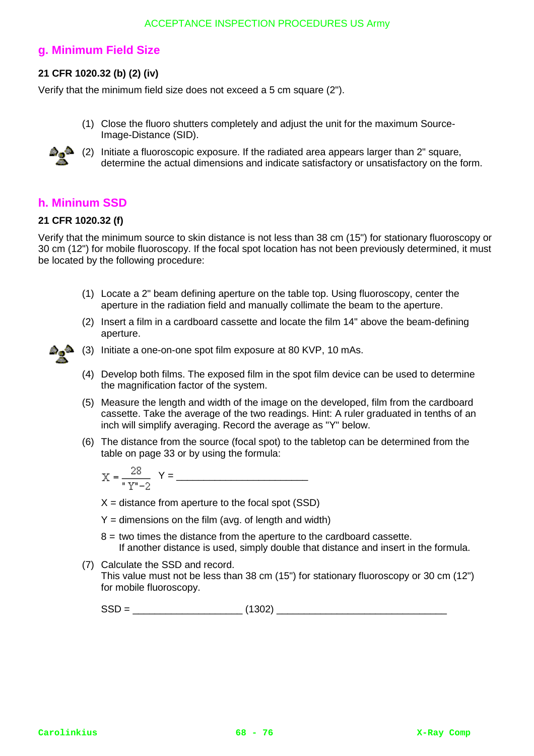## g. Minimum Field Size

**21 CFR 1020.32 (b) (2) (iv)**

Verify that the minimum field size does not exceed a 5 cm square (2").

(1) Close the fluoro shutters completely and adjust the unit for the maximum Source-Image-Distance (SID).

(2) Initiate a fluoroscopic exposure. If the radiated area appears larger than 2" square, determine the actual dimensions and indicate satisfactory or unsatisfactory on the form.

## h. Mininum SSD

**21 CFR 1020.32 (f)**

Verify that the minimum source to skin distance is not less than 38 cm (15") for stationary fluoroscopy or 30 cm (12") for mobile fluoroscopy. If the focal spot location has not been previously determined, it must be located by the following procedure:

(1) Locate a 2" beam defining aperture on the table top. Using fluoroscopy, center the aperture in the radiation field and manually collimate the beam to the aperture.

(2) Insert a film in a cardboard cassette and locate the film 14" above the beam-defining aperture.

(3) Initiate a one-on-one spot film exposure at 80 KVP, 10 mAs.

(4) Develop both films. The exposed film in the spot film device can be used to determine the magnification factor of the system.

(5) Measure the length and width of the image on the developed, film from the cardboard cassette. Take the average of the two readings. Hint: A ruler graduated in tenths of an inch will simplify averaging. Record the average as "Y" below.

(6) The distance from the source (focal spot) to the tabletop can be determined from the table on page 33 or by using the formula:

$$X = \frac{28}{"Y" - 2} \quad Y = \_\_\_\_\_\_\_\_\_\_\_\_\_\_\_\_\_\_\_\_\_\_\_\_$$

X = distance from aperture to the focal spot (SSD)

Y = dimensions on the film (avg. of length and width)

8 = two times the distance from the aperture to the cardboard cassette.
If another distance is used, simply double that distance and insert in the formula.

(7) Calculate the SSD and record.
This value must not be less than 38 cm (15") for stationary fluoroscopy or 30 cm (12") for mobile fluoroscopy.

SSD = ____________________ (1302) _______________________________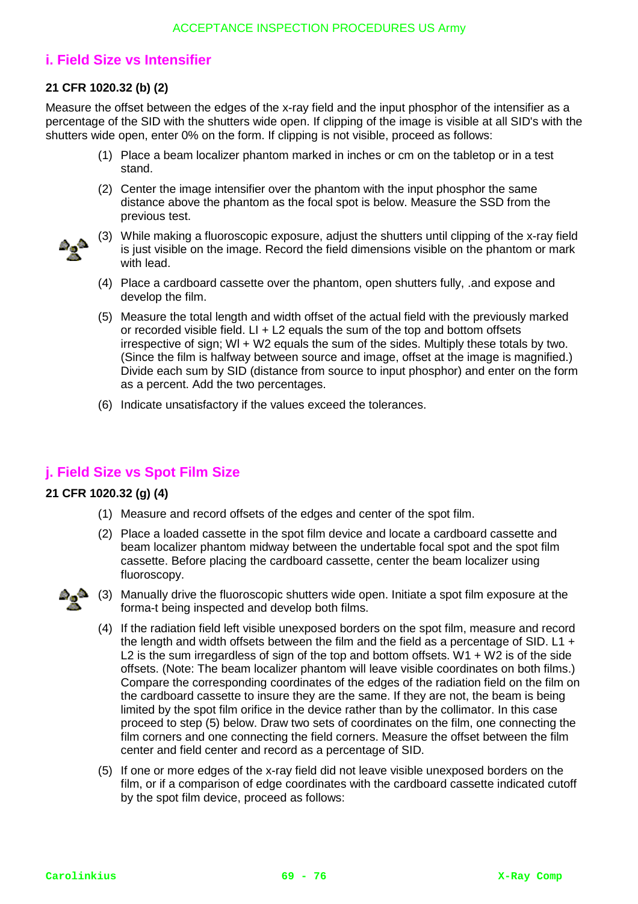## i. Field Size vs Intensifier

**21 CFR 1020.32 (b) (2)**

Measure the offset between the edges of the x-ray field and the input phosphor of the intensifier as a percentage of the SID with the shutters wide open. If clipping of the image is visible at all SID's with the shutters wide open, enter 0% on the form. If clipping is not visible, proceed as follows:

(1) Place a beam localizer phantom marked in inches or cm on the tabletop or in a test stand.

(2) Center the image intensifier over the phantom with the input phosphor the same distance above the phantom as the focal spot is below. Measure the SSD from the previous test.

(3) While making a fluoroscopic exposure, adjust the shutters until clipping of the x-ray field is just visible on the image. Record the field dimensions visible on the phantom or mark with lead.

(4) Place a cardboard cassette over the phantom, open shutters fully, .and expose and develop the film.

(5) Measure the total length and width offset of the actual field with the previously marked or recorded visible field. Ll + L2 equals the sum of the top and bottom offsets irrespective of sign; Wl + W2 equals the sum of the sides. Multiply these totals by two. (Since the film is halfway between source and image, offset at the image is magnified.) Divide each sum by SID (distance from source to input phosphor) and enter on the form as a percent. Add the two percentages.

(6) Indicate unsatisfactory if the values exceed the tolerances.

## j. Field Size vs Spot Film Size

**21 CFR 1020.32 (g) (4)**

(1) Measure and record offsets of the edges and center of the spot film.

(2) Place a loaded cassette in the spot film device and locate a cardboard cassette and beam localizer phantom midway between the undertable focal spot and the spot film cassette. Before placing the cardboard cassette, center the beam localizer using fluoroscopy.

(3) Manually drive the fluoroscopic shutters wide open. Initiate a spot film exposure at the forma-t being inspected and develop both films.

(4) If the radiation field left visible unexposed borders on the spot film, measure and record the length and width offsets between the film and the field as a percentage of SID. L1 + L2 is the sum irregardless of sign of the top and bottom offsets. W1 + W2 is of the side offsets. (Note: The beam localizer phantom will leave visible coordinates on both films.) Compare the corresponding coordinates of the edges of the radiation field on the film on the cardboard cassette to insure they are the same. If they are not, the beam is being limited by the spot film orifice in the device rather than by the collimator. In this case proceed to step (5) below. Draw two sets of coordinates on the film, one connecting the film corners and one connecting the field corners. Measure the offset between the film center and field center and record as a percentage of SID.

(5) If one or more edges of the x-ray field did not leave visible unexposed borders on the film, or if a comparison of edge coordinates with the cardboard cassette indicated cutoff by the spot film device, proceed as follows: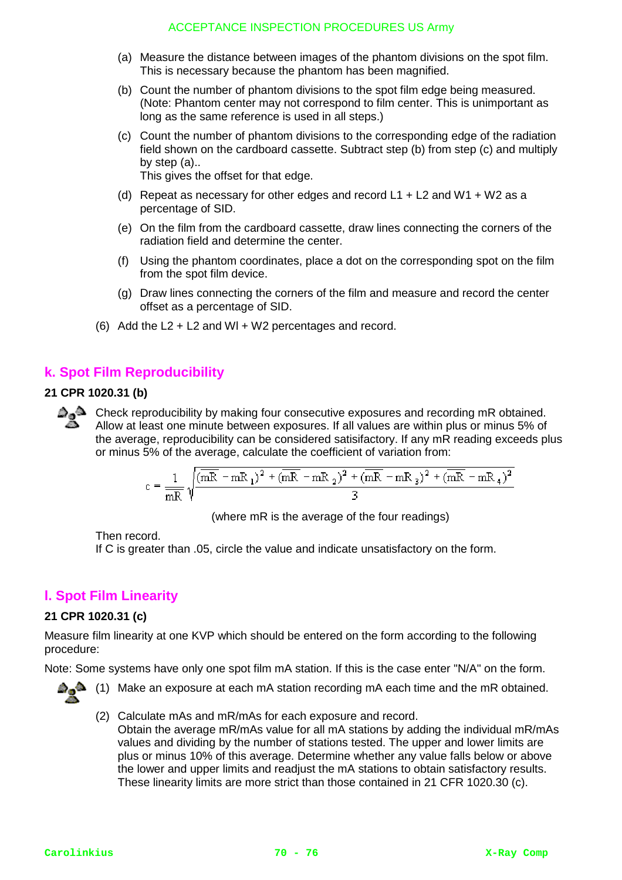(a) Measure the distance between images of the phantom divisions on the spot film. This is necessary because the phantom has been magnified.

(b) Count the number of phantom divisions to the spot film edge being measured. (Note: Phantom center may not correspond to film center. This is unimportant as long as the same reference is used in all steps.)

(c) Count the number of phantom divisions to the corresponding edge of the radiation field shown on the cardboard cassette. Subtract step (b) from step (c) and multiply by step (a)..
This gives the offset for that edge.

(d) Repeat as necessary for other edges and record L1 + L2 and W1 + W2 as a percentage of SID.

(e) On the film from the cardboard cassette, draw lines connecting the corners of the radiation field and determine the center.

(f) Using the phantom coordinates, place a dot on the corresponding spot on the film from the spot film device.

(g) Draw lines connecting the corners of the film and measure and record the center offset as a percentage of SID.

(6) Add the L2 + L2 and Wl + W2 percentages and record.

## k. Spot Film Reproducibility

**21 CPR 1020.31 (b)**

Check reproducibility by making four consecutive exposures and recording mR obtained. Allow at least one minute between exposures. If all values are within plus or minus 5% of the average, reproducibility can be considered satisifactory. If any mR reading exceeds plus or minus 5% of the average, calculate the coefficient of variation from:

$$c = \frac{1}{\overline{mR}}\sqrt{\frac{(\overline{mR}-mR_1)^2+(\overline{mR}-mR_2)^2+(\overline{mR}-mR_3)^2+(\overline{mR}-mR_4)^2}{3}}$$

(where mR is the average of the four readings)

Then record.
If C is greater than .05, circle the value and indicate unsatisfactory on the form.

## l. Spot Film Linearity

**21 CPR 1020.31 (c)**

Measure film linearity at one KVP which should be entered on the form according to the following procedure:

Note: Some systems have only one spot film mA station. If this is the case enter "N/A" on the form.

(1) Make an exposure at each mA station recording mA each time and the mR obtained.

(2) Calculate mAs and mR/mAs for each exposure and record.
Obtain the average mR/mAs value for all mA stations by adding the individual mR/mAs values and dividing by the number of stations tested. The upper and lower limits are plus or minus 10% of this average. Determine whether any value falls below or above the lower and upper limits and readjust the mA stations to obtain satisfactory results. These linearity limits are more strict than those contained in 21 CFR 1020.30 (c).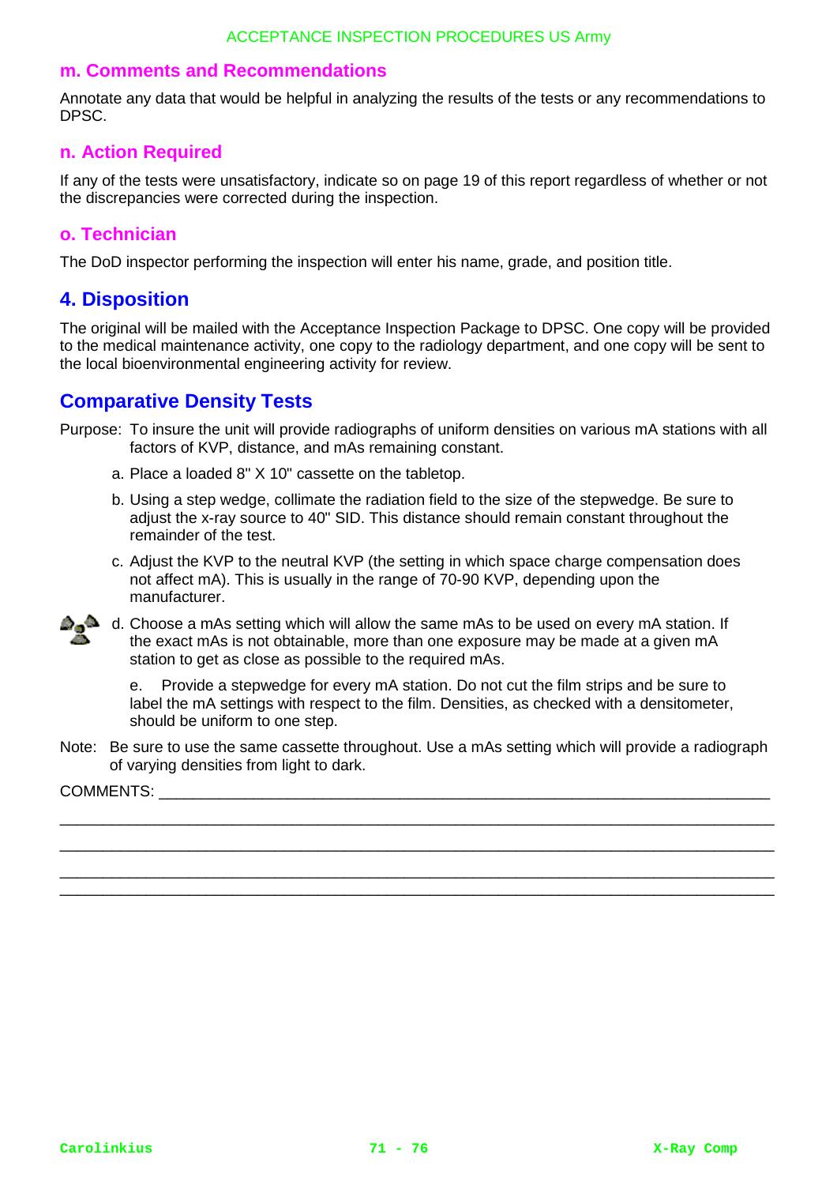### m. Comments and Recommendations

Annotate any data that would be helpful in analyzing the results of the tests or any recommendations to DPSC.

### n. Action Required

If any of the tests were unsatisfactory, indicate so on page 19 of this report regardless of whether or not the discrepancies were corrected during the inspection.

### o. Technician

The DoD inspector performing the inspection will enter his name, grade, and position title.

## 4. Disposition

The original will be mailed with the Acceptance Inspection Package to DPSC. One copy will be provided to the medical maintenance activity, one copy to the radiology department, and one copy will be sent to the local bioenvironmental engineering activity for review.

## Comparative Density Tests

Purpose: To insure the unit will provide radiographs of uniform densities on various mA stations with all factors of KVP, distance, and mAs remaining constant.

a. Place a loaded 8" X 10" cassette on the tabletop.

b. Using a step wedge, collimate the radiation field to the size of the stepwedge. Be sure to adjust the x-ray source to 40" SID. This distance should remain constant throughout the remainder of the test.

c. Adjust the KVP to the neutral KVP (the setting in which space charge compensation does not affect mA). This is usually in the range of 70-90 KVP, depending upon the manufacturer.

d. Choose a mAs setting which will allow the same mAs to be used on every mA station. If the exact mAs is not obtainable, more than one exposure may be made at a given mA station to get as close as possible to the required mAs.

e. Provide a stepwedge for every mA station. Do not cut the film strips and be sure to label the mA settings with respect to the film. Densities, as checked with a densitometer, should be uniform to one step.

Note: Be sure to use the same cassette throughout. Use a mAs setting which will provide a radiograph of varying densities from light to dark.

COMMENTS: ______________________________________________________________________

______________________________________________________________________________

______________________________________________________________________________

______________________________________________________________________________

______________________________________________________________________________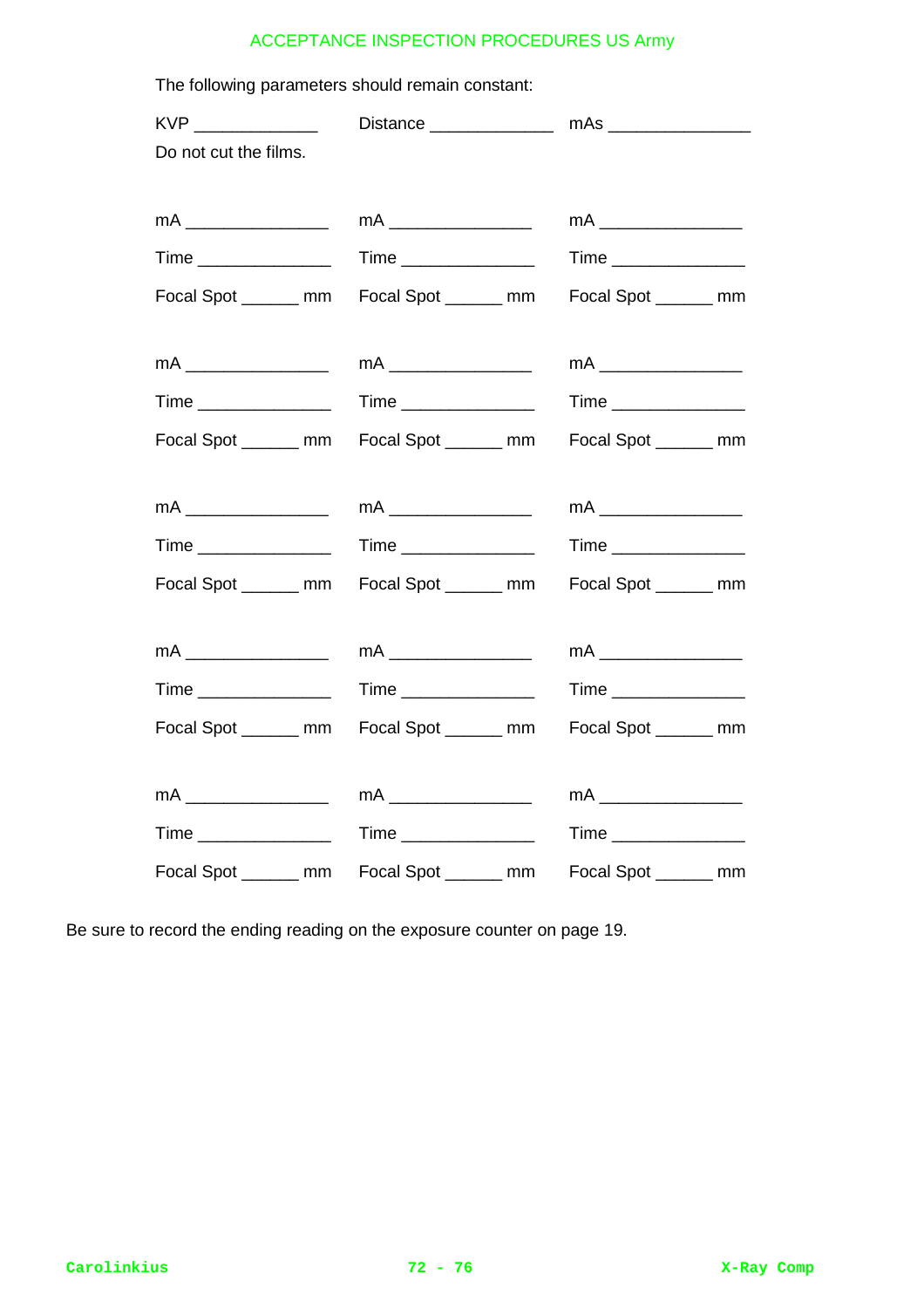The following parameters should remain constant:

KVP ______________ Distance ______________ mAs ________________

Do not cut the films.

| | | |
|---|---|---|
| mA ________________ | mA ________________ | mA ________________ |
| Time _______________ | Time _______________ | Time _______________ |
| Focal Spot ______ mm | Focal Spot ______ mm | Focal Spot ______ mm |
| mA ________________ | mA ________________ | mA ________________ |
| Time _______________ | Time _______________ | Time _______________ |
| Focal Spot ______ mm | Focal Spot ______ mm | Focal Spot ______ mm |
| mA ________________ | mA ________________ | mA ________________ |
| Time _______________ | Time _______________ | Time _______________ |
| Focal Spot ______ mm | Focal Spot ______ mm | Focal Spot ______ mm |
| mA ________________ | mA ________________ | mA ________________ |
| Time _______________ | Time _______________ | Time _______________ |
| Focal Spot ______ mm | Focal Spot ______ mm | Focal Spot ______ mm |
| mA ________________ | mA ________________ | mA ________________ |
| Time _______________ | Time _______________ | Time _______________ |
| Focal Spot ______ mm | Focal Spot ______ mm | Focal Spot ______ mm |

Be sure to record the ending reading on the exposure counter on page 19.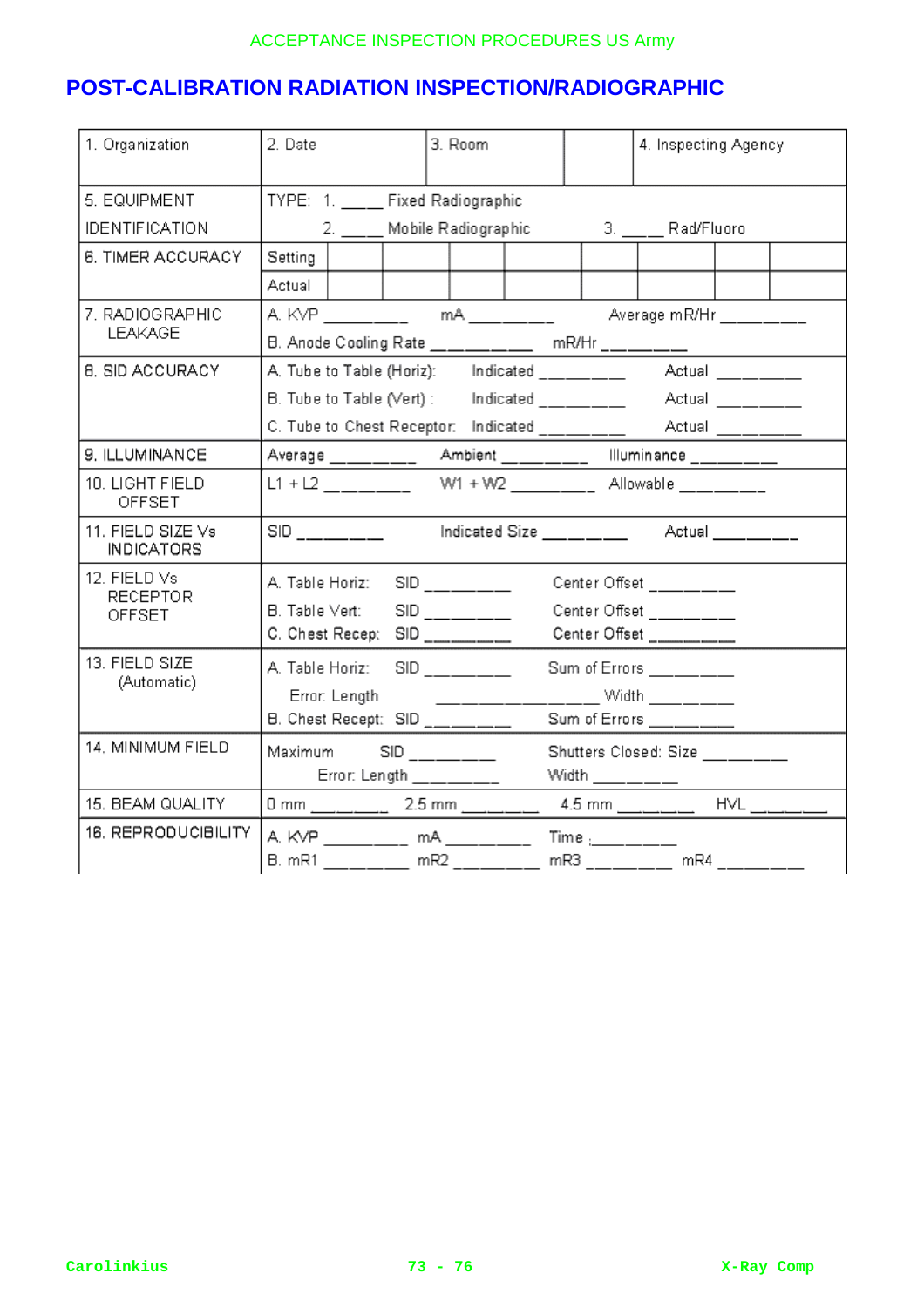## POST-CALIBRATION RADIATION INSPECTION/RADIOGRAPHIC

| 1. Organization | 2. Date | 3. Room | | 4. Inspecting Agency |
|---|---|---|---|---|

| | |
|---|---|
| 5. EQUIPMENT IDENTIFICATION | TYPE: 1. ____ Fixed Radiographic<br>2. ____ Mobile Radiographic  3. ____ Rad/Fluoro |

| 6. TIMER ACCURACY | | | | | | | | | |
|---|---|---|---|---|---|---|---|---|---|
| | Setting | | | | | | | | |
| | Actual | | | | | | | | |

| | |
|---|---|
| 7. RADIOGRAPHIC LEAKAGE | A. KVP ________ mA ________ Average mR/Hr ________<br>B. Anode Cooling Rate ________ mR/Hr ________ |
| 8. SID ACCURACY | A. Tube to Table (Horiz): Indicated ________ Actual ________<br>B. Tube to Table (Vert) : Indicated ________ Actual ________<br>C. Tube to Chest Receptor: Indicated ________ Actual ________ |
| 9. ILLUMINANCE | Average ________ Ambient ________ Illuminance ________ |
| 10. LIGHT FIELD OFFSET | L1 + L2 ________ W1 + W2 ________ Allowable ________ |
| 11. FIELD SIZE Vs INDICATORS | SID ________ Indicated Size ________ Actual ________ |
| 12. FIELD Vs RECEPTOR OFFSET | A. Table Horiz: SID ________ Center Offset ________<br>B. Table Vert: SID ________ Center Offset ________<br>C. Chest Recep: SID ________ Center Offset ________ |
| 13. FIELD SIZE (Automatic) | A. Table Horiz: SID ________ Sum of Errors ________<br>Error: Length ________________ Width ________<br>B. Chest Recept: SID ________ Sum of Errors ________ |
| 14. MINIMUM FIELD | Maximum SID ________ Shutters Closed: Size ________<br>Error: Length ________ Width ________ |
| 15. BEAM QUALITY | 0 mm ________ 2.5 mm ________ 4.5 mm ________ HVL ________ |
| 16. REPRODUCIBILITY | A. KVP ________ mA ________ Time ;________<br>B. mR1 ________ mR2 ________ mR3 ________ mR4 ________ |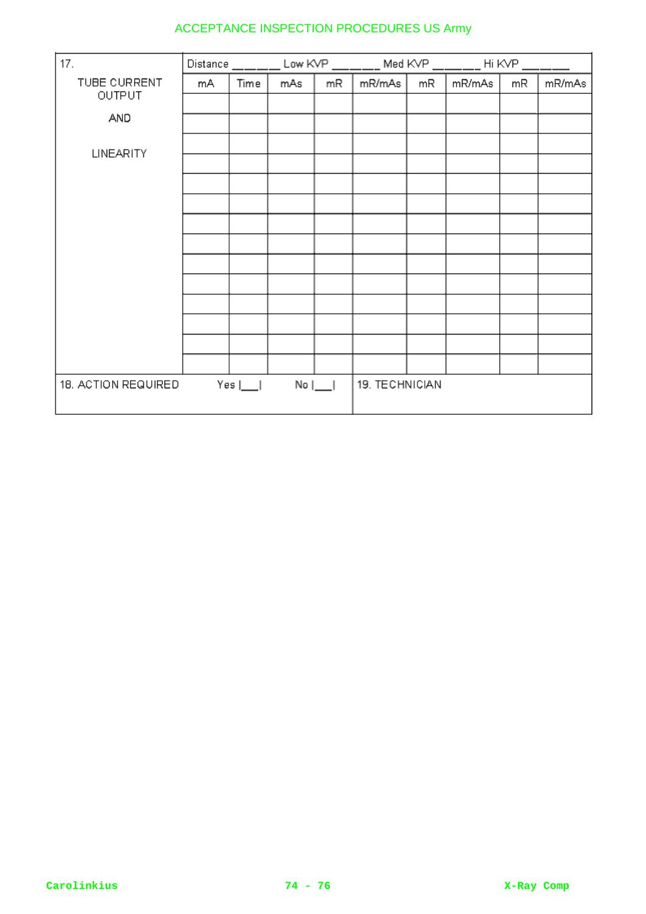| 17. TUBE CURRENT OUTPUT AND LINEARITY | Distance ______ Low KVP ______ | | | | Med KVP ______ | | Hi KVP ______ | |
|---|---|---|---|---|---|---|---|---|
| | mA | Time | mAs | mR | mR/mAs | mR | mR/mAs | mR | mR/mAs |
| | | | | | | | | | |
| | | | | | | | | | |
| | | | | | | | | | |
| | | | | | | | | | |
| | | | | | | | | | |
| | | | | | | | | | |
| | | | | | | | | | |
| | | | | | | | | | |
| | | | | | | | | | |
| | | | | | | | | | |
| | | | | | | | | | |
| | | | | | | | | | |
| | | | | | | | | | |
| | | | | | | | | | |

| 18. ACTION REQUIRED Yes &#124;___&#124; No &#124;___&#124; | 19. TECHNICIAN |
|---|---|
| | |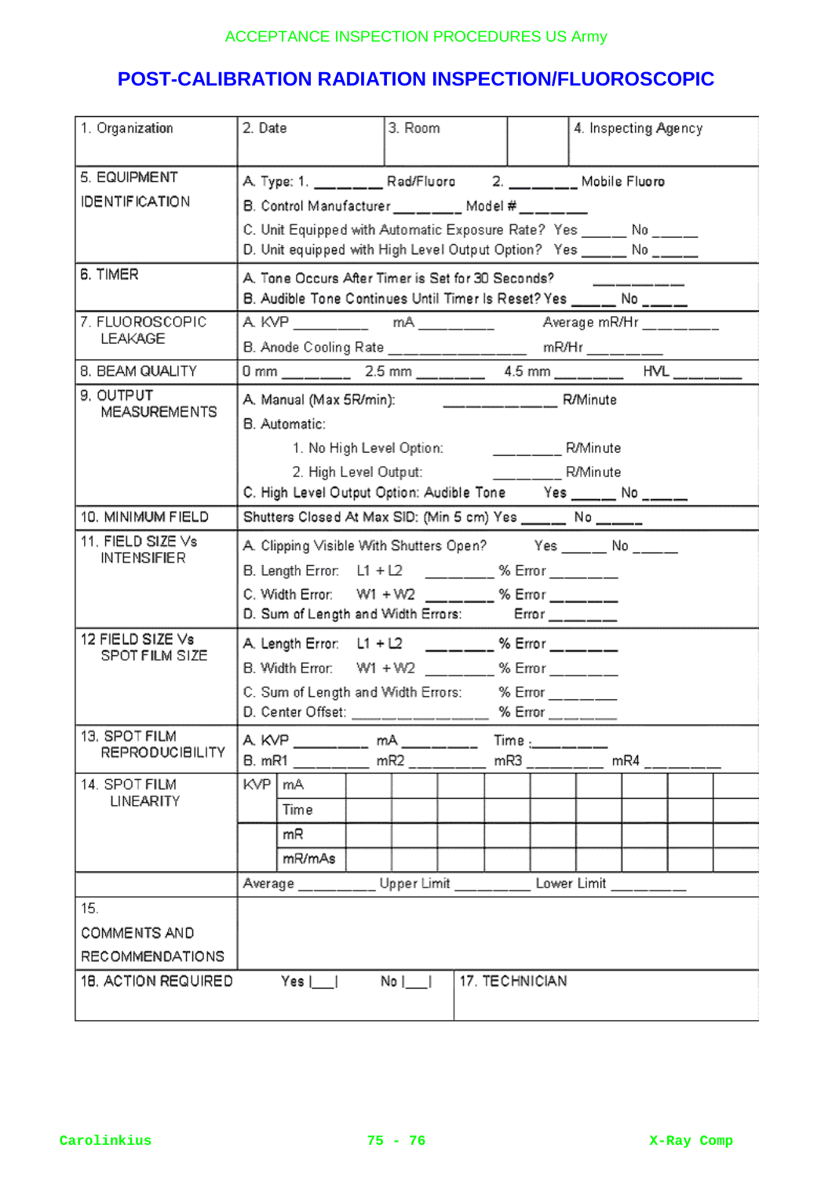ACCEPTANCE INSPECTION PROCEDURES US Army

# POST-CALIBRATION RADIATION INSPECTION/FLUOROSCOPIC

| 1. Organization | 2. Date | 3. Room | 4. Inspecting Agency |
|---|---|---|---|
| 5. EQUIPMENT IDENTIFICATION | A. Type: 1. ______ Rad/Fluoro 2. ______ Mobile Fluoro<br>B. Control Manufacturer ______ Model # ______<br>C. Unit Equipped with Automatic Exposure Rate? Yes _____ No _____<br>D. Unit equipped with High Level Output Option? Yes _____ No _____ | | |
| 6. TIMER | A. Tone Occurs After Timer is Set for 30 Seconds? ________<br>B. Audible Tone Continues Until Timer Is Reset? Yes _____ No _____ | | |
| 7. FLUOROSCOPIC LEAKAGE | A. KVP ________ mA ________ Average mR/Hr ________<br>B. Anode Cooling Rate ______________ mR/Hr ________ | | |
| 8. BEAM QUALITY | 0 mm _______ 2.5 mm _______ 4.5 mm _______ HVL _______ | | |
| 9. OUTPUT MEASUREMENTS | A. Manual (Max 5R/min): __________ R/Minute<br>B. Automatic:<br>1. No High Level Option: ________ R/Minute<br>2. High Level Output: ________ R/Minute<br>C. High Level Output Option: Audible Tone Yes _____ No _____ | | |
| 10. MINIMUM FIELD | Shutters Closed At Max SID: (Min 5 cm) Yes _____ No _____ | | |
| 11. FIELD SIZE Vs INTENSIFIER | A. Clipping Visible With Shutters Open? Yes _____ No _____<br>B. Length Error: L1 + L2 ________ % Error ________<br>C. Width Error: W1 + W2 ________ % Error ________<br>D. Sum of Length and Width Errors: Error ________ | | |
| 12 FIELD SIZE Vs SPOT FILM SIZE | A. Length Error: L1 + L2 ________ % Error ________<br>B. Width Error: W1 + W2 ________ % Error ________<br>C. Sum of Length and Width Errors: % Error ________<br>D. Center Offset: ______________ % Error ________ | | |
| 13. SPOT FILM REPRODUCIBILITY | A. KVP ________ mA ________ Time ________<br>B. mR1 ________ mR2 ________ mR3 ________ mR4 ________ | | |

| 14. SPOT FILM LINEARITY | KVP | mA | | | | | | | | |
|---|---|---|---|---|---|---|---|---|---|---|
| | | Time | | | | | | | | |
| | | mR | | | | | | | | |
| | | mR/mAs | | | | | | | | |
| | Average ________ Upper Limit ________ Lower Limit ________ | | | | | | | | | |

| 15. COMMENTS AND RECOMMENDATIONS | |
|---|---|
| 16. ACTION REQUIRED Yes \|___\| No \|___\| | 17. TECHNICIAN |

Carolinkius X-Ray Comp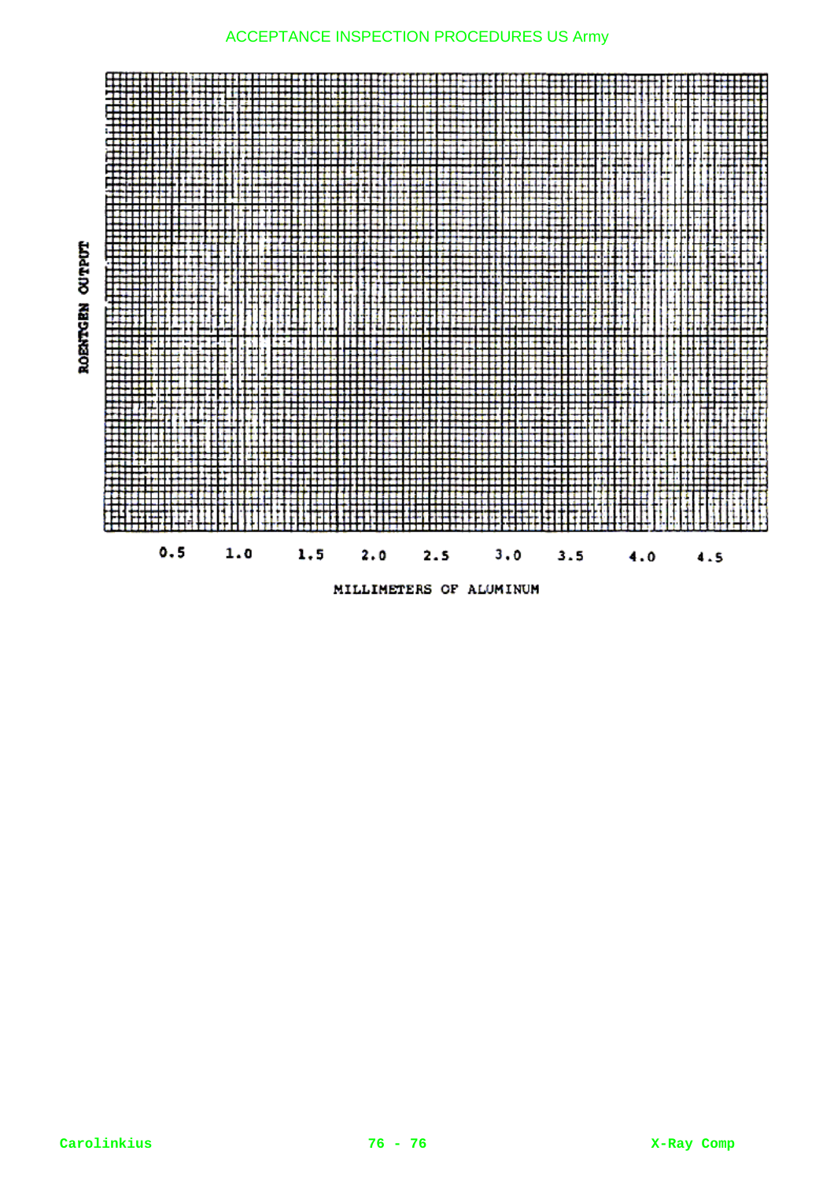ROENTGEN OUTPUT

0.5 1.0 1.5 2.0 2.5 3.0 3.5 4.0 4.5

MILLIMETERS OF ALUMINUM